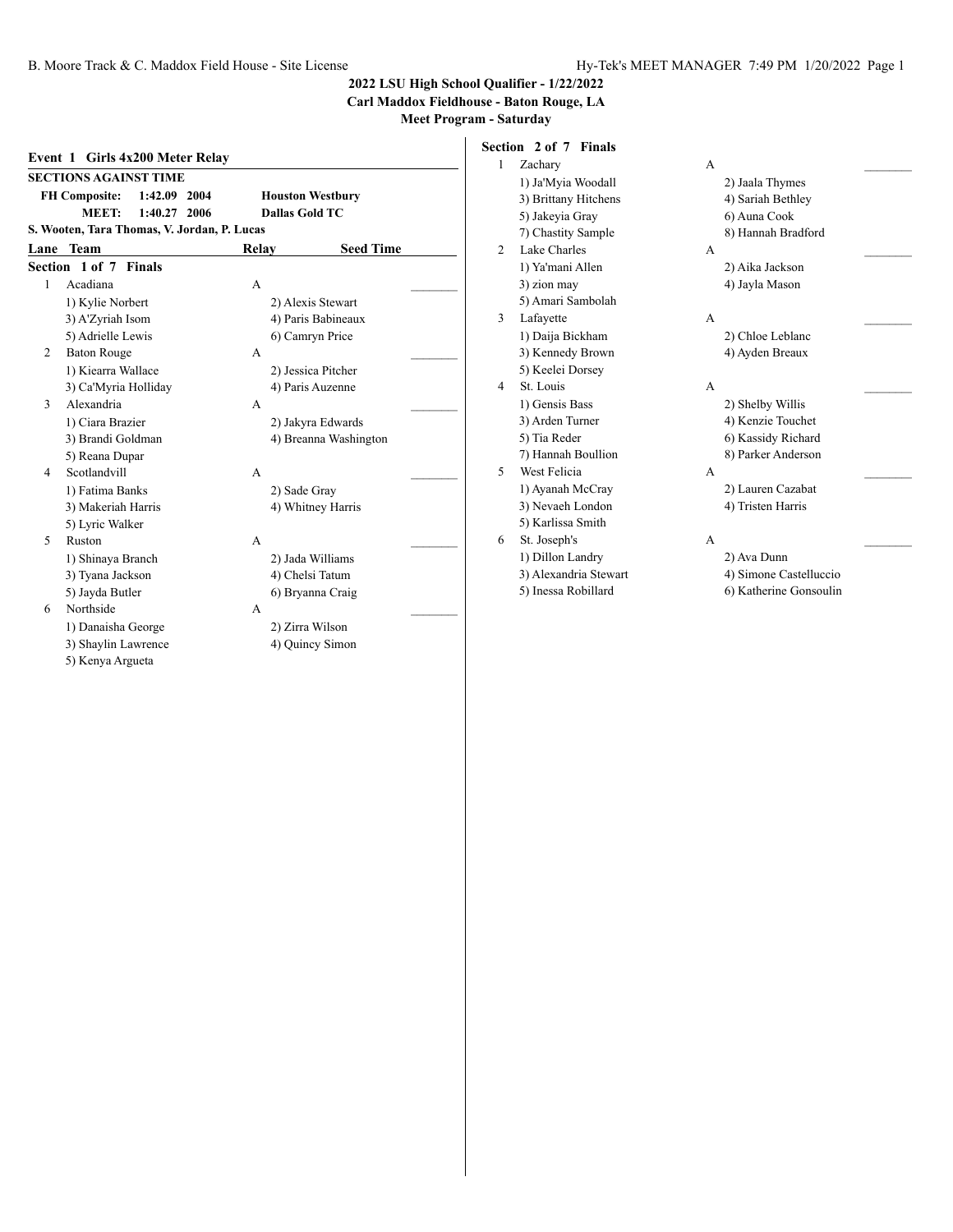**2022 LSU High School Qualifier - 1/22/2022**
**Carl Maddox Fieldhouse - Baton Rouge, LA**
**Meet Program - Saturday**

## Event 1 Girls 4x200 Meter Relay

**SECTIONS AGAINST TIME**

| | | | |
|---|---|---|---|
| **FH Composite:** | **1:42.09** | **2004** | **Houston Westbury** |
| **MEET:** | **1:40.27** | **2006** | **Dallas Gold TC** |

**S. Wooten, Tara Thomas, V. Jordan, P. Lucas**

| Lane | Team | Relay | Seed Time |
|---|---|---|---|

### Section 1 of 7 Finals

1. Acadiana — A — ________
   - 1) Kylie Norbert, 2) Alexis Stewart
   - 3) A'Zyriah Isom, 4) Paris Babineaux
   - 5) Adrielle Lewis, 6) Camryn Price
2. Baton Rouge — A — ________
   - 1) Kiearra Wallace, 2) Jessica Pitcher
   - 3) Ca'Myria Holliday, 4) Paris Auzenne
3. Alexandria — A — ________
   - 1) Ciara Brazier, 2) Jakyra Edwards
   - 3) Brandi Goldman, 4) Breanna Washington
   - 5) Reana Dupar
4. Scotlandvill — A — ________
   - 1) Fatima Banks, 2) Sade Gray
   - 3) Makeriah Harris, 4) Whitney Harris
   - 5) Lyric Walker
5. Ruston — A — ________
   - 1) Shinaya Branch, 2) Jada Williams
   - 3) Tyana Jackson, 4) Chelsi Tatum
   - 5) Jayda Butler, 6) Bryanna Craig
6. Northside — A — ________
   - 1) Danaisha George, 2) Zirra Wilson
   - 3) Shaylin Lawrence, 4) Quincy Simon
   - 5) Kenya Argueta

### Section 2 of 7 Finals

1. Zachary — A — ________
   - 1) Ja'Myia Woodall, 2) Jaala Thymes
   - 3) Brittany Hitchens, 4) Sariah Bethley
   - 5) Jakeyia Gray, 6) Auna Cook
   - 7) Chastity Sample, 8) Hannah Bradford
2. Lake Charles — A — ________
   - 1) Ya'mani Allen, 2) Aika Jackson
   - 3) zion may, 4) Jayla Mason
   - 5) Amari Sambolah
3. Lafayette — A — ________
   - 1) Daija Bickham, 2) Chloe Leblanc
   - 3) Kennedy Brown, 4) Ayden Breaux
   - 5) Keelei Dorsey
4. St. Louis — A — ________
   - 1) Gensis Bass, 2) Shelby Willis
   - 3) Arden Turner, 4) Kenzie Touchet
   - 5) Tia Reder, 6) Kassidy Richard
   - 7) Hannah Boullion, 8) Parker Anderson
5. West Felicia — A — ________
   - 1) Ayanah McCray, 2) Lauren Cazabat
   - 3) Nevaeh London, 4) Tristen Harris
   - 5) Karlissa Smith
6. St. Joseph's — A — ________
   - 1) Dillon Landry, 2) Ava Dunn
   - 3) Alexandria Stewart, 4) Simone Castelluccio
   - 5) Inessa Robillard, 6) Katherine Gonsoulin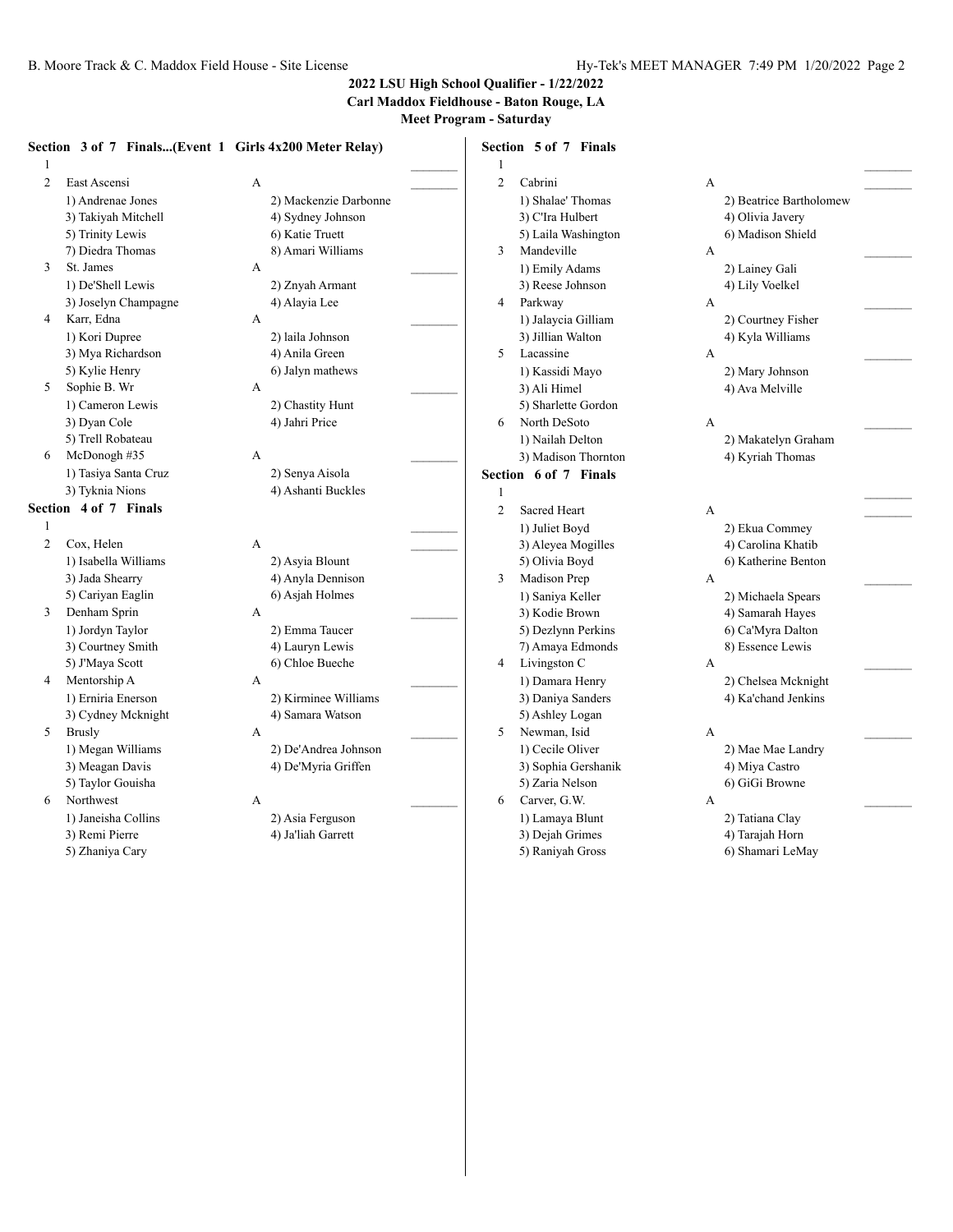**2022 LSU High School Qualifier - 1/22/2022**
**Carl Maddox Fieldhouse - Baton Rouge, LA**
**Meet Program - Saturday**

### Section 3 of 7 Finals...(Event 1 Girls 4x200 Meter Relay)

1

2 East Ascensi — A
- 1) Andrenae Jones
- 2) Mackenzie Darbonne
- 3) Takiyah Mitchell
- 4) Sydney Johnson
- 5) Trinity Lewis
- 6) Katie Truett
- 7) Diedra Thomas
- 8) Amari Williams

3 St. James — A
- 1) De'Shell Lewis
- 2) Znyah Armant
- 3) Joselyn Champagne
- 4) Alayia Lee

4 Karr, Edna — A
- 1) Kori Dupree
- 2) laila Johnson
- 3) Mya Richardson
- 4) Anila Green
- 5) Kylie Henry
- 6) Jalyn mathews

5 Sophie B. Wr — A
- 1) Cameron Lewis
- 2) Chastity Hunt
- 3) Dyan Cole
- 4) Jahri Price
- 5) Trell Robateau

6 McDonogh #35 — A
- 1) Tasiya Santa Cruz
- 2) Senya Aisola
- 3) Tyknia Nions
- 4) Ashanti Buckles

### Section 4 of 7 Finals

1

2 Cox, Helen — A
- 1) Isabella Williams
- 2) Asyia Blount
- 3) Jada Shearry
- 4) Anyla Dennison
- 5) Cariyan Eaglin
- 6) Asjah Holmes

3 Denham Sprin — A
- 1) Jordyn Taylor
- 2) Emma Taucer
- 3) Courtney Smith
- 4) Lauryn Lewis
- 5) J'Maya Scott
- 6) Chloe Bueche

4 Mentorship A — A
- 1) Erniria Enerson
- 2) Kirminee Williams
- 3) Cydney Mcknight
- 4) Samara Watson

5 Brusly — A
- 1) Megan Williams
- 2) De'Andrea Johnson
- 3) Meagan Davis
- 4) De'Myria Griffen
- 5) Taylor Gouisha

6 Northwest — A
- 1) Janeisha Collins
- 2) Asia Ferguson
- 3) Remi Pierre
- 4) Ja'liah Garrett
- 5) Zhaniya Cary

### Section 5 of 7 Finals

1

2 Cabrini — A
- 1) Shalae' Thomas
- 2) Beatrice Bartholomew
- 3) C'Ira Hulbert
- 4) Olivia Javery
- 5) Laila Washington
- 6) Madison Shield

3 Mandeville — A
- 1) Emily Adams
- 2) Lainey Gali
- 3) Reese Johnson
- 4) Lily Voelkel

4 Parkway — A
- 1) Jalaycia Gilliam
- 2) Courtney Fisher
- 3) Jillian Walton
- 4) Kyla Williams

5 Lacassine — A
- 1) Kassidi Mayo
- 2) Mary Johnson
- 3) Ali Himel
- 4) Ava Melville
- 5) Sharlette Gordon

6 North DeSoto — A
- 1) Nailah Delton
- 2) Makatelyn Graham
- 3) Madison Thornton
- 4) Kyriah Thomas

### Section 6 of 7 Finals

1

2 Sacred Heart — A
- 1) Juliet Boyd
- 2) Ekua Commey
- 3) Aleyea Mogilles
- 4) Carolina Khatib
- 5) Olivia Boyd
- 6) Katherine Benton

3 Madison Prep — A
- 1) Saniya Keller
- 2) Michaela Spears
- 3) Kodie Brown
- 4) Samarah Hayes
- 5) Dezlynn Perkins
- 6) Ca'Myra Dalton
- 7) Amaya Edmonds
- 8) Essence Lewis

4 Livingston C — A
- 1) Damara Henry
- 2) Chelsea Mcknight
- 3) Daniya Sanders
- 4) Ka'chand Jenkins
- 5) Ashley Logan

5 Newman, Isid — A
- 1) Cecile Oliver
- 2) Mae Mae Landry
- 3) Sophia Gershanik
- 4) Miya Castro
- 5) Zaria Nelson
- 6) GiGi Browne

6 Carver, G.W. — A
- 1) Lamaya Blunt
- 2) Tatiana Clay
- 3) Dejah Grimes
- 4) Tarajah Horn
- 5) Raniyah Gross
- 6) Shamari LeMay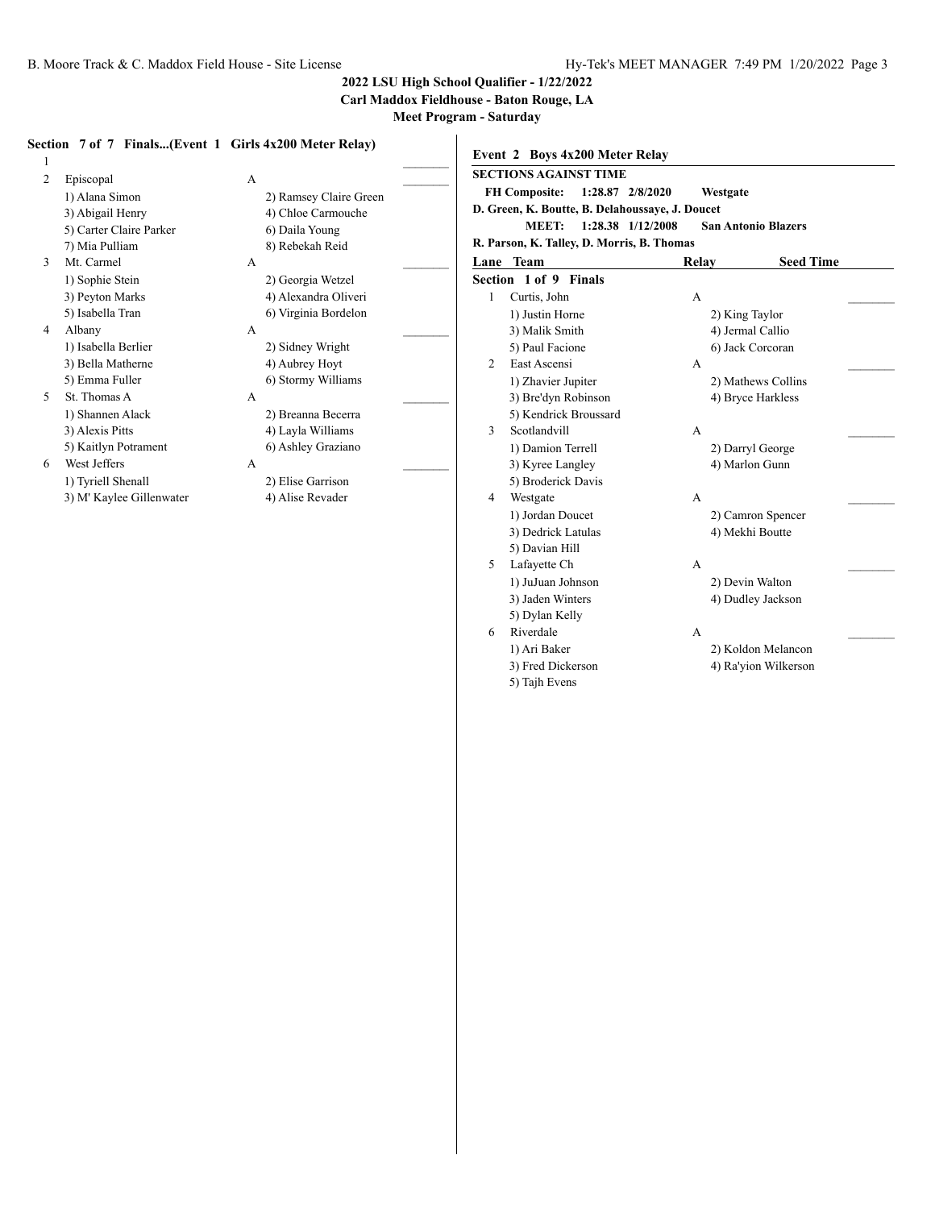## 2022 LSU High School Qualifier - 1/22/2022

**Carl Maddox Fieldhouse - Baton Rouge, LA**

**Meet Program - Saturday**

### Section 7 of 7 Finals...(Event 1 Girls 4x200 Meter Relay)

| Lane | Team | Relay | Seed Time |
|---|---|---|---|
| 1 | | | |
| 2 | Episcopal | A | |
| | 1) Alana Simon | 2) Ramsey Claire Green | |
| | 3) Abigail Henry | 4) Chloe Carmouche | |
| | 5) Carter Claire Parker | 6) Daila Young | |
| | 7) Mia Pulliam | 8) Rebekah Reid | |
| 3 | Mt. Carmel | A | |
| | 1) Sophie Stein | 2) Georgia Wetzel | |
| | 3) Peyton Marks | 4) Alexandra Oliveri | |
| | 5) Isabella Tran | 6) Virginia Bordelon | |
| 4 | Albany | A | |
| | 1) Isabella Berlier | 2) Sidney Wright | |
| | 3) Bella Matherne | 4) Aubrey Hoyt | |
| | 5) Emma Fuller | 6) Stormy Williams | |
| 5 | St. Thomas A | A | |
| | 1) Shannen Alack | 2) Breanna Becerra | |
| | 3) Alexis Pitts | 4) Layla Williams | |
| | 5) Kaitlyn Potrament | 6) Ashley Graziano | |
| 6 | West Jeffers | A | |
| | 1) Tyriell Shenall | 2) Elise Garrison | |
| | 3) M' Kaylee Gillenwater | 4) Alise Revader | |

### Event 2 Boys 4x200 Meter Relay

**SECTIONS AGAINST TIME**

**FH Composite: 1:28.87 2/8/2020 Westgate**
**D. Green, K. Boutte, B. Delahoussaye, J. Doucet**
**MEET: 1:28.38 1/12/2008 San Antonio Blazers**
**R. Parson, K. Talley, D. Morris, B. Thomas**

**Section 1 of 9 Finals**

| Lane | Team | Relay | Seed Time |
|---|---|---|---|
| 1 | Curtis, John | A | |
| | 1) Justin Horne | 2) King Taylor | |
| | 3) Malik Smith | 4) Jermal Callio | |
| | 5) Paul Facione | 6) Jack Corcoran | |
| 2 | East Ascensi | A | |
| | 1) Zhavier Jupiter | 2) Mathews Collins | |
| | 3) Bre'dyn Robinson | 4) Bryce Harkless | |
| | 5) Kendrick Broussard | | |
| 3 | Scotlandvill | A | |
| | 1) Damion Terrell | 2) Darryl George | |
| | 3) Kyree Langley | 4) Marlon Gunn | |
| | 5) Broderick Davis | | |
| 4 | Westgate | A | |
| | 1) Jordan Doucet | 2) Camron Spencer | |
| | 3) Dedrick Latulas | 4) Mekhi Boutte | |
| | 5) Davian Hill | | |
| 5 | Lafayette Ch | A | |
| | 1) JuJuan Johnson | 2) Devin Walton | |
| | 3) Jaden Winters | 4) Dudley Jackson | |
| | 5) Dylan Kelly | | |
| 6 | Riverdale | A | |
| | 1) Ari Baker | 2) Koldon Melancon | |
| | 3) Fred Dickerson | 4) Ra'yion Wilkerson | |
| | 5) Tajh Evens | | |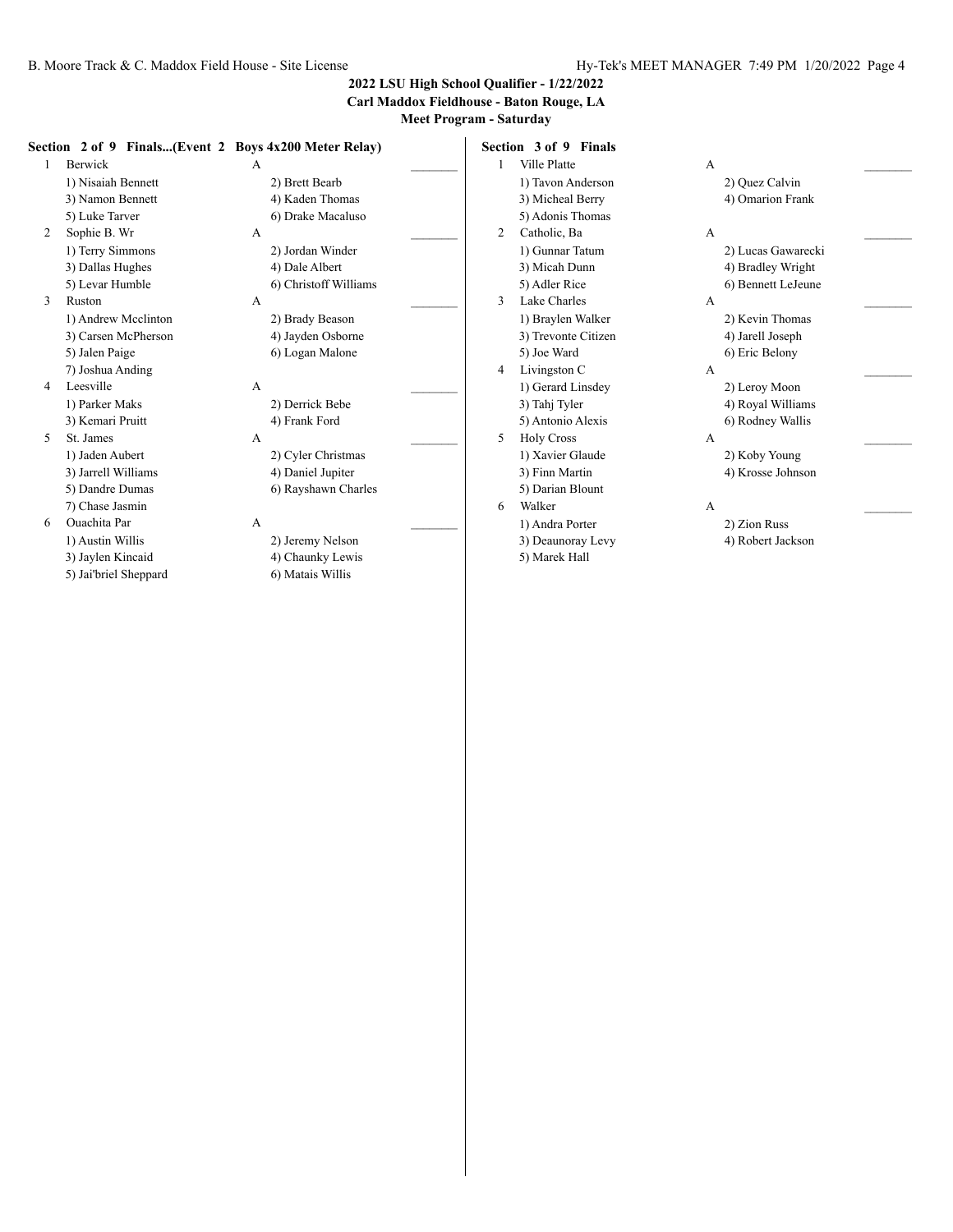**2022 LSU High School Qualifier - 1/22/2022**
**Carl Maddox Fieldhouse - Baton Rouge, LA**
**Meet Program - Saturday**

### Section 2 of 9 Finals...(Event 2 Boys 4x200 Meter Relay)

1 Berwick A _______
- 1) Nisaiah Bennett
- 2) Brett Bearb
- 3) Namon Bennett
- 4) Kaden Thomas
- 5) Luke Tarver
- 6) Drake Macaluso

2 Sophie B. Wr A _______
- 1) Terry Simmons
- 2) Jordan Winder
- 3) Dallas Hughes
- 4) Dale Albert
- 5) Levar Humble
- 6) Christoff Williams

3 Ruston A _______
- 1) Andrew Mcclinton
- 2) Brady Beason
- 3) Carsen McPherson
- 4) Jayden Osborne
- 5) Jalen Paige
- 6) Logan Malone
- 7) Joshua Anding

4 Leesville A _______
- 1) Parker Maks
- 2) Derrick Bebe
- 3) Kemari Pruitt
- 4) Frank Ford

5 St. James A _______
- 1) Jaden Aubert
- 2) Cyler Christmas
- 3) Jarrell Williams
- 4) Daniel Jupiter
- 5) Dandre Dumas
- 6) Rayshawn Charles
- 7) Chase Jasmin

6 Ouachita Par A _______
- 1) Austin Willis
- 2) Jeremy Nelson
- 3) Jaylen Kincaid
- 4) Chaunky Lewis
- 5) Jai'briel Sheppard
- 6) Matais Willis

### Section 3 of 9 Finals

1 Ville Platte A _______
- 1) Tavon Anderson
- 2) Quez Calvin
- 3) Micheal Berry
- 4) Omarion Frank
- 5) Adonis Thomas

2 Catholic, Ba A _______
- 1) Gunnar Tatum
- 2) Lucas Gawarecki
- 3) Micah Dunn
- 4) Bradley Wright
- 5) Adler Rice
- 6) Bennett LeJeune

3 Lake Charles A _______
- 1) Braylen Walker
- 2) Kevin Thomas
- 3) Trevonte Citizen
- 4) Jarell Joseph
- 5) Joe Ward
- 6) Eric Belony

4 Livingston C A _______
- 1) Gerard Linsdey
- 2) Leroy Moon
- 3) Tahj Tyler
- 4) Royal Williams
- 5) Antonio Alexis
- 6) Rodney Wallis

5 Holy Cross A _______
- 1) Xavier Glaude
- 2) Koby Young
- 3) Finn Martin
- 4) Krosse Johnson
- 5) Darian Blount

6 Walker A _______
- 1) Andra Porter
- 2) Zion Russ
- 3) Deaunoray Levy
- 4) Robert Jackson
- 5) Marek Hall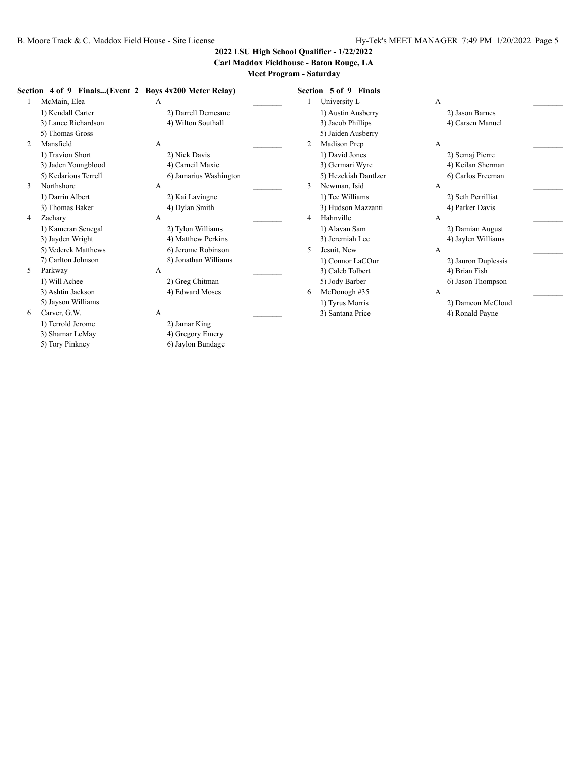**2022 LSU High School Qualifier - 1/22/2022**
**Carl Maddox Fieldhouse - Baton Rouge, LA**
**Meet Program - Saturday**

### Section 4 of 9 Finals...(Event 2 Boys 4x200 Meter Relay)

1 McMain, Elea — A ________
- 1) Kendall Carter
- 2) Darrell Demesme
- 3) Lance Richardson
- 4) Wilton Southall
- 5) Thomas Gross

2 Mansfield — A ________
- 1) Travion Short
- 2) Nick Davis
- 3) Jaden Youngblood
- 4) Carneil Maxie
- 5) Kedarious Terrell
- 6) Jamarius Washington

3 Northshore — A ________
- 1) Darrin Albert
- 2) Kai Lavingne
- 3) Thomas Baker
- 4) Dylan Smith

4 Zachary — A ________
- 1) Kameran Senegal
- 2) Tylon Williams
- 3) Jayden Wright
- 4) Matthew Perkins
- 5) Vederek Matthews
- 6) Jerome Robinson
- 7) Carlton Johnson
- 8) Jonathan Williams

5 Parkway — A ________
- 1) Will Achee
- 2) Greg Chitman
- 3) Ashtin Jackson
- 4) Edward Moses
- 5) Jayson Williams

6 Carver, G.W. — A ________
- 1) Terrold Jerome
- 2) Jamar King
- 3) Shamar LeMay
- 4) Gregory Emery
- 5) Tory Pinkney
- 6) Jaylon Bundage

### Section 5 of 9 Finals

1 University L — A ________
- 1) Austin Ausberry
- 2) Jason Barnes
- 3) Jacob Phillips
- 4) Carsen Manuel
- 5) Jaiden Ausberry

2 Madison Prep — A ________
- 1) David Jones
- 2) Semaj Pierre
- 3) Germari Wyre
- 4) Keilan Sherman
- 5) Hezekiah Dantlzer
- 6) Carlos Freeman

3 Newman, Isid — A ________
- 1) Tee Williams
- 2) Seth Perrilliat
- 3) Hudson Mazzanti
- 4) Parker Davis

4 Hahnville — A ________
- 1) Alavan Sam
- 2) Damian August
- 3) Jeremiah Lee
- 4) Jaylen Williams

5 Jesuit, New — A ________
- 1) Connor LaCOur
- 2) Jauron Duplessis
- 3) Caleb Tolbert
- 4) Brian Fish
- 5) Jody Barber
- 6) Jason Thompson

6 McDonogh #35 — A ________
- 1) Tyrus Morris
- 2) Dameon McCloud
- 3) Santana Price
- 4) Ronald Payne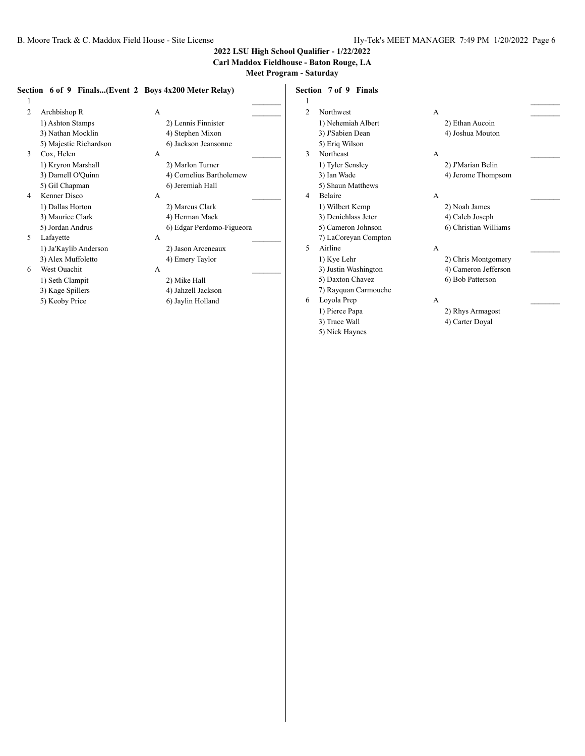**2022 LSU High School Qualifier - 1/22/2022**
**Carl Maddox Fieldhouse - Baton Rouge, LA**
**Meet Program - Saturday**

### Section 6 of 9 Finals...(Event 2 Boys 4x200 Meter Relay)

1 _______

2 Archbishop R A _______
- 1) Ashton Stamps
- 2) Lennis Finnister
- 3) Nathan Mocklin
- 4) Stephen Mixon
- 5) Majestic Richardson
- 6) Jackson Jeansonne

3 Cox, Helen A _______
- 1) Kryron Marshall
- 2) Marlon Turner
- 3) Darnell O'Quinn
- 4) Cornelius Bartholemew
- 5) Gil Chapman
- 6) Jeremiah Hall

4 Kenner Disco A _______
- 1) Dallas Horton
- 2) Marcus Clark
- 3) Maurice Clark
- 4) Herman Mack
- 5) Jordan Andrus
- 6) Edgar Perdomo-Figueora

5 Lafayette A _______
- 1) Ja'Kaylib Anderson
- 2) Jason Arceneaux
- 3) Alex Muffoletto
- 4) Emery Taylor

6 West Ouachit A _______
- 1) Seth Clampit
- 2) Mike Hall
- 3) Kage Spillers
- 4) Jahzell Jackson
- 5) Keoby Price
- 6) Jaylin Holland

### Section 7 of 9 Finals

1 _______

2 Northwest A _______
- 1) Nehemiah Albert
- 2) Ethan Aucoin
- 3) J'Sabien Dean
- 4) Joshua Mouton
- 5) Eriq Wilson

3 Northeast A _______
- 1) Tyler Sensley
- 2) J'Marian Belin
- 3) Ian Wade
- 4) Jerome Thompsom
- 5) Shaun Matthews

4 Belaire A _______
- 1) Wilbert Kemp
- 2) Noah James
- 3) Denichlass Jeter
- 4) Caleb Joseph
- 5) Cameron Johnson
- 6) Christian Williams
- 7) LaCoreyan Compton

5 Airline A _______
- 1) Kye Lehr
- 2) Chris Montgomery
- 3) Justin Washington
- 4) Cameron Jefferson
- 5) Daxton Chavez
- 6) Bob Patterson
- 7) Rayquan Carmouche

6 Loyola Prep A _______
- 1) Pierce Papa
- 2) Rhys Armagost
- 3) Trace Wall
- 4) Carter Doyal
- 5) Nick Haynes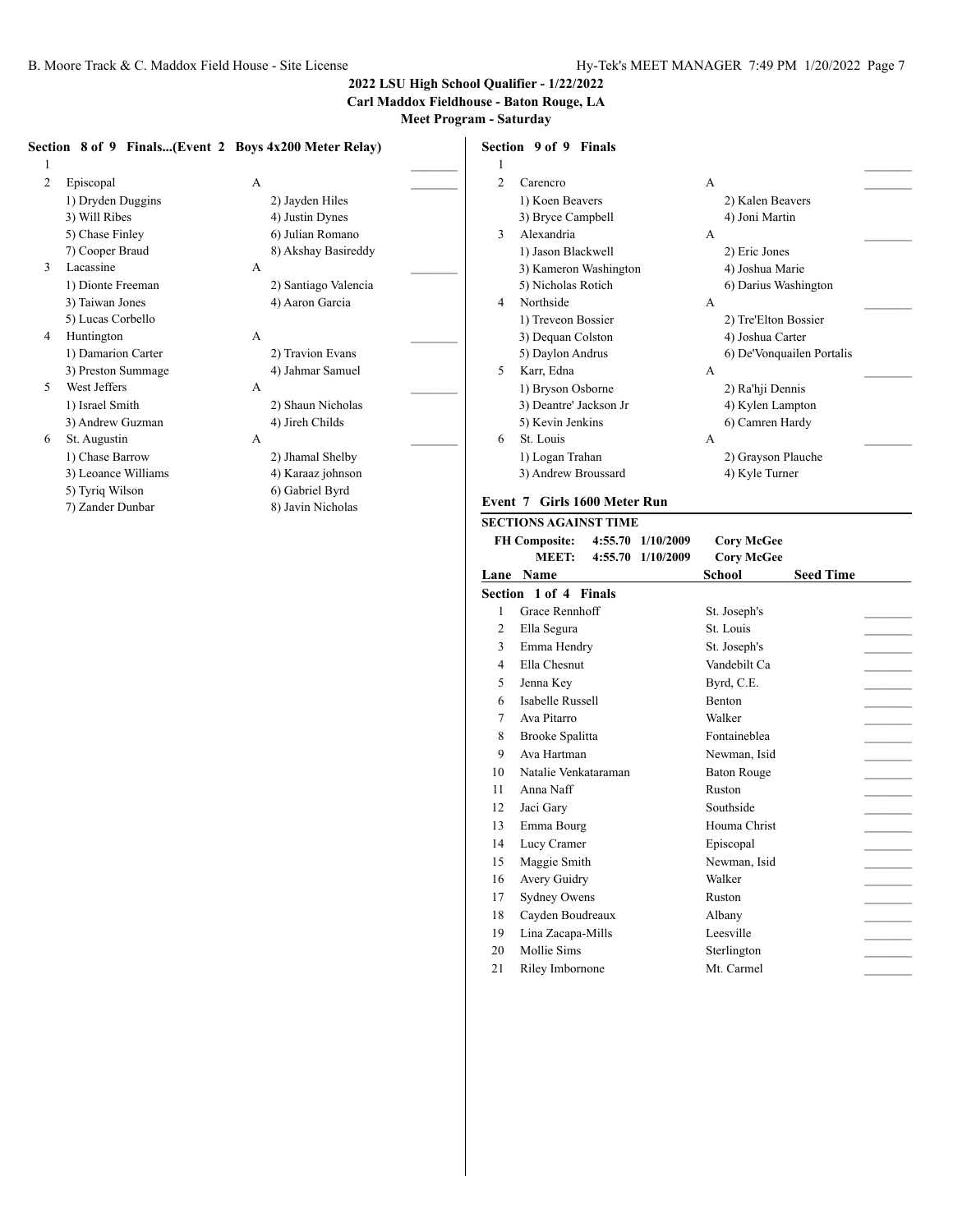## 2022 LSU High School Qualifier - 1/22/2022
### Carl Maddox Fieldhouse - Baton Rouge, LA
### Meet Program - Saturday

**Section 8 of 9 Finals...(Event 2 Boys 4x200 Meter Relay)**

| Lane | Team | Relay | |
|---|---|---|---|
| 1 | | | _______ |
| 2 | Episcopal | A | _______ |
| | 1) Dryden Duggins | 2) Jayden Hiles | |
| | 3) Will Ribes | 4) Justin Dynes | |
| | 5) Chase Finley | 6) Julian Romano | |
| | 7) Cooper Braud | 8) Akshay Basireddy | |
| 3 | Lacassine | A | _______ |
| | 1) Dionte Freeman | 2) Santiago Valencia | |
| | 3) Taiwan Jones | 4) Aaron Garcia | |
| | 5) Lucas Corbello | | |
| 4 | Huntington | A | _______ |
| | 1) Damarion Carter | 2) Travion Evans | |
| | 3) Preston Summage | 4) Jahmar Samuel | |
| 5 | West Jeffers | A | _______ |
| | 1) Israel Smith | 2) Shaun Nicholas | |
| | 3) Andrew Guzman | 4) Jireh Childs | |
| 6 | St. Augustin | A | _______ |
| | 1) Chase Barrow | 2) Jhamal Shelby | |
| | 3) Leoance Williams | 4) Karaaz johnson | |
| | 5) Tyriq Wilson | 6) Gabriel Byrd | |
| | 7) Zander Dunbar | 8) Javin Nicholas | |

**Section 9 of 9 Finals**

| Lane | Team | Relay | |
|---|---|---|---|
| 1 | | | _______ |
| 2 | Carencro | A | _______ |
| | 1) Koen Beavers | 2) Kalen Beavers | |
| | 3) Bryce Campbell | 4) Joni Martin | |
| 3 | Alexandria | A | _______ |
| | 1) Jason Blackwell | 2) Eric Jones | |
| | 3) Kameron Washington | 4) Joshua Marie | |
| | 5) Nicholas Rotich | 6) Darius Washington | |
| 4 | Northside | A | _______ |
| | 1) Treveon Bossier | 2) Tre'Elton Bossier | |
| | 3) Dequan Colston | 4) Joshua Carter | |
| | 5) Daylon Andrus | 6) De'Vonquailen Portalis | |
| 5 | Karr, Edna | A | _______ |
| | 1) Bryson Osborne | 2) Ra'hji Dennis | |
| | 3) Deantre' Jackson Jr | 4) Kylen Lampton | |
| | 5) Kevin Jenkins | 6) Camren Hardy | |
| 6 | St. Louis | A | _______ |
| | 1) Logan Trahan | 2) Grayson Plauche | |
| | 3) Andrew Broussard | 4) Kyle Turner | |

### Event 7 Girls 1600 Meter Run

**SECTIONS AGAINST TIME**

| | | | |
|---|---|---|---|
| FH Composite: | 4:55.70 | 1/10/2009 | Cory McGee |
| MEET: | 4:55.70 | 1/10/2009 | Cory McGee |

**Section 1 of 4 Finals**

| Lane | Name | School | Seed Time | |
|---|---|---|---|---|
| 1 | Grace Rennhoff | St. Joseph's | | _______ |
| 2 | Ella Segura | St. Louis | | _______ |
| 3 | Emma Hendry | St. Joseph's | | _______ |
| 4 | Ella Chesnut | Vandebilt Ca | | _______ |
| 5 | Jenna Key | Byrd, C.E. | | _______ |
| 6 | Isabelle Russell | Benton | | _______ |
| 7 | Ava Pitarro | Walker | | _______ |
| 8 | Brooke Spalitta | Fontaineblea | | _______ |
| 9 | Ava Hartman | Newman, Isid | | _______ |
| 10 | Natalie Venkataraman | Baton Rouge | | _______ |
| 11 | Anna Naff | Ruston | | _______ |
| 12 | Jaci Gary | Southside | | _______ |
| 13 | Emma Bourg | Houma Christ | | _______ |
| 14 | Lucy Cramer | Episcopal | | _______ |
| 15 | Maggie Smith | Newman, Isid | | _______ |
| 16 | Avery Guidry | Walker | | _______ |
| 17 | Sydney Owens | Ruston | | _______ |
| 18 | Cayden Boudreaux | Albany | | _______ |
| 19 | Lina Zacapa-Mills | Leesville | | _______ |
| 20 | Mollie Sims | Sterlington | | _______ |
| 21 | Riley Imbornone | Mt. Carmel | | _______ |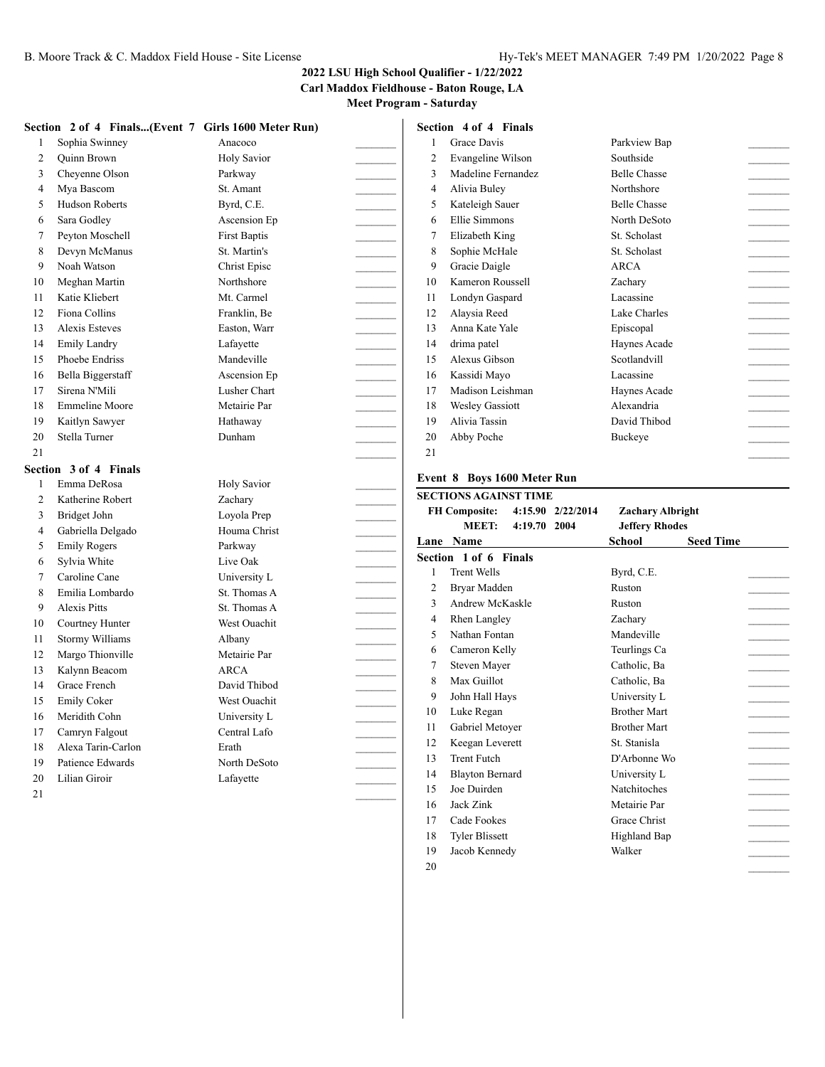# 2022 LSU High School Qualifier - 1/22/2022

**Carl Maddox Fieldhouse - Baton Rouge, LA**

**Meet Program - Saturday**

### Section 2 of 4 Finals...(Event 7 Girls 1600 Meter Run)

| Lane | Name | School | |
|---|---|---|---|
| 1 | Sophia Swinney | Anacoco | _______ |
| 2 | Quinn Brown | Holy Savior | _______ |
| 3 | Cheyenne Olson | Parkway | _______ |
| 4 | Mya Bascom | St. Amant | _______ |
| 5 | Hudson Roberts | Byrd, C.E. | _______ |
| 6 | Sara Godley | Ascension Ep | _______ |
| 7 | Peyton Moschell | First Baptis | _______ |
| 8 | Devyn McManus | St. Martin's | _______ |
| 9 | Noah Watson | Christ Episc | _______ |
| 10 | Meghan Martin | Northshore | _______ |
| 11 | Katie Kliebert | Mt. Carmel | _______ |
| 12 | Fiona Collins | Franklin, Be | _______ |
| 13 | Alexis Esteves | Easton, Warr | _______ |
| 14 | Emily Landry | Lafayette | _______ |
| 15 | Phoebe Endriss | Mandeville | _______ |
| 16 | Bella Biggerstaff | Ascension Ep | _______ |
| 17 | Sirena N'Mili | Lusher Chart | _______ |
| 18 | Emmeline Moore | Metairie Par | _______ |
| 19 | Kaitlyn Sawyer | Hathaway | _______ |
| 20 | Stella Turner | Dunham | _______ |
| 21 | | | _______ |

### Section 3 of 4 Finals

| Lane | Name | School | |
|---|---|---|---|
| 1 | Emma DeRosa | Holy Savior | _______ |
| 2 | Katherine Robert | Zachary | _______ |
| 3 | Bridget John | Loyola Prep | _______ |
| 4 | Gabriella Delgado | Houma Christ | _______ |
| 5 | Emily Rogers | Parkway | _______ |
| 6 | Sylvia White | Live Oak | _______ |
| 7 | Caroline Cane | University L | _______ |
| 8 | Emilia Lombardo | St. Thomas A | _______ |
| 9 | Alexis Pitts | St. Thomas A | _______ |
| 10 | Courtney Hunter | West Ouachit | _______ |
| 11 | Stormy Williams | Albany | _______ |
| 12 | Margo Thionville | Metairie Par | _______ |
| 13 | Kalynn Beacom | ARCA | _______ |
| 14 | Grace French | David Thibod | _______ |
| 15 | Emily Coker | West Ouachit | _______ |
| 16 | Meridith Cohn | University L | _______ |
| 17 | Camryn Falgout | Central Lafo | _______ |
| 18 | Alexa Tarin-Carlon | Erath | _______ |
| 19 | Patience Edwards | North DeSoto | _______ |
| 20 | Lilian Giroir | Lafayette | _______ |
| 21 | | | _______ |

### Section 4 of 4 Finals

| Lane | Name | School | |
|---|---|---|---|
| 1 | Grace Davis | Parkview Bap | _______ |
| 2 | Evangeline Wilson | Southside | _______ |
| 3 | Madeline Fernandez | Belle Chasse | _______ |
| 4 | Alivia Buley | Northshore | _______ |
| 5 | Kateleigh Sauer | Belle Chasse | _______ |
| 6 | Ellie Simmons | North DeSoto | _______ |
| 7 | Elizabeth King | St. Scholast | _______ |
| 8 | Sophie McHale | St. Scholast | _______ |
| 9 | Gracie Daigle | ARCA | _______ |
| 10 | Kameron Roussell | Zachary | _______ |
| 11 | Londyn Gaspard | Lacassine | _______ |
| 12 | Alaysia Reed | Lake Charles | _______ |
| 13 | Anna Kate Yale | Episcopal | _______ |
| 14 | drima patel | Haynes Acade | _______ |
| 15 | Alexus Gibson | Scotlandvill | _______ |
| 16 | Kassidi Mayo | Lacassine | _______ |
| 17 | Madison Leishman | Haynes Acade | _______ |
| 18 | Wesley Gassiott | Alexandria | _______ |
| 19 | Alivia Tassin | David Thibod | _______ |
| 20 | Abby Poche | Buckeye | _______ |
| 21 | | | _______ |

## Event 8 Boys 1600 Meter Run

**SECTIONS AGAINST TIME**

**FH Composite:** 4:15.90 2/22/2014 **Zachary Albright**

**MEET:** 4:19.70 2004 **Jeffery Rhodes**

### Section 1 of 6 Finals

| Lane | Name | School | Seed Time | |
|---|---|---|---|---|
| 1 | Trent Wells | Byrd, C.E. | | _______ |
| 2 | Bryar Madden | Ruston | | _______ |
| 3 | Andrew McKaskle | Ruston | | _______ |
| 4 | Rhen Langley | Zachary | | _______ |
| 5 | Nathan Fontan | Mandeville | | _______ |
| 6 | Cameron Kelly | Teurlings Ca | | _______ |
| 7 | Steven Mayer | Catholic, Ba | | _______ |
| 8 | Max Guillot | Catholic, Ba | | _______ |
| 9 | John Hall Hays | University L | | _______ |
| 10 | Luke Regan | Brother Mart | | _______ |
| 11 | Gabriel Metoyer | Brother Mart | | _______ |
| 12 | Keegan Leverett | St. Stanisla | | _______ |
| 13 | Trent Futch | D'Arbonne Wo | | _______ |
| 14 | Blayton Bernard | University L | | _______ |
| 15 | Joe Duirden | Natchitoches | | _______ |
| 16 | Jack Zink | Metairie Par | | _______ |
| 17 | Cade Fookes | Grace Christ | | _______ |
| 18 | Tyler Blissett | Highland Bap | | _______ |
| 19 | Jacob Kennedy | Walker | | _______ |
| 20 | | | | _______ |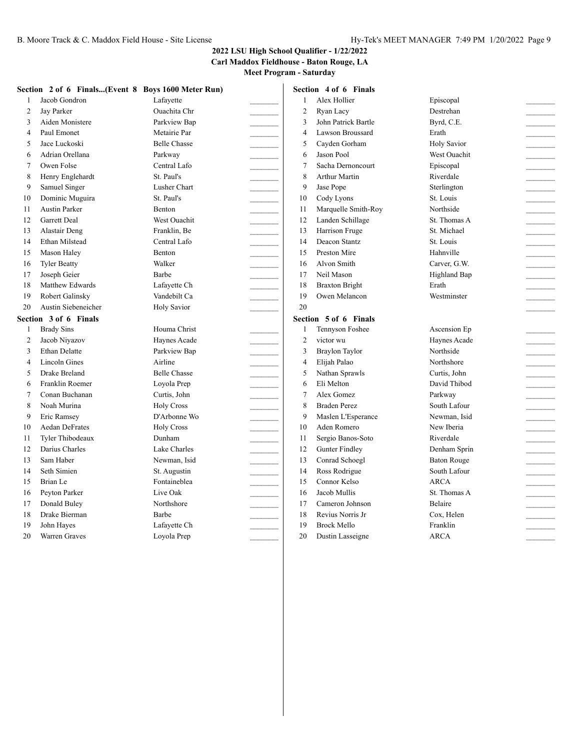**2022 LSU High School Qualifier - 1/22/2022**
**Carl Maddox Fieldhouse - Baton Rouge, LA**
**Meet Program - Saturday**

### Section 2 of 6 Finals...(Event 8 Boys 1600 Meter Run)

| # | Name | School | |
|---|---|---|---|
| 1 | Jacob Gondron | Lafayette | _______ |
| 2 | Jay Parker | Ouachita Chr | _______ |
| 3 | Aiden Monistere | Parkview Bap | _______ |
| 4 | Paul Emonet | Metairie Par | _______ |
| 5 | Jace Luckoski | Belle Chasse | _______ |
| 6 | Adrian Orellana | Parkway | _______ |
| 7 | Owen Folse | Central Lafo | _______ |
| 8 | Henry Englehardt | St. Paul's | _______ |
| 9 | Samuel Singer | Lusher Chart | _______ |
| 10 | Dominic Muguira | St. Paul's | _______ |
| 11 | Austin Parker | Benton | _______ |
| 12 | Garrett Deal | West Ouachit | _______ |
| 13 | Alastair Deng | Franklin, Be | _______ |
| 14 | Ethan Milstead | Central Lafo | _______ |
| 15 | Mason Haley | Benton | _______ |
| 16 | Tyler Beatty | Walker | _______ |
| 17 | Joseph Geier | Barbe | _______ |
| 18 | Matthew Edwards | Lafayette Ch | _______ |
| 19 | Robert Galinsky | Vandebilt Ca | _______ |
| 20 | Austin Siebeneicher | Holy Savior | _______ |

### Section 3 of 6 Finals

| # | Name | School | |
|---|---|---|---|
| 1 | Brady Sins | Houma Christ | _______ |
| 2 | Jacob Niyazov | Haynes Acade | _______ |
| 3 | Ethan Delatte | Parkview Bap | _______ |
| 4 | Lincoln Gines | Airline | _______ |
| 5 | Drake Breland | Belle Chasse | _______ |
| 6 | Franklin Roemer | Loyola Prep | _______ |
| 7 | Conan Buchanan | Curtis, John | _______ |
| 8 | Noah Murina | Holy Cross | _______ |
| 9 | Eric Ramsey | D'Arbonne Wo | _______ |
| 10 | Aedan DeFrates | Holy Cross | _______ |
| 11 | Tyler Thibodeaux | Dunham | _______ |
| 12 | Darius Charles | Lake Charles | _______ |
| 13 | Sam Haber | Newman, Isid | _______ |
| 14 | Seth Simien | St. Augustin | _______ |
| 15 | Brian Le | Fontaineblea | _______ |
| 16 | Peyton Parker | Live Oak | _______ |
| 17 | Donald Buley | Northshore | _______ |
| 18 | Drake Bierman | Barbe | _______ |
| 19 | John Hayes | Lafayette Ch | _______ |
| 20 | Warren Graves | Loyola Prep | _______ |

### Section 4 of 6 Finals

| # | Name | School | |
|---|---|---|---|
| 1 | Alex Hollier | Episcopal | _______ |
| 2 | Ryan Lacy | Destrehan | _______ |
| 3 | John Patrick Bartle | Byrd, C.E. | _______ |
| 4 | Lawson Broussard | Erath | _______ |
| 5 | Cayden Gorham | Holy Savior | _______ |
| 6 | Jason Pool | West Ouachit | _______ |
| 7 | Sacha Dernoncourt | Episcopal | _______ |
| 8 | Arthur Martin | Riverdale | _______ |
| 9 | Jase Pope | Sterlington | _______ |
| 10 | Cody Lyons | St. Louis | _______ |
| 11 | Marquelle Smith-Roy | Northside | _______ |
| 12 | Landen Schillage | St. Thomas A | _______ |
| 13 | Harrison Fruge | St. Michael | _______ |
| 14 | Deacon Stantz | St. Louis | _______ |
| 15 | Preston Mire | Hahnville | _______ |
| 16 | Alvon Smith | Carver, G.W. | _______ |
| 17 | Neil Mason | Highland Bap | _______ |
| 18 | Braxton Bright | Erath | _______ |
| 19 | Owen Melancon | Westminster | _______ |
| 20 | | | _______ |

### Section 5 of 6 Finals

| # | Name | School | |
|---|---|---|---|
| 1 | Tennyson Foshee | Ascension Ep | _______ |
| 2 | victor wu | Haynes Acade | _______ |
| 3 | Braylon Taylor | Northside | _______ |
| 4 | Elijah Palao | Northshore | _______ |
| 5 | Nathan Sprawls | Curtis, John | _______ |
| 6 | Eli Melton | David Thibod | _______ |
| 7 | Alex Gomez | Parkway | _______ |
| 8 | Braden Perez | South Lafour | _______ |
| 9 | Maslen L'Esperance | Newman, Isid | _______ |
| 10 | Aden Romero | New Iberia | _______ |
| 11 | Sergio Banos-Soto | Riverdale | _______ |
| 12 | Gunter Findley | Denham Sprin | _______ |
| 13 | Conrad Schoegl | Baton Rouge | _______ |
| 14 | Ross Rodrigue | South Lafour | _______ |
| 15 | Connor Kelso | ARCA | _______ |
| 16 | Jacob Mullis | St. Thomas A | _______ |
| 17 | Cameron Johnson | Belaire | _______ |
| 18 | Revius Norris Jr | Cox, Helen | _______ |
| 19 | Brock Mello | Franklin | _______ |
| 20 | Dustin Lasseigne | ARCA | _______ |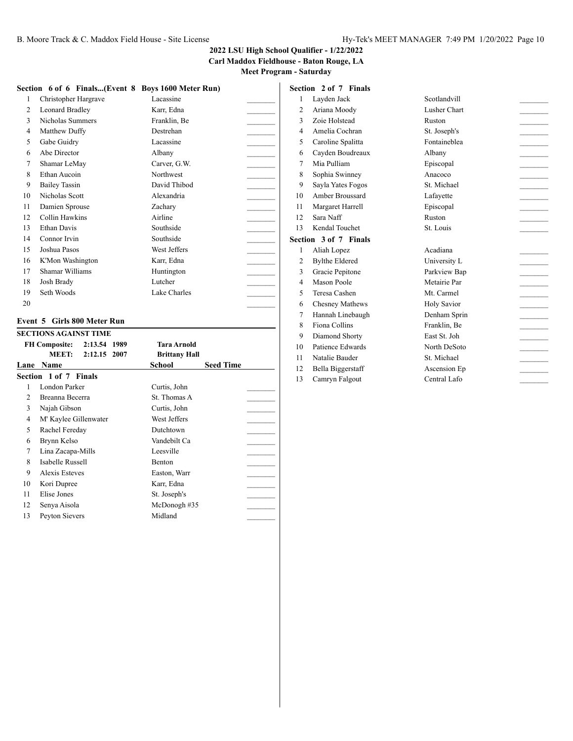**2022 LSU High School Qualifier - 1/22/2022**
**Carl Maddox Fieldhouse - Baton Rouge, LA**
**Meet Program - Saturday**

**Section 6 of 6 Finals...(Event 8 Boys 1600 Meter Run)**

| Lane | Name | School | Seed Time |
|---|---|---|---|
| 1 | Christopher Hargrave | Lacassine | _______ |
| 2 | Leonard Bradley | Karr, Edna | _______ |
| 3 | Nicholas Summers | Franklin, Be | _______ |
| 4 | Matthew Duffy | Destrehan | _______ |
| 5 | Gabe Guidry | Lacassine | _______ |
| 6 | Abe Director | Albany | _______ |
| 7 | Shamar LeMay | Carver, G.W. | _______ |
| 8 | Ethan Aucoin | Northwest | _______ |
| 9 | Bailey Tassin | David Thibod | _______ |
| 10 | Nicholas Scott | Alexandria | _______ |
| 11 | Damien Sprouse | Zachary | _______ |
| 12 | Collin Hawkins | Airline | _______ |
| 13 | Ethan Davis | Southside | _______ |
| 14 | Connor Irvin | Southside | _______ |
| 15 | Joshua Pasos | West Jeffers | _______ |
| 16 | K'Mon Washington | Karr, Edna | _______ |
| 17 | Shamar Williams | Huntington | _______ |
| 18 | Josh Brady | Lutcher | _______ |
| 19 | Seth Woods | Lake Charles | _______ |
| 20 | | | _______ |

## Event 5 Girls 800 Meter Run

**SECTIONS AGAINST TIME**

| | | | |
|---|---|---|---|
| **FH Composite:** | 2:13.54 | 1989 | **Tara Arnold** |
| **MEET:** | 2:12.15 | 2007 | **Brittany Hall** |

**Section 1 of 7 Finals**

| Lane | Name | School | Seed Time |
|---|---|---|---|
| 1 | London Parker | Curtis, John | _______ |
| 2 | Breanna Becerra | St. Thomas A | _______ |
| 3 | Najah Gibson | Curtis, John | _______ |
| 4 | M' Kaylee Gillenwater | West Jeffers | _______ |
| 5 | Rachel Fereday | Dutchtown | _______ |
| 6 | Brynn Kelso | Vandebilt Ca | _______ |
| 7 | Lina Zacapa-Mills | Leesville | _______ |
| 8 | Isabelle Russell | Benton | _______ |
| 9 | Alexis Esteves | Easton, Warr | _______ |
| 10 | Kori Dupree | Karr, Edna | _______ |
| 11 | Elise Jones | St. Joseph's | _______ |
| 12 | Senya Aisola | McDonogh #35 | _______ |
| 13 | Peyton Sievers | Midland | _______ |

**Section 2 of 7 Finals**

| Lane | Name | School | Seed Time |
|---|---|---|---|
| 1 | Layden Jack | Scotlandvill | _______ |
| 2 | Ariana Moody | Lusher Chart | _______ |
| 3 | Zoie Holstead | Ruston | _______ |
| 4 | Amelia Cochran | St. Joseph's | _______ |
| 5 | Caroline Spalitta | Fontaineblea | _______ |
| 6 | Cayden Boudreaux | Albany | _______ |
| 7 | Mia Pulliam | Episcopal | _______ |
| 8 | Sophia Swinney | Anacoco | _______ |
| 9 | Sayla Yates Fogos | St. Michael | _______ |
| 10 | Amber Broussard | Lafayette | _______ |
| 11 | Margaret Harrell | Episcopal | _______ |
| 12 | Sara Naff | Ruston | _______ |
| 13 | Kendal Touchet | St. Louis | _______ |

**Section 3 of 7 Finals**

| Lane | Name | School | Seed Time |
|---|---|---|---|
| 1 | Aliah Lopez | Acadiana | _______ |
| 2 | Bylthe Eldered | University L | _______ |
| 3 | Gracie Pepitone | Parkview Bap | _______ |
| 4 | Mason Poole | Metairie Par | _______ |
| 5 | Teresa Cashen | Mt. Carmel | _______ |
| 6 | Chesney Mathews | Holy Savior | _______ |
| 7 | Hannah Linebaugh | Denham Sprin | _______ |
| 8 | Fiona Collins | Franklin, Be | _______ |
| 9 | Diamond Shorty | East St. Joh | _______ |
| 10 | Patience Edwards | North DeSoto | _______ |
| 11 | Natalie Bauder | St. Michael | _______ |
| 12 | Bella Biggerstaff | Ascension Ep | _______ |
| 13 | Camryn Falgout | Central Lafo | _______ |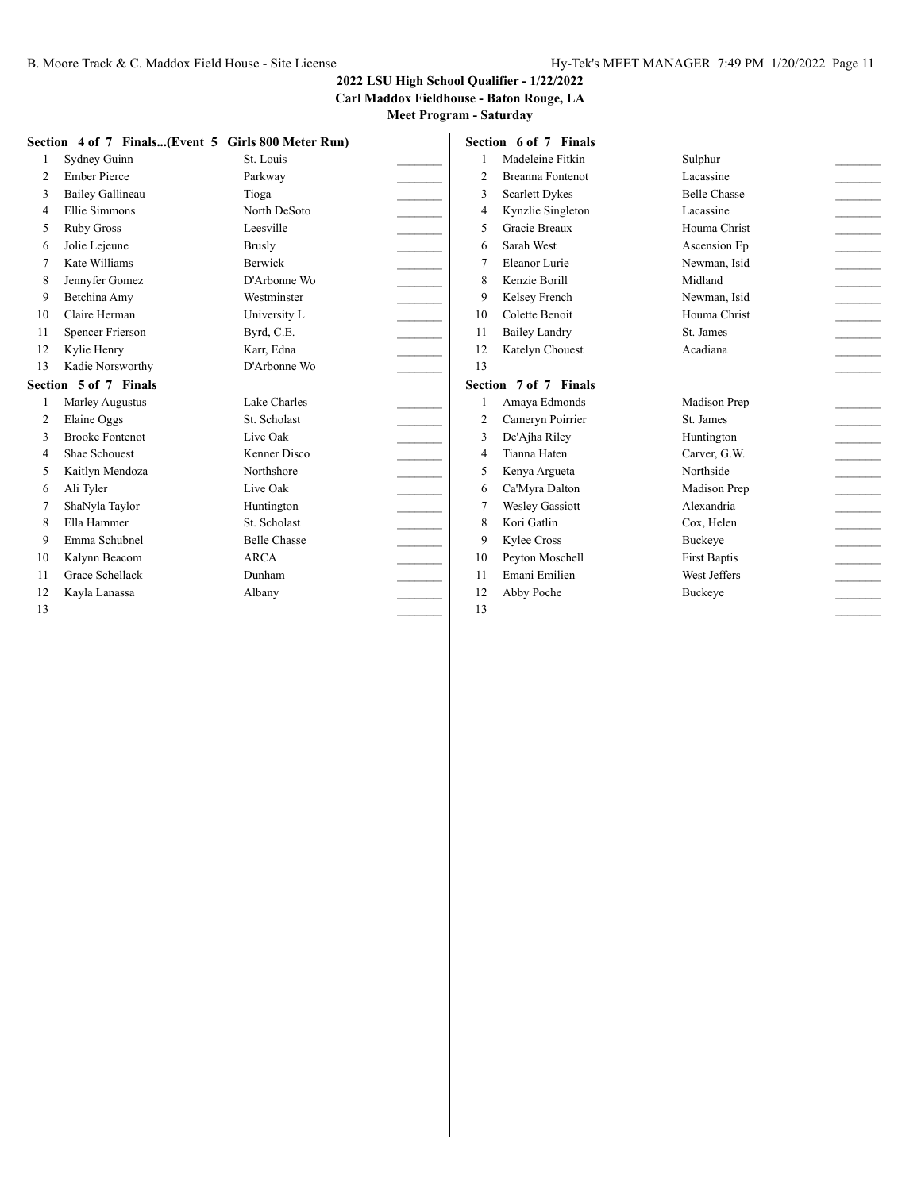**2022 LSU High School Qualifier - 1/22/2022**
**Carl Maddox Fieldhouse - Baton Rouge, LA**
**Meet Program - Saturday**

**Section 4 of 7 Finals...(Event 5 Girls 800 Meter Run)**

| | Name | School | |
|---|---|---|---|
| 1 | Sydney Guinn | St. Louis | _______ |
| 2 | Ember Pierce | Parkway | _______ |
| 3 | Bailey Gallineau | Tioga | _______ |
| 4 | Ellie Simmons | North DeSoto | _______ |
| 5 | Ruby Gross | Leesville | _______ |
| 6 | Jolie Lejeune | Brusly | _______ |
| 7 | Kate Williams | Berwick | _______ |
| 8 | Jennyfer Gomez | D'Arbonne Wo | _______ |
| 9 | Betchina Amy | Westminster | _______ |
| 10 | Claire Herman | University L | _______ |
| 11 | Spencer Frierson | Byrd, C.E. | _______ |
| 12 | Kylie Henry | Karr, Edna | _______ |
| 13 | Kadie Norsworthy | D'Arbonne Wo | _______ |

**Section 5 of 7 Finals**

| | Name | School | |
|---|---|---|---|
| 1 | Marley Augustus | Lake Charles | _______ |
| 2 | Elaine Oggs | St. Scholast | _______ |
| 3 | Brooke Fontenot | Live Oak | _______ |
| 4 | Shae Schouest | Kenner Disco | _______ |
| 5 | Kaitlyn Mendoza | Northshore | _______ |
| 6 | Ali Tyler | Live Oak | _______ |
| 7 | ShaNyla Taylor | Huntington | _______ |
| 8 | Ella Hammer | St. Scholast | _______ |
| 9 | Emma Schubnel | Belle Chasse | _______ |
| 10 | Kalynn Beacom | ARCA | _______ |
| 11 | Grace Schellack | Dunham | _______ |
| 12 | Kayla Lanassa | Albany | _______ |
| 13 | | | _______ |

**Section 6 of 7 Finals**

| | Name | School | |
|---|---|---|---|
| 1 | Madeleine Fitkin | Sulphur | _______ |
| 2 | Breanna Fontenot | Lacassine | _______ |
| 3 | Scarlett Dykes | Belle Chasse | _______ |
| 4 | Kynzlie Singleton | Lacassine | _______ |
| 5 | Gracie Breaux | Houma Christ | _______ |
| 6 | Sarah West | Ascension Ep | _______ |
| 7 | Eleanor Lurie | Newman, Isid | _______ |
| 8 | Kenzie Borill | Midland | _______ |
| 9 | Kelsey French | Newman, Isid | _______ |
| 10 | Colette Benoit | Houma Christ | _______ |
| 11 | Bailey Landry | St. James | _______ |
| 12 | Katelyn Chouest | Acadiana | _______ |
| 13 | | | _______ |

**Section 7 of 7 Finals**

| | Name | School | |
|---|---|---|---|
| 1 | Amaya Edmonds | Madison Prep | _______ |
| 2 | Cameryn Poirrier | St. James | _______ |
| 3 | De'Ajha Riley | Huntington | _______ |
| 4 | Tianna Haten | Carver, G.W. | _______ |
| 5 | Kenya Argueta | Northside | _______ |
| 6 | Ca'Myra Dalton | Madison Prep | _______ |
| 7 | Wesley Gassiott | Alexandria | _______ |
| 8 | Kori Gatlin | Cox, Helen | _______ |
| 9 | Kylee Cross | Buckeye | _______ |
| 10 | Peyton Moschell | First Baptis | _______ |
| 11 | Emani Emilien | West Jeffers | _______ |
| 12 | Abby Poche | Buckeye | _______ |
| 13 | | | _______ |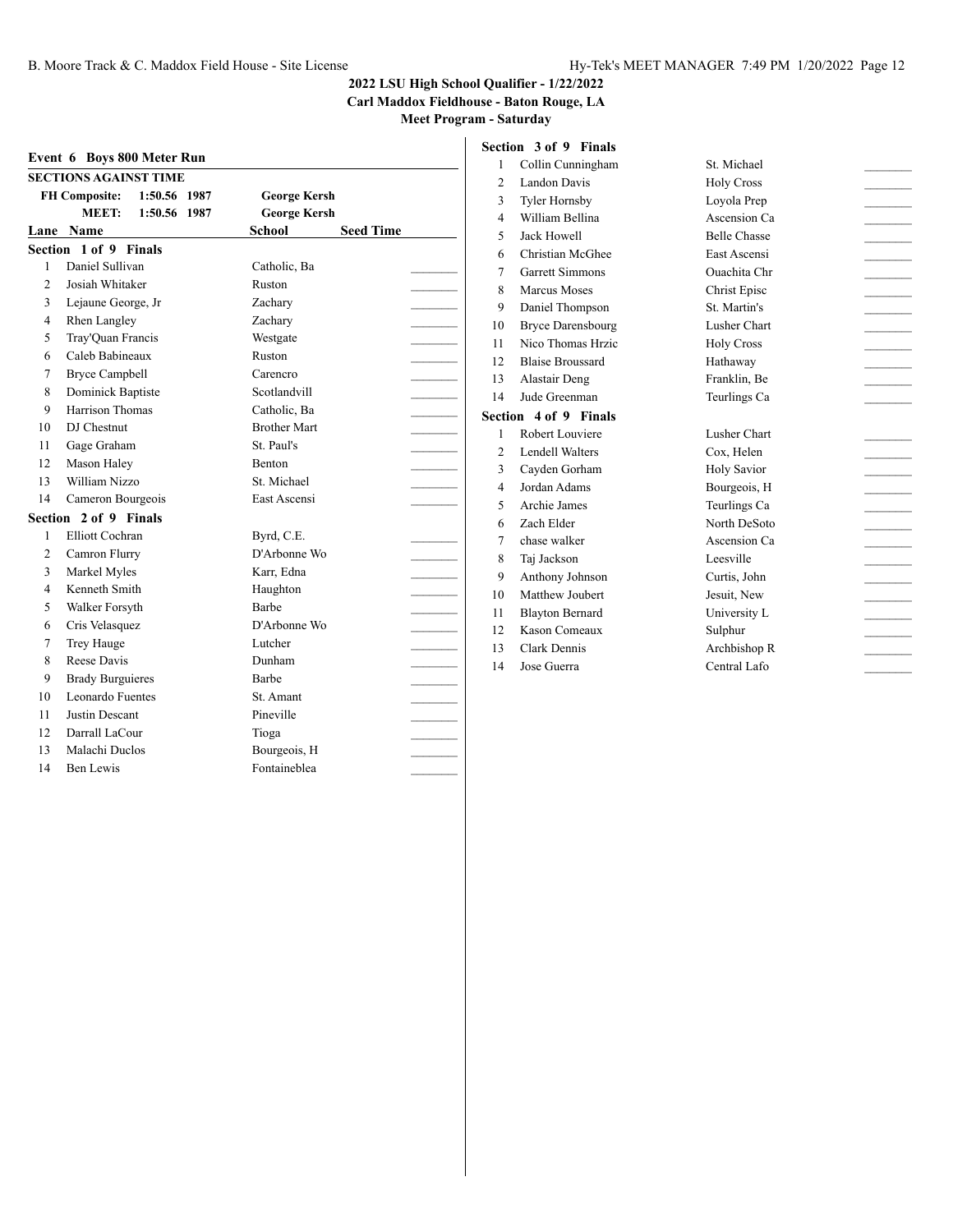**2022 LSU High School Qualifier - 1/22/2022**
**Carl Maddox Fieldhouse - Baton Rouge, LA**
**Meet Program - Saturday**

### Event 6 Boys 800 Meter Run

**SECTIONS AGAINST TIME**

| | | | |
|---|---|---|---|
| **FH Composite:** | 1:50.56 | 1987 | George Kersh |
| **MEET:** | 1:50.56 | 1987 | George Kersh |

**Section 1 of 9 Finals**

| Lane | Name | School | Seed Time |
|---|---|---|---|
| 1 | Daniel Sullivan | Catholic, Ba | |
| 2 | Josiah Whitaker | Ruston | |
| 3 | Lejaune George, Jr | Zachary | |
| 4 | Rhen Langley | Zachary | |
| 5 | Tray'Quan Francis | Westgate | |
| 6 | Caleb Babineaux | Ruston | |
| 7 | Bryce Campbell | Carencro | |
| 8 | Dominick Baptiste | Scotlandvill | |
| 9 | Harrison Thomas | Catholic, Ba | |
| 10 | DJ Chestnut | Brother Mart | |
| 11 | Gage Graham | St. Paul's | |
| 12 | Mason Haley | Benton | |
| 13 | William Nizzo | St. Michael | |
| 14 | Cameron Bourgeois | East Ascensi | |

**Section 2 of 9 Finals**

| Lane | Name | School | Seed Time |
|---|---|---|---|
| 1 | Elliott Cochran | Byrd, C.E. | |
| 2 | Camron Flurry | D'Arbonne Wo | |
| 3 | Markel Myles | Karr, Edna | |
| 4 | Kenneth Smith | Haughton | |
| 5 | Walker Forsyth | Barbe | |
| 6 | Cris Velasquez | D'Arbonne Wo | |
| 7 | Trey Hauge | Lutcher | |
| 8 | Reese Davis | Dunham | |
| 9 | Brady Burguieres | Barbe | |
| 10 | Leonardo Fuentes | St. Amant | |
| 11 | Justin Descant | Pineville | |
| 12 | Darrall LaCour | Tioga | |
| 13 | Malachi Duclos | Bourgeois, H | |
| 14 | Ben Lewis | Fontaineblea | |

**Section 3 of 9 Finals**

| Lane | Name | School | Seed Time |
|---|---|---|---|
| 1 | Collin Cunningham | St. Michael | |
| 2 | Landon Davis | Holy Cross | |
| 3 | Tyler Hornsby | Loyola Prep | |
| 4 | William Bellina | Ascension Ca | |
| 5 | Jack Howell | Belle Chasse | |
| 6 | Christian McGhee | East Ascensi | |
| 7 | Garrett Simmons | Ouachita Chr | |
| 8 | Marcus Moses | Christ Episc | |
| 9 | Daniel Thompson | St. Martin's | |
| 10 | Bryce Darensbourg | Lusher Chart | |
| 11 | Nico Thomas Hrzic | Holy Cross | |
| 12 | Blaise Broussard | Hathaway | |
| 13 | Alastair Deng | Franklin, Be | |
| 14 | Jude Greenman | Teurlings Ca | |

**Section 4 of 9 Finals**

| Lane | Name | School | Seed Time |
|---|---|---|---|
| 1 | Robert Louviere | Lusher Chart | |
| 2 | Lendell Walters | Cox, Helen | |
| 3 | Cayden Gorham | Holy Savior | |
| 4 | Jordan Adams | Bourgeois, H | |
| 5 | Archie James | Teurlings Ca | |
| 6 | Zach Elder | North DeSoto | |
| 7 | chase walker | Ascension Ca | |
| 8 | Taj Jackson | Leesville | |
| 9 | Anthony Johnson | Curtis, John | |
| 10 | Matthew Joubert | Jesuit, New | |
| 11 | Blayton Bernard | University L | |
| 12 | Kason Comeaux | Sulphur | |
| 13 | Clark Dennis | Archbishop R | |
| 14 | Jose Guerra | Central Lafo | |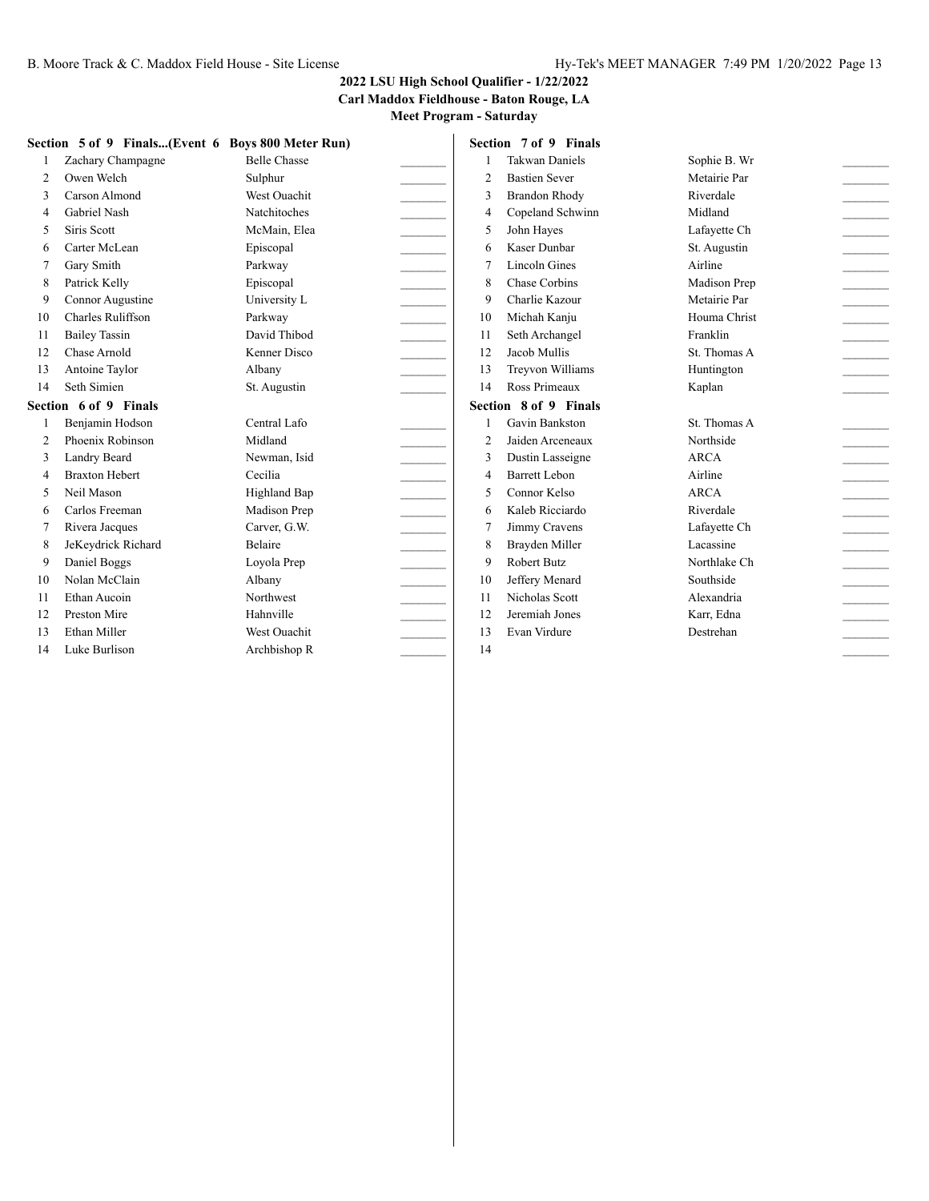**2022 LSU High School Qualifier - 1/22/2022**
**Carl Maddox Fieldhouse - Baton Rouge, LA**
**Meet Program - Saturday**

### Section 5 of 9 Finals...(Event 6 Boys 800 Meter Run)

| | Name | School | |
|---|---|---|---|
| 1 | Zachary Champagne | Belle Chasse | _______ |
| 2 | Owen Welch | Sulphur | _______ |
| 3 | Carson Almond | West Ouachit | _______ |
| 4 | Gabriel Nash | Natchitoches | _______ |
| 5 | Siris Scott | McMain, Elea | _______ |
| 6 | Carter McLean | Episcopal | _______ |
| 7 | Gary Smith | Parkway | _______ |
| 8 | Patrick Kelly | Episcopal | _______ |
| 9 | Connor Augustine | University L | _______ |
| 10 | Charles Ruliffson | Parkway | _______ |
| 11 | Bailey Tassin | David Thibod | _______ |
| 12 | Chase Arnold | Kenner Disco | _______ |
| 13 | Antoine Taylor | Albany | _______ |
| 14 | Seth Simien | St. Augustin | _______ |

### Section 6 of 9 Finals

| | Name | School | |
|---|---|---|---|
| 1 | Benjamin Hodson | Central Lafo | _______ |
| 2 | Phoenix Robinson | Midland | _______ |
| 3 | Landry Beard | Newman, Isid | _______ |
| 4 | Braxton Hebert | Cecilia | _______ |
| 5 | Neil Mason | Highland Bap | _______ |
| 6 | Carlos Freeman | Madison Prep | _______ |
| 7 | Rivera Jacques | Carver, G.W. | _______ |
| 8 | JeKeydrick Richard | Belaire | _______ |
| 9 | Daniel Boggs | Loyola Prep | _______ |
| 10 | Nolan McClain | Albany | _______ |
| 11 | Ethan Aucoin | Northwest | _______ |
| 12 | Preston Mire | Hahnville | _______ |
| 13 | Ethan Miller | West Ouachit | _______ |
| 14 | Luke Burlison | Archbishop R | _______ |

### Section 7 of 9 Finals

| | Name | School | |
|---|---|---|---|
| 1 | Takwan Daniels | Sophie B. Wr | _______ |
| 2 | Bastien Sever | Metairie Par | _______ |
| 3 | Brandon Rhody | Riverdale | _______ |
| 4 | Copeland Schwinn | Midland | _______ |
| 5 | John Hayes | Lafayette Ch | _______ |
| 6 | Kaser Dunbar | St. Augustin | _______ |
| 7 | Lincoln Gines | Airline | _______ |
| 8 | Chase Corbins | Madison Prep | _______ |
| 9 | Charlie Kazour | Metairie Par | _______ |
| 10 | Michah Kanju | Houma Christ | _______ |
| 11 | Seth Archangel | Franklin | _______ |
| 12 | Jacob Mullis | St. Thomas A | _______ |
| 13 | Treyvon Williams | Huntington | _______ |
| 14 | Ross Primeaux | Kaplan | _______ |

### Section 8 of 9 Finals

| | Name | School | |
|---|---|---|---|
| 1 | Gavin Bankston | St. Thomas A | _______ |
| 2 | Jaiden Arceneaux | Northside | _______ |
| 3 | Dustin Lasseigne | ARCA | _______ |
| 4 | Barrett Lebon | Airline | _______ |
| 5 | Connor Kelso | ARCA | _______ |
| 6 | Kaleb Ricciardo | Riverdale | _______ |
| 7 | Jimmy Cravens | Lafayette Ch | _______ |
| 8 | Brayden Miller | Lacassine | _______ |
| 9 | Robert Butz | Northlake Ch | _______ |
| 10 | Jeffery Menard | Southside | _______ |
| 11 | Nicholas Scott | Alexandria | _______ |
| 12 | Jeremiah Jones | Karr, Edna | _______ |
| 13 | Evan Virdure | Destrehan | _______ |
| 14 | | | _______ |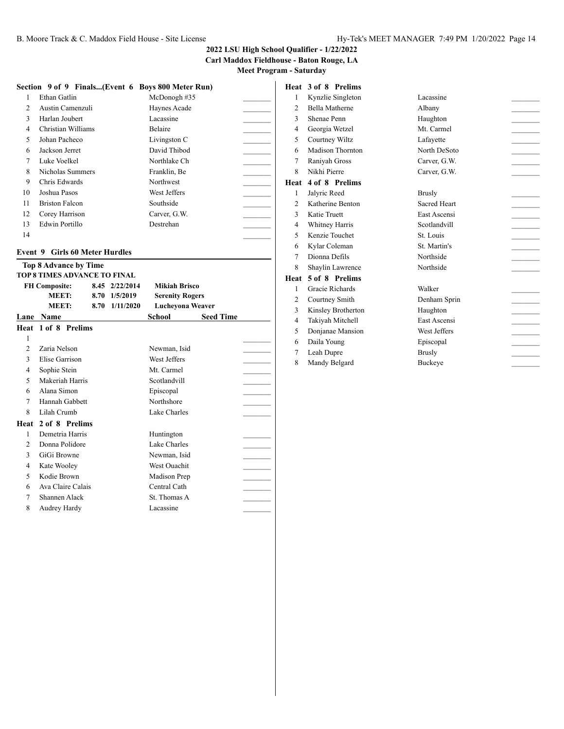## 2022 LSU High School Qualifier - 1/22/2022
**Carl Maddox Fieldhouse - Baton Rouge, LA**
**Meet Program - Saturday**

### Section 9 of 9 Finals...(Event 6 Boys 800 Meter Run)

| | Name | School | |
|---|---|---|---|
| 1 | Ethan Gatlin | McDonogh #35 | _______ |
| 2 | Austin Camenzuli | Haynes Acade | _______ |
| 3 | Harlan Joubert | Lacassine | _______ |
| 4 | Christian Williams | Belaire | _______ |
| 5 | Johan Pacheco | Livingston C | _______ |
| 6 | Jackson Jerret | David Thibod | _______ |
| 7 | Luke Voelkel | Northlake Ch | _______ |
| 8 | Nicholas Summers | Franklin, Be | _______ |
| 9 | Chris Edwards | Northwest | _______ |
| 10 | Joshua Pasos | West Jeffers | _______ |
| 11 | Briston Falcon | Southside | _______ |
| 12 | Corey Harrison | Carver, G.W. | _______ |
| 13 | Edwin Portillo | Destrehan | _______ |
| 14 | | | _______ |

### Event 9 Girls 60 Meter Hurdles

**Top 8 Advance by Time**
**TOP 8 TIMES ADVANCE TO FINAL**

| | | | |
|---|---|---|---|
| **FH Composite:** | 8.45 | 2/22/2014 | **Mikiah Brisco** |
| **MEET:** | 8.70 | 1/5/2019 | **Serenity Rogers** |
| **MEET:** | 8.70 | 1/11/2020 | **Lucheyona Weaver** |

#### Heat 1 of 8 Prelims

| Lane | Name | School | Seed Time |
|---|---|---|---|
| 1 | | | _______ |
| 2 | Zaria Nelson | Newman, Isid | _______ |
| 3 | Elise Garrison | West Jeffers | _______ |
| 4 | Sophie Stein | Mt. Carmel | _______ |
| 5 | Makeriah Harris | Scotlandvill | _______ |
| 6 | Alana Simon | Episcopal | _______ |
| 7 | Hannah Gabbett | Northshore | _______ |
| 8 | Lilah Crumb | Lake Charles | _______ |

#### Heat 2 of 8 Prelims

| Lane | Name | School | Seed Time |
|---|---|---|---|
| 1 | Demetria Harris | Huntington | _______ |
| 2 | Donna Polidore | Lake Charles | _______ |
| 3 | GiGi Browne | Newman, Isid | _______ |
| 4 | Kate Wooley | West Ouachit | _______ |
| 5 | Kodie Brown | Madison Prep | _______ |
| 6 | Ava Claire Calais | Central Cath | _______ |
| 7 | Shannen Alack | St. Thomas A | _______ |
| 8 | Audrey Hardy | Lacassine | _______ |

#### Heat 3 of 8 Prelims

| Lane | Name | School | Seed Time |
|---|---|---|---|
| 1 | Kynzlie Singleton | Lacassine | _______ |
| 2 | Bella Matherne | Albany | _______ |
| 3 | Shenae Penn | Haughton | _______ |
| 4 | Georgia Wetzel | Mt. Carmel | _______ |
| 5 | Courtney Wiltz | Lafayette | _______ |
| 6 | Madison Thornton | North DeSoto | _______ |
| 7 | Raniyah Gross | Carver, G.W. | _______ |
| 8 | Nikhi Pierre | Carver, G.W. | _______ |

#### Heat 4 of 8 Prelims

| Lane | Name | School | Seed Time |
|---|---|---|---|
| 1 | Jalyric Reed | Brusly | _______ |
| 2 | Katherine Benton | Sacred Heart | _______ |
| 3 | Katie Truett | East Ascensi | _______ |
| 4 | Whitney Harris | Scotlandvill | _______ |
| 5 | Kenzie Touchet | St. Louis | _______ |
| 6 | Kylar Coleman | St. Martin's | _______ |
| 7 | Dionna Defils | Northside | _______ |
| 8 | Shaylin Lawrence | Northside | _______ |

#### Heat 5 of 8 Prelims

| Lane | Name | School | Seed Time |
|---|---|---|---|
| 1 | Gracie Richards | Walker | _______ |
| 2 | Courtney Smith | Denham Sprin | _______ |
| 3 | Kinsley Brotherton | Haughton | _______ |
| 4 | Takiyah Mitchell | East Ascensi | _______ |
| 5 | Donjanae Mansion | West Jeffers | _______ |
| 6 | Daila Young | Episcopal | _______ |
| 7 | Leah Dupre | Brusly | _______ |
| 8 | Mandy Belgard | Buckeye | _______ |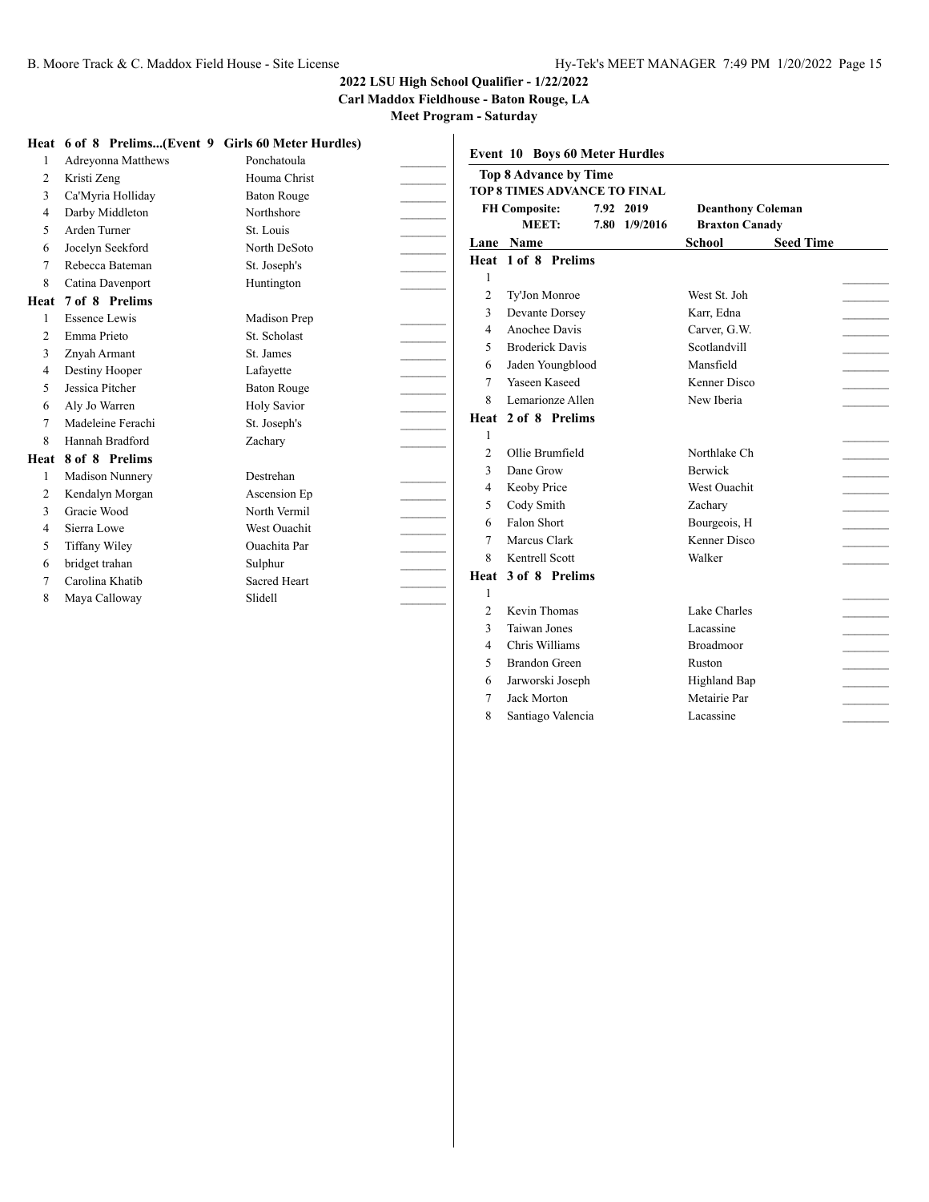# 2022 LSU High School Qualifier - 1/22/2022

**Carl Maddox Fieldhouse - Baton Rouge, LA**

**Meet Program - Saturday**

**Heat 6 of 8 Prelims...(Event 9 Girls 60 Meter Hurdles)**

| Lane | Name | School | |
|---|---|---|---|
| 1 | Adreyonna Matthews | Ponchatoula | _______ |
| 2 | Kristi Zeng | Houma Christ | _______ |
| 3 | Ca'Myria Holliday | Baton Rouge | _______ |
| 4 | Darby Middleton | Northshore | _______ |
| 5 | Arden Turner | St. Louis | _______ |
| 6 | Jocelyn Seekford | North DeSoto | _______ |
| 7 | Rebecca Bateman | St. Joseph's | _______ |
| 8 | Catina Davenport | Huntington | _______ |

**Heat 7 of 8 Prelims**

| Lane | Name | School | |
|---|---|---|---|
| 1 | Essence Lewis | Madison Prep | _______ |
| 2 | Emma Prieto | St. Scholast | _______ |
| 3 | Znyah Armant | St. James | _______ |
| 4 | Destiny Hooper | Lafayette | _______ |
| 5 | Jessica Pitcher | Baton Rouge | _______ |
| 6 | Aly Jo Warren | Holy Savior | _______ |
| 7 | Madeleine Ferachi | St. Joseph's | _______ |
| 8 | Hannah Bradford | Zachary | _______ |

**Heat 8 of 8 Prelims**

| Lane | Name | School | |
|---|---|---|---|
| 1 | Madison Nunnery | Destrehan | _______ |
| 2 | Kendalyn Morgan | Ascension Ep | _______ |
| 3 | Gracie Wood | North Vermil | _______ |
| 4 | Sierra Lowe | West Ouachit | _______ |
| 5 | Tiffany Wiley | Ouachita Par | _______ |
| 6 | bridget trahan | Sulphur | _______ |
| 7 | Carolina Khatib | Sacred Heart | _______ |
| 8 | Maya Calloway | Slidell | _______ |

## Event 10 Boys 60 Meter Hurdles

**Top 8 Advance by Time**

**TOP 8 TIMES ADVANCE TO FINAL**

| | | | |
|---|---|---|---|
| **FH Composite:** | **7.92** | **2019** | **Deanthony Coleman** |
| **MEET:** | **7.80** | **1/9/2016** | **Braxton Canady** |

**Heat 1 of 8 Prelims**

| Lane | Name | School | Seed Time |
|---|---|---|---|
| 1 | | | _______ |
| 2 | Ty'Jon Monroe | West St. Joh | _______ |
| 3 | Devante Dorsey | Karr, Edna | _______ |
| 4 | Anochee Davis | Carver, G.W. | _______ |
| 5 | Broderick Davis | Scotlandvill | _______ |
| 6 | Jaden Youngblood | Mansfield | _______ |
| 7 | Yaseen Kaseed | Kenner Disco | _______ |
| 8 | Lemarionze Allen | New Iberia | _______ |

**Heat 2 of 8 Prelims**

| Lane | Name | School | Seed Time |
|---|---|---|---|
| 1 | | | _______ |
| 2 | Ollie Brumfield | Northlake Ch | _______ |
| 3 | Dane Grow | Berwick | _______ |
| 4 | Keoby Price | West Ouachit | _______ |
| 5 | Cody Smith | Zachary | _______ |
| 6 | Falon Short | Bourgeois, H | _______ |
| 7 | Marcus Clark | Kenner Disco | _______ |
| 8 | Kentrell Scott | Walker | _______ |

**Heat 3 of 8 Prelims**

| Lane | Name | School | Seed Time |
|---|---|---|---|
| 1 | | | _______ |
| 2 | Kevin Thomas | Lake Charles | _______ |
| 3 | Taiwan Jones | Lacassine | _______ |
| 4 | Chris Williams | Broadmoor | _______ |
| 5 | Brandon Green | Ruston | _______ |
| 6 | Jarworski Joseph | Highland Bap | _______ |
| 7 | Jack Morton | Metairie Par | _______ |
| 8 | Santiago Valencia | Lacassine | _______ |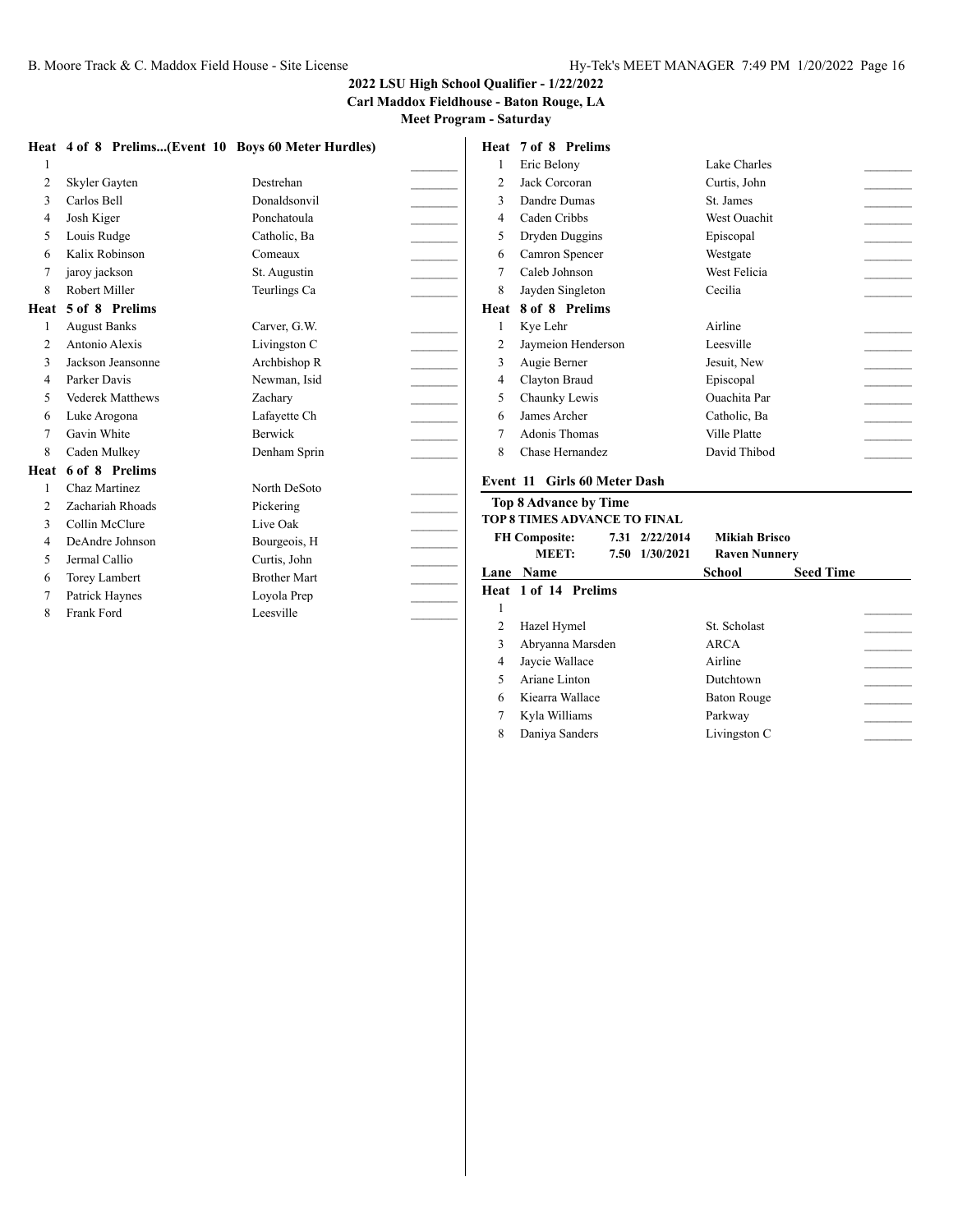**2022 LSU High School Qualifier - 1/22/2022**
**Carl Maddox Fieldhouse - Baton Rouge, LA**
**Meet Program - Saturday**

**Heat 4 of 8 Prelims...(Event 10 Boys 60 Meter Hurdles)**

| Lane | Name | School | Seed Time |
|---|---|---|---|
| 1 | | | _______ |
| 2 | Skyler Gayten | Destrehan | _______ |
| 3 | Carlos Bell | Donaldsonvil | _______ |
| 4 | Josh Kiger | Ponchatoula | _______ |
| 5 | Louis Rudge | Catholic, Ba | _______ |
| 6 | Kalix Robinson | Comeaux | _______ |
| 7 | jaroy jackson | St. Augustin | _______ |
| 8 | Robert Miller | Teurlings Ca | _______ |

**Heat 5 of 8 Prelims**

| Lane | Name | School | Seed Time |
|---|---|---|---|
| 1 | August Banks | Carver, G.W. | _______ |
| 2 | Antonio Alexis | Livingston C | _______ |
| 3 | Jackson Jeansonne | Archbishop R | _______ |
| 4 | Parker Davis | Newman, Isid | _______ |
| 5 | Vederek Matthews | Zachary | _______ |
| 6 | Luke Arogona | Lafayette Ch | _______ |
| 7 | Gavin White | Berwick | _______ |
| 8 | Caden Mulkey | Denham Sprin | _______ |

**Heat 6 of 8 Prelims**

| Lane | Name | School | Seed Time |
|---|---|---|---|
| 1 | Chaz Martinez | North DeSoto | _______ |
| 2 | Zachariah Rhoads | Pickering | _______ |
| 3 | Collin McClure | Live Oak | _______ |
| 4 | DeAndre Johnson | Bourgeois, H | _______ |
| 5 | Jermal Callio | Curtis, John | _______ |
| 6 | Torey Lambert | Brother Mart | _______ |
| 7 | Patrick Haynes | Loyola Prep | _______ |
| 8 | Frank Ford | Leesville | _______ |

**Heat 7 of 8 Prelims**

| Lane | Name | School | Seed Time |
|---|---|---|---|
| 1 | Eric Belony | Lake Charles | _______ |
| 2 | Jack Corcoran | Curtis, John | _______ |
| 3 | Dandre Dumas | St. James | _______ |
| 4 | Caden Cribbs | West Ouachit | _______ |
| 5 | Dryden Duggins | Episcopal | _______ |
| 6 | Camron Spencer | Westgate | _______ |
| 7 | Caleb Johnson | West Felicia | _______ |
| 8 | Jayden Singleton | Cecilia | _______ |

**Heat 8 of 8 Prelims**

| Lane | Name | School | Seed Time |
|---|---|---|---|
| 1 | Kye Lehr | Airline | _______ |
| 2 | Jaymeion Henderson | Leesville | _______ |
| 3 | Augie Berner | Jesuit, New | _______ |
| 4 | Clayton Braud | Episcopal | _______ |
| 5 | Chaunky Lewis | Ouachita Par | _______ |
| 6 | James Archer | Catholic, Ba | _______ |
| 7 | Adonis Thomas | Ville Platte | _______ |
| 8 | Chase Hernandez | David Thibod | _______ |

## Event 11 Girls 60 Meter Dash

**Top 8 Advance by Time**
**TOP 8 TIMES ADVANCE TO FINAL**

| | | | |
|---|---|---|---|
| **FH Composite:** | **7.31** | **2/22/2014** | **Mikiah Brisco** |
| **MEET:** | **7.50** | **1/30/2021** | **Raven Nunnery** |

**Heat 1 of 14 Prelims**

| Lane | Name | School | Seed Time |
|---|---|---|---|
| 1 | | | _______ |
| 2 | Hazel Hymel | St. Scholast | _______ |
| 3 | Abryanna Marsden | ARCA | _______ |
| 4 | Jaycie Wallace | Airline | _______ |
| 5 | Ariane Linton | Dutchtown | _______ |
| 6 | Kiearra Wallace | Baton Rouge | _______ |
| 7 | Kyla Williams | Parkway | _______ |
| 8 | Daniya Sanders | Livingston C | _______ |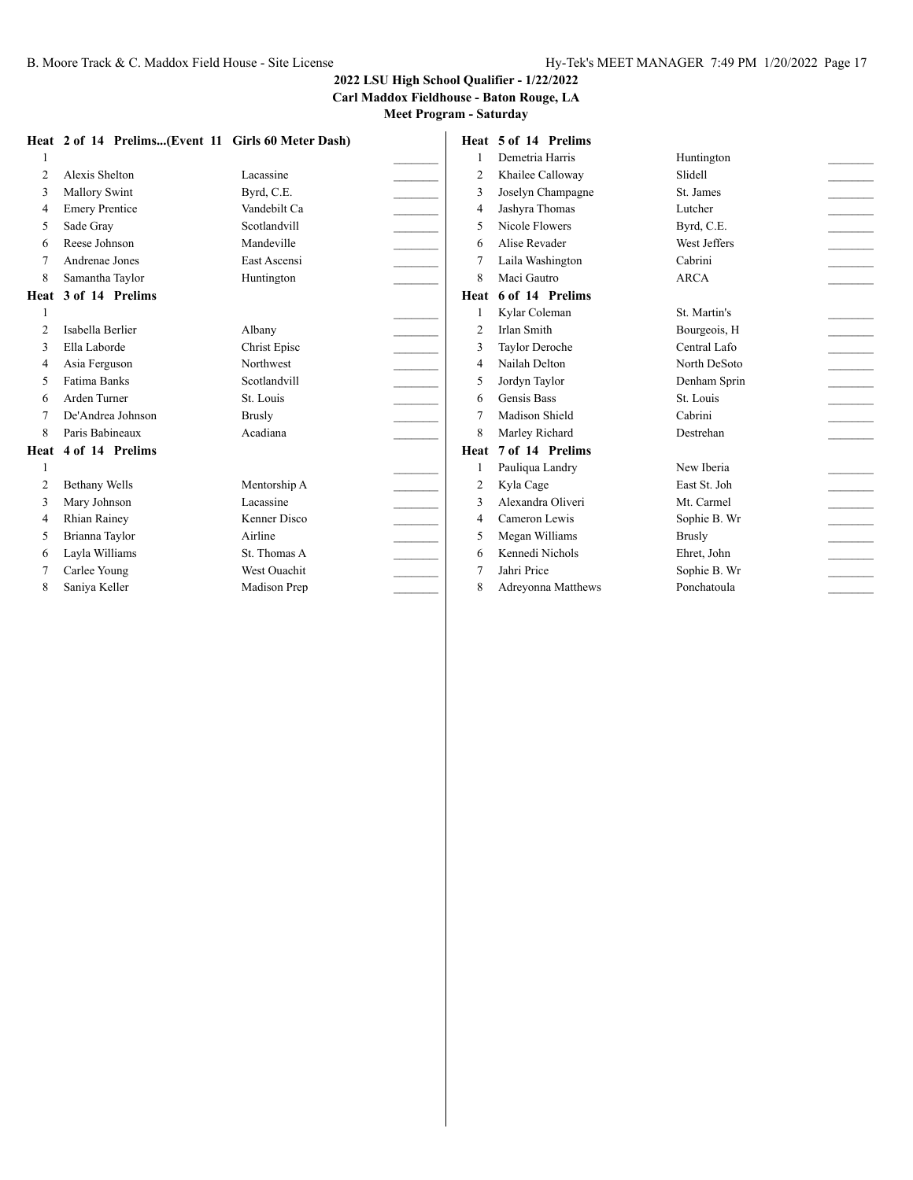**2022 LSU High School Qualifier - 1/22/2022**
**Carl Maddox Fieldhouse - Baton Rouge, LA**
**Meet Program - Saturday**

**Heat 2 of 14 Prelims...(Event 11 Girls 60 Meter Dash)**

| Lane | Name | School | |
|---|---|---|---|
| 1 | | | _______ |
| 2 | Alexis Shelton | Lacassine | _______ |
| 3 | Mallory Swint | Byrd, C.E. | _______ |
| 4 | Emery Prentice | Vandebilt Ca | _______ |
| 5 | Sade Gray | Scotlandvill | _______ |
| 6 | Reese Johnson | Mandeville | _______ |
| 7 | Andrenae Jones | East Ascensi | _______ |
| 8 | Samantha Taylor | Huntington | _______ |

**Heat 3 of 14 Prelims**

| Lane | Name | School | |
|---|---|---|---|
| 1 | | | _______ |
| 2 | Isabella Berlier | Albany | _______ |
| 3 | Ella Laborde | Christ Episc | _______ |
| 4 | Asia Ferguson | Northwest | _______ |
| 5 | Fatima Banks | Scotlandvill | _______ |
| 6 | Arden Turner | St. Louis | _______ |
| 7 | De'Andrea Johnson | Brusly | _______ |
| 8 | Paris Babineaux | Acadiana | _______ |

**Heat 4 of 14 Prelims**

| Lane | Name | School | |
|---|---|---|---|
| 1 | | | _______ |
| 2 | Bethany Wells | Mentorship A | _______ |
| 3 | Mary Johnson | Lacassine | _______ |
| 4 | Rhian Rainey | Kenner Disco | _______ |
| 5 | Brianna Taylor | Airline | _______ |
| 6 | Layla Williams | St. Thomas A | _______ |
| 7 | Carlee Young | West Ouachit | _______ |
| 8 | Saniya Keller | Madison Prep | _______ |

**Heat 5 of 14 Prelims**

| Lane | Name | School | |
|---|---|---|---|
| 1 | Demetria Harris | Huntington | _______ |
| 2 | Khailee Calloway | Slidell | _______ |
| 3 | Joselyn Champagne | St. James | _______ |
| 4 | Jashyra Thomas | Lutcher | _______ |
| 5 | Nicole Flowers | Byrd, C.E. | _______ |
| 6 | Alise Revader | West Jeffers | _______ |
| 7 | Laila Washington | Cabrini | _______ |
| 8 | Maci Gautro | ARCA | _______ |

**Heat 6 of 14 Prelims**

| Lane | Name | School | |
|---|---|---|---|
| 1 | Kylar Coleman | St. Martin's | _______ |
| 2 | Irlan Smith | Bourgeois, H | _______ |
| 3 | Taylor Deroche | Central Lafo | _______ |
| 4 | Nailah Delton | North DeSoto | _______ |
| 5 | Jordyn Taylor | Denham Sprin | _______ |
| 6 | Gensis Bass | St. Louis | _______ |
| 7 | Madison Shield | Cabrini | _______ |
| 8 | Marley Richard | Destrehan | _______ |

**Heat 7 of 14 Prelims**

| Lane | Name | School | |
|---|---|---|---|
| 1 | Pauliqua Landry | New Iberia | _______ |
| 2 | Kyla Cage | East St. Joh | _______ |
| 3 | Alexandra Oliveri | Mt. Carmel | _______ |
| 4 | Cameron Lewis | Sophie B. Wr | _______ |
| 5 | Megan Williams | Brusly | _______ |
| 6 | Kennedi Nichols | Ehret, John | _______ |
| 7 | Jahri Price | Sophie B. Wr | _______ |
| 8 | Adreyonna Matthews | Ponchatoula | _______ |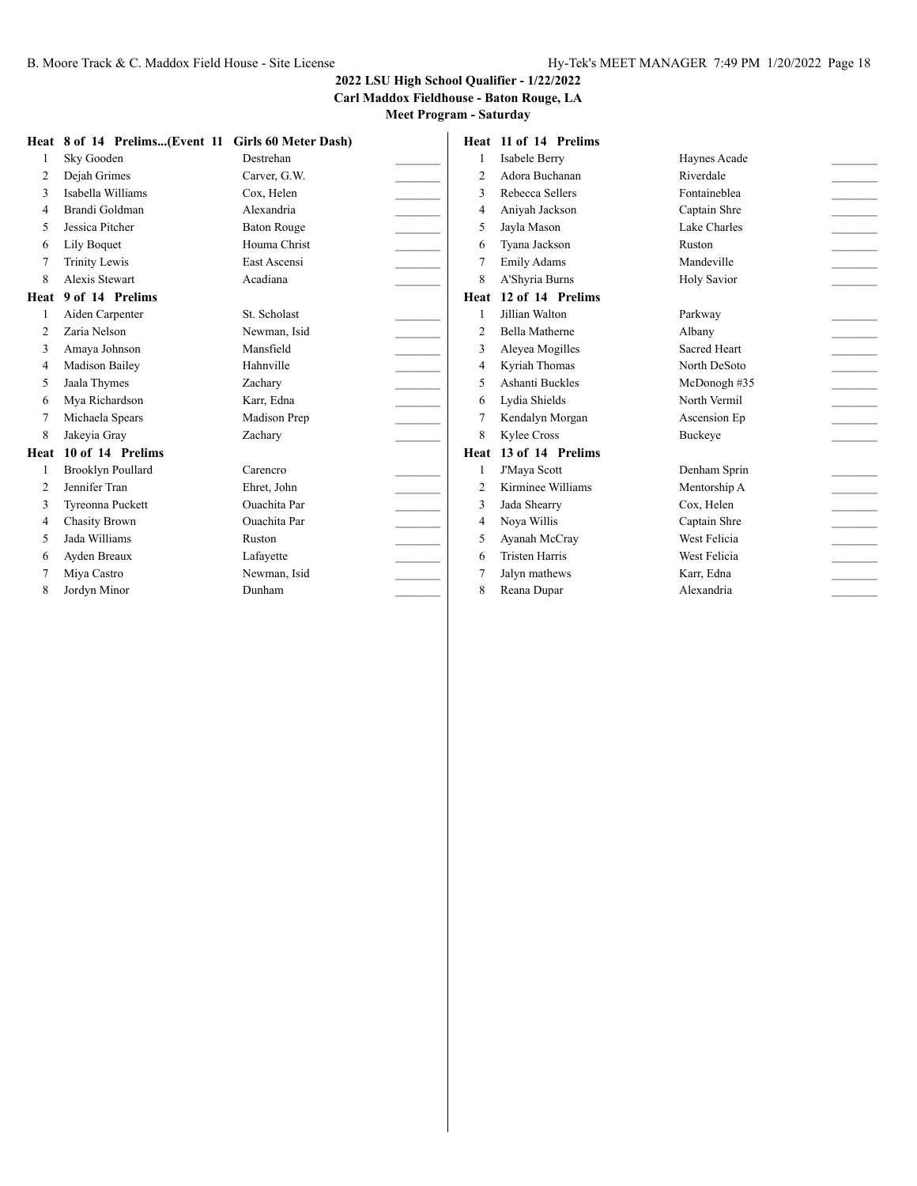**2022 LSU High School Qualifier - 1/22/2022**
**Carl Maddox Fieldhouse - Baton Rouge, LA**
**Meet Program - Saturday**

**Heat 8 of 14 Prelims...(Event 11 Girls 60 Meter Dash)**

| Lane | Name | School | |
|---|---|---|---|
| 1 | Sky Gooden | Destrehan | _______ |
| 2 | Dejah Grimes | Carver, G.W. | _______ |
| 3 | Isabella Williams | Cox, Helen | _______ |
| 4 | Brandi Goldman | Alexandria | _______ |
| 5 | Jessica Pitcher | Baton Rouge | _______ |
| 6 | Lily Boquet | Houma Christ | _______ |
| 7 | Trinity Lewis | East Ascensi | _______ |
| 8 | Alexis Stewart | Acadiana | _______ |

**Heat 9 of 14 Prelims**

| Lane | Name | School | |
|---|---|---|---|
| 1 | Aiden Carpenter | St. Scholast | _______ |
| 2 | Zaria Nelson | Newman, Isid | _______ |
| 3 | Amaya Johnson | Mansfield | _______ |
| 4 | Madison Bailey | Hahnville | _______ |
| 5 | Jaala Thymes | Zachary | _______ |
| 6 | Mya Richardson | Karr, Edna | _______ |
| 7 | Michaela Spears | Madison Prep | _______ |
| 8 | Jakeyia Gray | Zachary | _______ |

**Heat 10 of 14 Prelims**

| Lane | Name | School | |
|---|---|---|---|
| 1 | Brooklyn Poullard | Carencro | _______ |
| 2 | Jennifer Tran | Ehret, John | _______ |
| 3 | Tyreonna Puckett | Ouachita Par | _______ |
| 4 | Chasity Brown | Ouachita Par | _______ |
| 5 | Jada Williams | Ruston | _______ |
| 6 | Ayden Breaux | Lafayette | _______ |
| 7 | Miya Castro | Newman, Isid | _______ |
| 8 | Jordyn Minor | Dunham | _______ |

**Heat 11 of 14 Prelims**

| Lane | Name | School | |
|---|---|---|---|
| 1 | Isabele Berry | Haynes Acade | _______ |
| 2 | Adora Buchanan | Riverdale | _______ |
| 3 | Rebecca Sellers | Fontaineblea | _______ |
| 4 | Aniyah Jackson | Captain Shre | _______ |
| 5 | Jayla Mason | Lake Charles | _______ |
| 6 | Tyana Jackson | Ruston | _______ |
| 7 | Emily Adams | Mandeville | _______ |
| 8 | A'Shyria Burns | Holy Savior | _______ |

**Heat 12 of 14 Prelims**

| Lane | Name | School | |
|---|---|---|---|
| 1 | Jillian Walton | Parkway | _______ |
| 2 | Bella Matherne | Albany | _______ |
| 3 | Aleyea Mogilles | Sacred Heart | _______ |
| 4 | Kyriah Thomas | North DeSoto | _______ |
| 5 | Ashanti Buckles | McDonogh #35 | _______ |
| 6 | Lydia Shields | North Vermil | _______ |
| 7 | Kendalyn Morgan | Ascension Ep | _______ |
| 8 | Kylee Cross | Buckeye | _______ |

**Heat 13 of 14 Prelims**

| Lane | Name | School | |
|---|---|---|---|
| 1 | J'Maya Scott | Denham Sprin | _______ |
| 2 | Kirminee Williams | Mentorship A | _______ |
| 3 | Jada Shearry | Cox, Helen | _______ |
| 4 | Noya Willis | Captain Shre | _______ |
| 5 | Ayanah McCray | West Felicia | _______ |
| 6 | Tristen Harris | West Felicia | _______ |
| 7 | Jalyn mathews | Karr, Edna | _______ |
| 8 | Reana Dupar | Alexandria | _______ |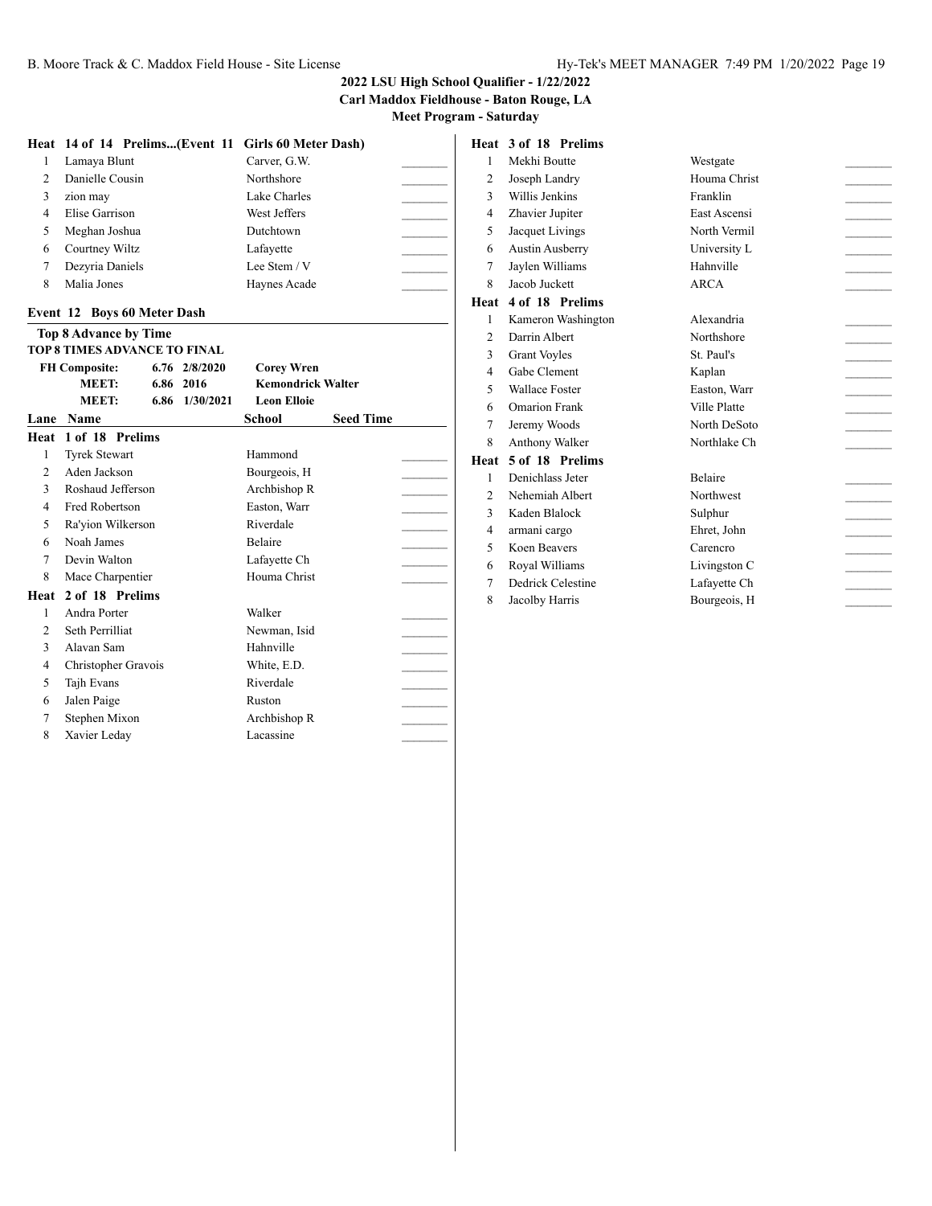**2022 LSU High School Qualifier - 1/22/2022**
**Carl Maddox Fieldhouse - Baton Rouge, LA**
**Meet Program - Saturday**

**Heat 14 of 14 Prelims...(Event 11 Girls 60 Meter Dash)**

| Lane | Name | School | Seed Time |
|---|---|---|---|
| 1 | Lamaya Blunt | Carver, G.W. | _______ |
| 2 | Danielle Cousin | Northshore | _______ |
| 3 | zion may | Lake Charles | _______ |
| 4 | Elise Garrison | West Jeffers | _______ |
| 5 | Meghan Joshua | Dutchtown | _______ |
| 6 | Courtney Wiltz | Lafayette | _______ |
| 7 | Dezyria Daniels | Lee Stem / V | _______ |
| 8 | Malia Jones | Haynes Acade | _______ |

## Event 12 Boys 60 Meter Dash

**Top 8 Advance by Time**
**TOP 8 TIMES ADVANCE TO FINAL**

| | | | |
|---|---|---|---|
| **FH Composite:** | 6.76 | 2/8/2020 | **Corey Wren** |
| **MEET:** | 6.86 | 2016 | **Kemondrick Walter** |
| **MEET:** | 6.86 | 1/30/2021 | **Leon Elloie** |

**Heat 1 of 18 Prelims**

| Lane | Name | School | Seed Time |
|---|---|---|---|
| 1 | Tyrek Stewart | Hammond | _______ |
| 2 | Aden Jackson | Bourgeois, H | _______ |
| 3 | Roshaud Jefferson | Archbishop R | _______ |
| 4 | Fred Robertson | Easton, Warr | _______ |
| 5 | Ra'yion Wilkerson | Riverdale | _______ |
| 6 | Noah James | Belaire | _______ |
| 7 | Devin Walton | Lafayette Ch | _______ |
| 8 | Mace Charpentier | Houma Christ | _______ |

**Heat 2 of 18 Prelims**

| Lane | Name | School | Seed Time |
|---|---|---|---|
| 1 | Andra Porter | Walker | _______ |
| 2 | Seth Perrilliat | Newman, Isid | _______ |
| 3 | Alavan Sam | Hahnville | _______ |
| 4 | Christopher Gravois | White, E.D. | _______ |
| 5 | Tajh Evans | Riverdale | _______ |
| 6 | Jalen Paige | Ruston | _______ |
| 7 | Stephen Mixon | Archbishop R | _______ |
| 8 | Xavier Leday | Lacassine | _______ |

**Heat 3 of 18 Prelims**

| Lane | Name | School | Seed Time |
|---|---|---|---|
| 1 | Mekhi Boutte | Westgate | _______ |
| 2 | Joseph Landry | Houma Christ | _______ |
| 3 | Willis Jenkins | Franklin | _______ |
| 4 | Zhavier Jupiter | East Ascensi | _______ |
| 5 | Jacquet Livings | North Vermil | _______ |
| 6 | Austin Ausberry | University L | _______ |
| 7 | Jaylen Williams | Hahnville | _______ |
| 8 | Jacob Juckett | ARCA | _______ |

**Heat 4 of 18 Prelims**

| Lane | Name | School | Seed Time |
|---|---|---|---|
| 1 | Kameron Washington | Alexandria | _______ |
| 2 | Darrin Albert | Northshore | _______ |
| 3 | Grant Voyles | St. Paul's | _______ |
| 4 | Gabe Clement | Kaplan | _______ |
| 5 | Wallace Foster | Easton, Warr | _______ |
| 6 | Omarion Frank | Ville Platte | _______ |
| 7 | Jeremy Woods | North DeSoto | _______ |
| 8 | Anthony Walker | Northlake Ch | _______ |

**Heat 5 of 18 Prelims**

| Lane | Name | School | Seed Time |
|---|---|---|---|
| 1 | Denichlass Jeter | Belaire | _______ |
| 2 | Nehemiah Albert | Northwest | _______ |
| 3 | Kaden Blalock | Sulphur | _______ |
| 4 | armani cargo | Ehret, John | _______ |
| 5 | Koen Beavers | Carencro | _______ |
| 6 | Royal Williams | Livingston C | _______ |
| 7 | Dedrick Celestine | Lafayette Ch | _______ |
| 8 | Jacolby Harris | Bourgeois, H | _______ |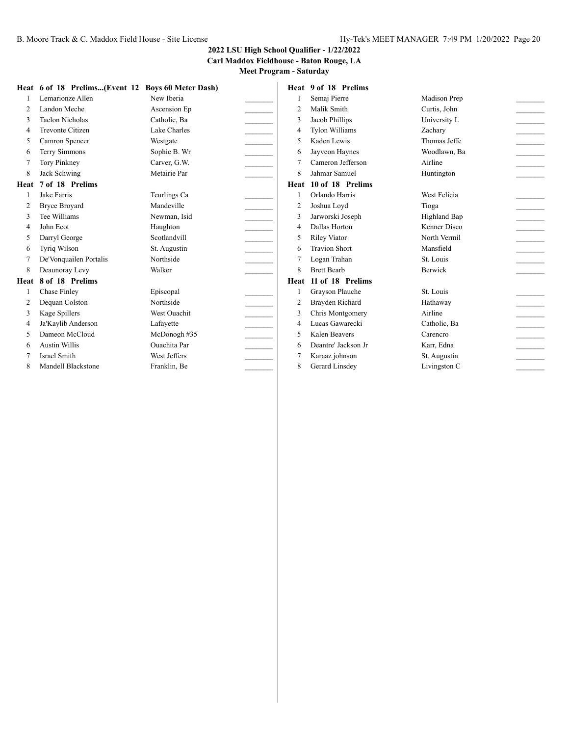## 2022 LSU High School Qualifier - 1/22/2022

**Carl Maddox Fieldhouse - Baton Rouge, LA**

**Meet Program - Saturday**

**Heat 6 of 18 Prelims...(Event 12 Boys 60 Meter Dash)**

| | Name | School | |
|---|---|---|---|
| 1 | Lemarionze Allen | New Iberia | _______ |
| 2 | Landon Meche | Ascension Ep | _______ |
| 3 | Taelon Nicholas | Catholic, Ba | _______ |
| 4 | Trevonte Citizen | Lake Charles | _______ |
| 5 | Camron Spencer | Westgate | _______ |
| 6 | Terry Simmons | Sophie B. Wr | _______ |
| 7 | Tory Pinkney | Carver, G.W. | _______ |
| 8 | Jack Schwing | Metairie Par | _______ |

**Heat 7 of 18 Prelims**

| | Name | School | |
|---|---|---|---|
| 1 | Jake Farris | Teurlings Ca | _______ |
| 2 | Bryce Broyard | Mandeville | _______ |
| 3 | Tee Williams | Newman, Isid | _______ |
| 4 | John Ecot | Haughton | _______ |
| 5 | Darryl George | Scotlandvill | _______ |
| 6 | Tyriq Wilson | St. Augustin | _______ |
| 7 | De'Vonquailen Portalis | Northside | _______ |
| 8 | Deaunoray Levy | Walker | _______ |

**Heat 8 of 18 Prelims**

| | Name | School | |
|---|---|---|---|
| 1 | Chase Finley | Episcopal | _______ |
| 2 | Dequan Colston | Northside | _______ |
| 3 | Kage Spillers | West Ouachit | _______ |
| 4 | Ja'Kaylib Anderson | Lafayette | _______ |
| 5 | Dameon McCloud | McDonogh #35 | _______ |
| 6 | Austin Willis | Ouachita Par | _______ |
| 7 | Israel Smith | West Jeffers | _______ |
| 8 | Mandell Blackstone | Franklin, Be | _______ |

**Heat 9 of 18 Prelims**

| | Name | School | |
|---|---|---|---|
| 1 | Semaj Pierre | Madison Prep | _______ |
| 2 | Malik Smith | Curtis, John | _______ |
| 3 | Jacob Phillips | University L | _______ |
| 4 | Tylon Williams | Zachary | _______ |
| 5 | Kaden Lewis | Thomas Jeffe | _______ |
| 6 | Jayveon Haynes | Woodlawn, Ba | _______ |
| 7 | Cameron Jefferson | Airline | _______ |
| 8 | Jahmar Samuel | Huntington | _______ |

**Heat 10 of 18 Prelims**

| | Name | School | |
|---|---|---|---|
| 1 | Orlando Harris | West Felicia | _______ |
| 2 | Joshua Loyd | Tioga | _______ |
| 3 | Jarworski Joseph | Highland Bap | _______ |
| 4 | Dallas Horton | Kenner Disco | _______ |
| 5 | Riley Viator | North Vermil | _______ |
| 6 | Travion Short | Mansfield | _______ |
| 7 | Logan Trahan | St. Louis | _______ |
| 8 | Brett Bearb | Berwick | _______ |

**Heat 11 of 18 Prelims**

| | Name | School | |
|---|---|---|---|
| 1 | Grayson Plauche | St. Louis | _______ |
| 2 | Brayden Richard | Hathaway | _______ |
| 3 | Chris Montgomery | Airline | _______ |
| 4 | Lucas Gawarecki | Catholic, Ba | _______ |
| 5 | Kalen Beavers | Carencro | _______ |
| 6 | Deantre' Jackson Jr | Karr, Edna | _______ |
| 7 | Karaaz johnson | St. Augustin | _______ |
| 8 | Gerard Linsdey | Livingston C | _______ |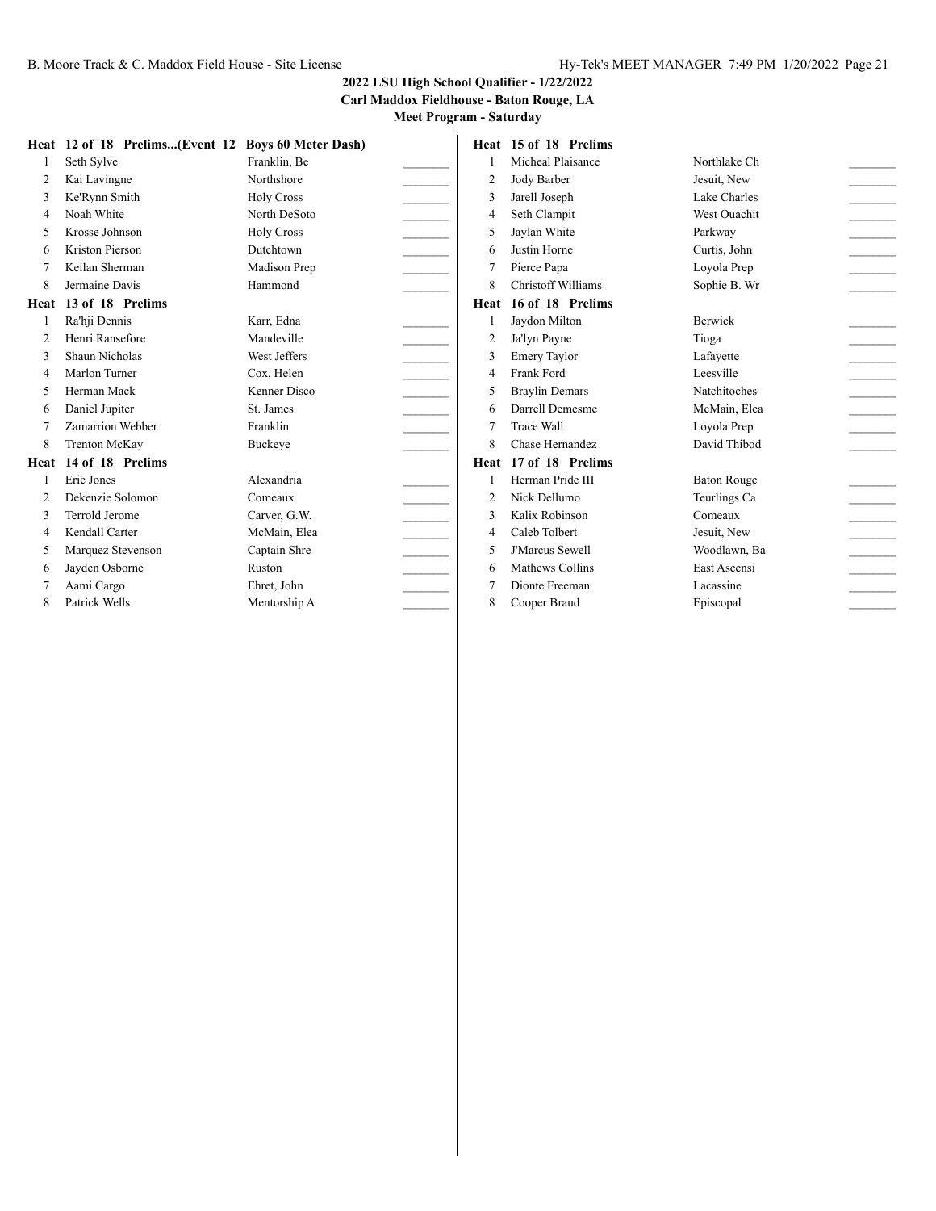**2022 LSU High School Qualifier - 1/22/2022**
**Carl Maddox Fieldhouse - Baton Rouge, LA**
**Meet Program - Saturday**

**Heat 12 of 18 Prelims...(Event 12 Boys 60 Meter Dash)**

| | Name | School | |
|---|---|---|---|
| 1 | Seth Sylve | Franklin, Be | _______ |
| 2 | Kai Lavingne | Northshore | _______ |
| 3 | Ke'Rynn Smith | Holy Cross | _______ |
| 4 | Noah White | North DeSoto | _______ |
| 5 | Krosse Johnson | Holy Cross | _______ |
| 6 | Kriston Pierson | Dutchtown | _______ |
| 7 | Keilan Sherman | Madison Prep | _______ |
| 8 | Jermaine Davis | Hammond | _______ |

**Heat 13 of 18 Prelims**

| | Name | School | |
|---|---|---|---|
| 1 | Ra'hji Dennis | Karr, Edna | _______ |
| 2 | Henri Ransefore | Mandeville | _______ |
| 3 | Shaun Nicholas | West Jeffers | _______ |
| 4 | Marlon Turner | Cox, Helen | _______ |
| 5 | Herman Mack | Kenner Disco | _______ |
| 6 | Daniel Jupiter | St. James | _______ |
| 7 | Zamarrion Webber | Franklin | _______ |
| 8 | Trenton McKay | Buckeye | _______ |

**Heat 14 of 18 Prelims**

| | Name | School | |
|---|---|---|---|
| 1 | Eric Jones | Alexandria | _______ |
| 2 | Dekenzie Solomon | Comeaux | _______ |
| 3 | Terrold Jerome | Carver, G.W. | _______ |
| 4 | Kendall Carter | McMain, Elea | _______ |
| 5 | Marquez Stevenson | Captain Shre | _______ |
| 6 | Jayden Osborne | Ruston | _______ |
| 7 | Aami Cargo | Ehret, John | _______ |
| 8 | Patrick Wells | Mentorship A | _______ |

**Heat 15 of 18 Prelims**

| | Name | School | |
|---|---|---|---|
| 1 | Micheal Plaisance | Northlake Ch | _______ |
| 2 | Jody Barber | Jesuit, New | _______ |
| 3 | Jarell Joseph | Lake Charles | _______ |
| 4 | Seth Clampit | West Ouachit | _______ |
| 5 | Jaylan White | Parkway | _______ |
| 6 | Justin Horne | Curtis, John | _______ |
| 7 | Pierce Papa | Loyola Prep | _______ |
| 8 | Christoff Williams | Sophie B. Wr | _______ |

**Heat 16 of 18 Prelims**

| | Name | School | |
|---|---|---|---|
| 1 | Jaydon Milton | Berwick | _______ |
| 2 | Ja'lyn Payne | Tioga | _______ |
| 3 | Emery Taylor | Lafayette | _______ |
| 4 | Frank Ford | Leesville | _______ |
| 5 | Braylin Demars | Natchitoches | _______ |
| 6 | Darrell Demesme | McMain, Elea | _______ |
| 7 | Trace Wall | Loyola Prep | _______ |
| 8 | Chase Hernandez | David Thibod | _______ |

**Heat 17 of 18 Prelims**

| | Name | School | |
|---|---|---|---|
| 1 | Herman Pride III | Baton Rouge | _______ |
| 2 | Nick Dellumo | Teurlings Ca | _______ |
| 3 | Kalix Robinson | Comeaux | _______ |
| 4 | Caleb Tolbert | Jesuit, New | _______ |
| 5 | J'Marcus Sewell | Woodlawn, Ba | _______ |
| 6 | Mathews Collins | East Ascensi | _______ |
| 7 | Dionte Freeman | Lacassine | _______ |
| 8 | Cooper Braud | Episcopal | _______ |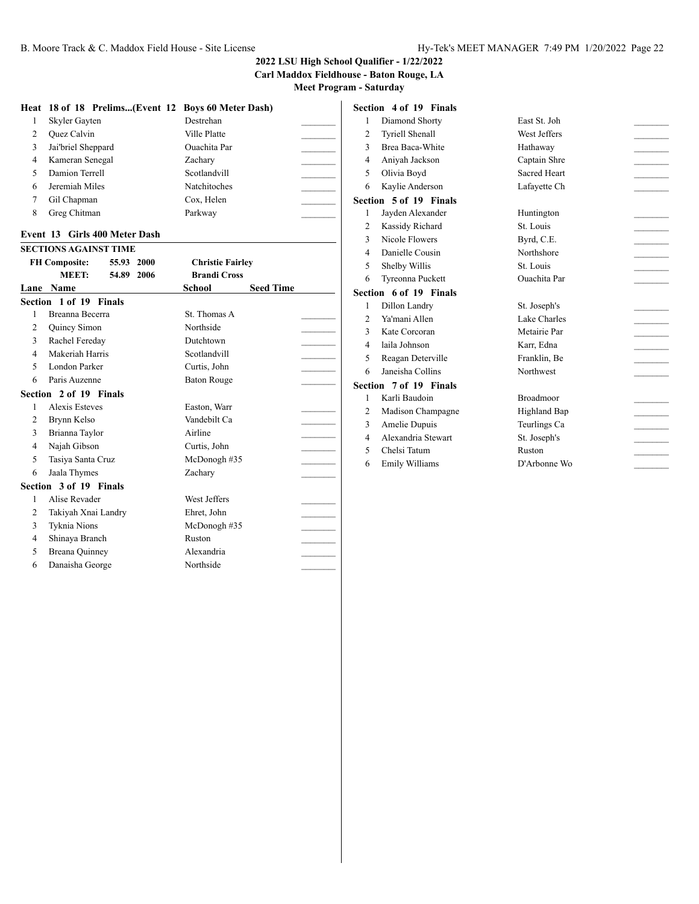## 2022 LSU High School Qualifier - 1/22/2022
### Carl Maddox Fieldhouse - Baton Rouge, LA
### Meet Program - Saturday

**Heat 18 of 18 Prelims...(Event 12 Boys 60 Meter Dash)**

| | Name | School | |
|---|---|---|---|
| 1 | Skyler Gayten | Destrehan | _______ |
| 2 | Quez Calvin | Ville Platte | _______ |
| 3 | Jai'briel Sheppard | Ouachita Par | _______ |
| 4 | Kameran Senegal | Zachary | _______ |
| 5 | Damion Terrell | Scotlandvill | _______ |
| 6 | Jeremiah Miles | Natchitoches | _______ |
| 7 | Gil Chapman | Cox, Helen | _______ |
| 8 | Greg Chitman | Parkway | _______ |

### Event 13 Girls 400 Meter Dash

**SECTIONS AGAINST TIME**

| | | | |
|---|---|---|---|
| FH Composite: | 55.93 | 2000 | Christie Fairley |
| MEET: | 54.89 | 2006 | Brandi Cross |

**Section 1 of 19 Finals**

| Lane | Name | School | Seed Time |
|---|---|---|---|
| 1 | Breanna Becerra | St. Thomas A | _______ |
| 2 | Quincy Simon | Northside | _______ |
| 3 | Rachel Fereday | Dutchtown | _______ |
| 4 | Makeriah Harris | Scotlandvill | _______ |
| 5 | London Parker | Curtis, John | _______ |
| 6 | Paris Auzenne | Baton Rouge | _______ |

**Section 2 of 19 Finals**

| Lane | Name | School | Seed Time |
|---|---|---|---|
| 1 | Alexis Esteves | Easton, Warr | _______ |
| 2 | Brynn Kelso | Vandebilt Ca | _______ |
| 3 | Brianna Taylor | Airline | _______ |
| 4 | Najah Gibson | Curtis, John | _______ |
| 5 | Tasiya Santa Cruz | McDonogh #35 | _______ |
| 6 | Jaala Thymes | Zachary | _______ |

**Section 3 of 19 Finals**

| Lane | Name | School | Seed Time |
|---|---|---|---|
| 1 | Alise Revader | West Jeffers | _______ |
| 2 | Takiyah Xnai Landry | Ehret, John | _______ |
| 3 | Tyknia Nions | McDonogh #35 | _______ |
| 4 | Shinaya Branch | Ruston | _______ |
| 5 | Breana Quinney | Alexandria | _______ |
| 6 | Danaisha George | Northside | _______ |

**Section 4 of 19 Finals**

| Lane | Name | School | Seed Time |
|---|---|---|---|
| 1 | Diamond Shorty | East St. Joh | _______ |
| 2 | Tyriell Shenall | West Jeffers | _______ |
| 3 | Brea Baca-White | Hathaway | _______ |
| 4 | Aniyah Jackson | Captain Shre | _______ |
| 5 | Olivia Boyd | Sacred Heart | _______ |
| 6 | Kaylie Anderson | Lafayette Ch | _______ |

**Section 5 of 19 Finals**

| Lane | Name | School | Seed Time |
|---|---|---|---|
| 1 | Jayden Alexander | Huntington | _______ |
| 2 | Kassidy Richard | St. Louis | _______ |
| 3 | Nicole Flowers | Byrd, C.E. | _______ |
| 4 | Danielle Cousin | Northshore | _______ |
| 5 | Shelby Willis | St. Louis | _______ |
| 6 | Tyreonna Puckett | Ouachita Par | _______ |

**Section 6 of 19 Finals**

| Lane | Name | School | Seed Time |
|---|---|---|---|
| 1 | Dillon Landry | St. Joseph's | _______ |
| 2 | Ya'mani Allen | Lake Charles | _______ |
| 3 | Kate Corcoran | Metairie Par | _______ |
| 4 | laila Johnson | Karr, Edna | _______ |
| 5 | Reagan Deterville | Franklin, Be | _______ |
| 6 | Janeisha Collins | Northwest | _______ |

**Section 7 of 19 Finals**

| Lane | Name | School | Seed Time |
|---|---|---|---|
| 1 | Karli Baudoin | Broadmoor | _______ |
| 2 | Madison Champagne | Highland Bap | _______ |
| 3 | Amelie Dupuis | Teurlings Ca | _______ |
| 4 | Alexandria Stewart | St. Joseph's | _______ |
| 5 | Chelsi Tatum | Ruston | _______ |
| 6 | Emily Williams | D'Arbonne Wo | _______ |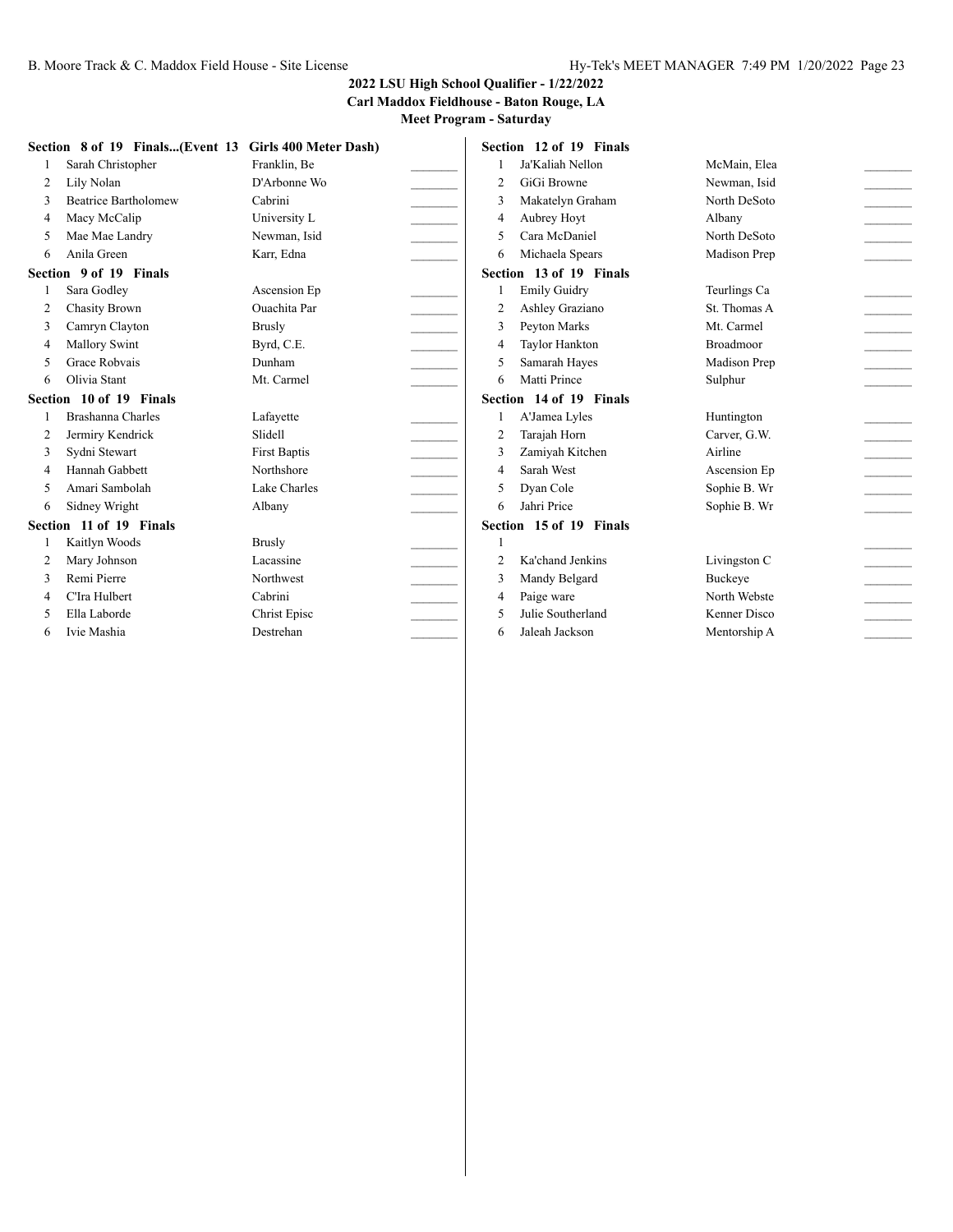## 2022 LSU High School Qualifier - 1/22/2022
### Carl Maddox Fieldhouse - Baton Rouge, LA
### Meet Program - Saturday

**Section 8 of 19 Finals...(Event 13 Girls 400 Meter Dash)**

| Lane | Name | School | |
|---|---|---|---|
| 1 | Sarah Christopher | Franklin, Be | _______ |
| 2 | Lily Nolan | D'Arbonne Wo | _______ |
| 3 | Beatrice Bartholomew | Cabrini | _______ |
| 4 | Macy McCalip | University L | _______ |
| 5 | Mae Mae Landry | Newman, Isid | _______ |
| 6 | Anila Green | Karr, Edna | _______ |

**Section 9 of 19 Finals**

| Lane | Name | School | |
|---|---|---|---|
| 1 | Sara Godley | Ascension Ep | _______ |
| 2 | Chasity Brown | Ouachita Par | _______ |
| 3 | Camryn Clayton | Brusly | _______ |
| 4 | Mallory Swint | Byrd, C.E. | _______ |
| 5 | Grace Robvais | Dunham | _______ |
| 6 | Olivia Stant | Mt. Carmel | _______ |

**Section 10 of 19 Finals**

| Lane | Name | School | |
|---|---|---|---|
| 1 | Brashanna Charles | Lafayette | _______ |
| 2 | Jermiry Kendrick | Slidell | _______ |
| 3 | Sydni Stewart | First Baptis | _______ |
| 4 | Hannah Gabbett | Northshore | _______ |
| 5 | Amari Sambolah | Lake Charles | _______ |
| 6 | Sidney Wright | Albany | _______ |

**Section 11 of 19 Finals**

| Lane | Name | School | |
|---|---|---|---|
| 1 | Kaitlyn Woods | Brusly | _______ |
| 2 | Mary Johnson | Lacassine | _______ |
| 3 | Remi Pierre | Northwest | _______ |
| 4 | C'Ira Hulbert | Cabrini | _______ |
| 5 | Ella Laborde | Christ Episc | _______ |
| 6 | Ivie Mashia | Destrehan | _______ |

**Section 12 of 19 Finals**

| Lane | Name | School | |
|---|---|---|---|
| 1 | Ja'Kaliah Nellon | McMain, Elea | _______ |
| 2 | GiGi Browne | Newman, Isid | _______ |
| 3 | Makatelyn Graham | North DeSoto | _______ |
| 4 | Aubrey Hoyt | Albany | _______ |
| 5 | Cara McDaniel | North DeSoto | _______ |
| 6 | Michaela Spears | Madison Prep | _______ |

**Section 13 of 19 Finals**

| Lane | Name | School | |
|---|---|---|---|
| 1 | Emily Guidry | Teurlings Ca | _______ |
| 2 | Ashley Graziano | St. Thomas A | _______ |
| 3 | Peyton Marks | Mt. Carmel | _______ |
| 4 | Taylor Hankton | Broadmoor | _______ |
| 5 | Samarah Hayes | Madison Prep | _______ |
| 6 | Matti Prince | Sulphur | _______ |

**Section 14 of 19 Finals**

| Lane | Name | School | |
|---|---|---|---|
| 1 | A'Jamea Lyles | Huntington | _______ |
| 2 | Tarajah Horn | Carver, G.W. | _______ |
| 3 | Zamiyah Kitchen | Airline | _______ |
| 4 | Sarah West | Ascension Ep | _______ |
| 5 | Dyan Cole | Sophie B. Wr | _______ |
| 6 | Jahri Price | Sophie B. Wr | _______ |

**Section 15 of 19 Finals**

| Lane | Name | School | |
|---|---|---|---|
| 1 | | | _______ |
| 2 | Ka'chand Jenkins | Livingston C | _______ |
| 3 | Mandy Belgard | Buckeye | _______ |
| 4 | Paige ware | North Webste | _______ |
| 5 | Julie Southerland | Kenner Disco | _______ |
| 6 | Jaleah Jackson | Mentorship A | _______ |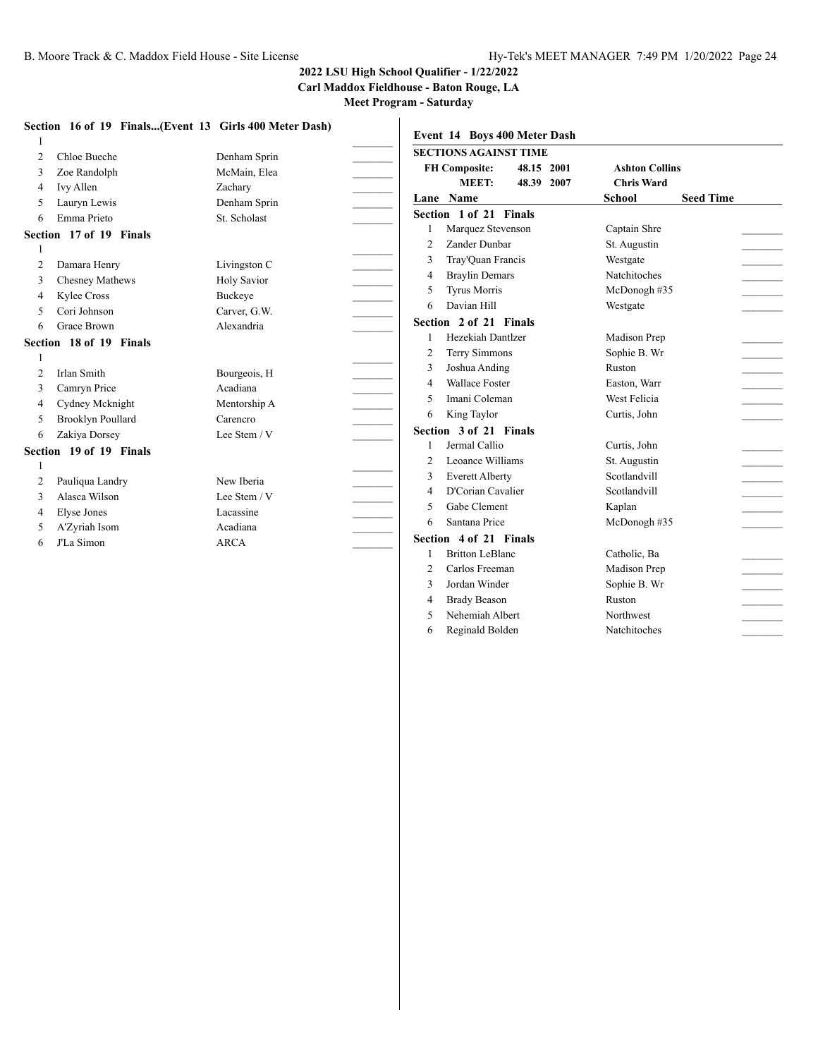**2022 LSU High School Qualifier - 1/22/2022**
**Carl Maddox Fieldhouse - Baton Rouge, LA**
**Meet Program - Saturday**

### Section 16 of 19 Finals...(Event 13 Girls 400 Meter Dash)

| Lane | Name | School | |
|---|---|---|---|
| 1 | | | |
| 2 | Chloe Bueche | Denham Sprin | |
| 3 | Zoe Randolph | McMain, Elea | |
| 4 | Ivy Allen | Zachary | |
| 5 | Lauryn Lewis | Denham Sprin | |
| 6 | Emma Prieto | St. Scholast | |

### Section 17 of 19 Finals

| Lane | Name | School | |
|---|---|---|---|
| 1 | | | |
| 2 | Damara Henry | Livingston C | |
| 3 | Chesney Mathews | Holy Savior | |
| 4 | Kylee Cross | Buckeye | |
| 5 | Cori Johnson | Carver, G.W. | |
| 6 | Grace Brown | Alexandria | |

### Section 18 of 19 Finals

| Lane | Name | School | |
|---|---|---|---|
| 1 | | | |
| 2 | Irlan Smith | Bourgeois, H | |
| 3 | Camryn Price | Acadiana | |
| 4 | Cydney Mcknight | Mentorship A | |
| 5 | Brooklyn Poullard | Carencro | |
| 6 | Zakiya Dorsey | Lee Stem / V | |

### Section 19 of 19 Finals

| Lane | Name | School | |
|---|---|---|---|
| 1 | | | |
| 2 | Pauliqua Landry | New Iberia | |
| 3 | Alasca Wilson | Lee Stem / V | |
| 4 | Elyse Jones | Lacassine | |
| 5 | A'Zyriah Isom | Acadiana | |
| 6 | J'La Simon | ARCA | |

## Event 14 Boys 400 Meter Dash

**SECTIONS AGAINST TIME**

| | | | |
|---|---|---|---|
| **FH Composite:** | **48.15** | **2001** | **Ashton Collins** |
| **MEET:** | **48.39** | **2007** | **Chris Ward** |

### Section 1 of 21 Finals

| Lane | Name | School | Seed Time |
|---|---|---|---|
| 1 | Marquez Stevenson | Captain Shre | |
| 2 | Zander Dunbar | St. Augustin | |
| 3 | Tray'Quan Francis | Westgate | |
| 4 | Braylin Demars | Natchitoches | |
| 5 | Tyrus Morris | McDonogh #35 | |
| 6 | Davian Hill | Westgate | |

### Section 2 of 21 Finals

| Lane | Name | School | Seed Time |
|---|---|---|---|
| 1 | Hezekiah Dantlzer | Madison Prep | |
| 2 | Terry Simmons | Sophie B. Wr | |
| 3 | Joshua Anding | Ruston | |
| 4 | Wallace Foster | Easton, Warr | |
| 5 | Imani Coleman | West Felicia | |
| 6 | King Taylor | Curtis, John | |

### Section 3 of 21 Finals

| Lane | Name | School | Seed Time |
|---|---|---|---|
| 1 | Jermal Callio | Curtis, John | |
| 2 | Leoance Williams | St. Augustin | |
| 3 | Everett Alberty | Scotlandvill | |
| 4 | D'Corian Cavalier | Scotlandvill | |
| 5 | Gabe Clement | Kaplan | |
| 6 | Santana Price | McDonogh #35 | |

### Section 4 of 21 Finals

| Lane | Name | School | Seed Time |
|---|---|---|---|
| 1 | Britton LeBlanc | Catholic, Ba | |
| 2 | Carlos Freeman | Madison Prep | |
| 3 | Jordan Winder | Sophie B. Wr | |
| 4 | Brady Beason | Ruston | |
| 5 | Nehemiah Albert | Northwest | |
| 6 | Reginald Bolden | Natchitoches | |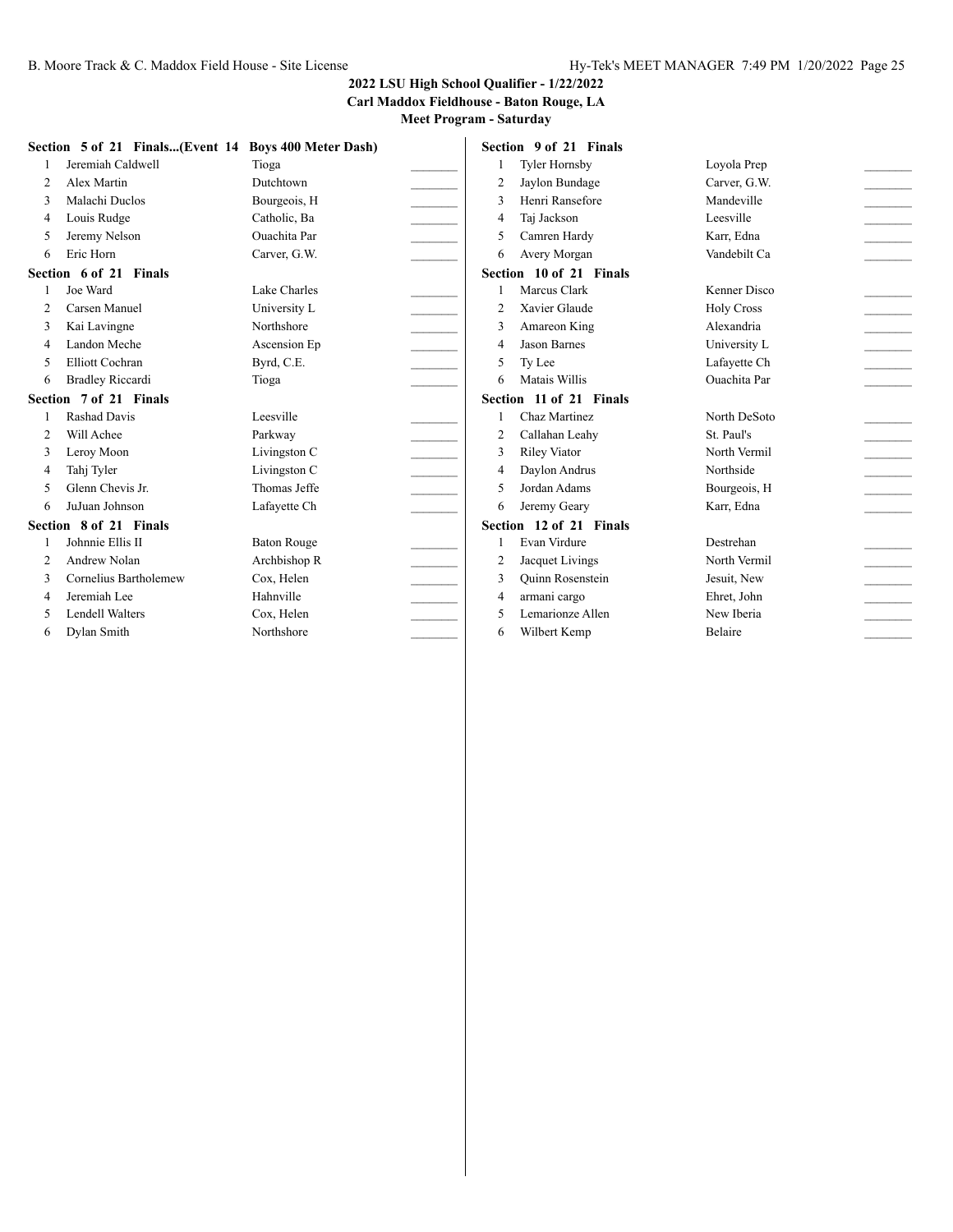## 2022 LSU High School Qualifier - 1/22/2022

**Carl Maddox Fieldhouse - Baton Rouge, LA**

**Meet Program - Saturday**

### Section 5 of 21 Finals...(Event 14 Boys 400 Meter Dash)

| | Name | School | |
|---|---|---|---|
| 1 | Jeremiah Caldwell | Tioga | _______ |
| 2 | Alex Martin | Dutchtown | _______ |
| 3 | Malachi Duclos | Bourgeois, H | _______ |
| 4 | Louis Rudge | Catholic, Ba | _______ |
| 5 | Jeremy Nelson | Ouachita Par | _______ |
| 6 | Eric Horn | Carver, G.W. | _______ |

### Section 6 of 21 Finals

| | Name | School | |
|---|---|---|---|
| 1 | Joe Ward | Lake Charles | _______ |
| 2 | Carsen Manuel | University L | _______ |
| 3 | Kai Lavingne | Northshore | _______ |
| 4 | Landon Meche | Ascension Ep | _______ |
| 5 | Elliott Cochran | Byrd, C.E. | _______ |
| 6 | Bradley Riccardi | Tioga | _______ |

### Section 7 of 21 Finals

| | Name | School | |
|---|---|---|---|
| 1 | Rashad Davis | Leesville | _______ |
| 2 | Will Achee | Parkway | _______ |
| 3 | Leroy Moon | Livingston C | _______ |
| 4 | Tahj Tyler | Livingston C | _______ |
| 5 | Glenn Chevis Jr. | Thomas Jeffe | _______ |
| 6 | JuJuan Johnson | Lafayette Ch | _______ |

### Section 8 of 21 Finals

| | Name | School | |
|---|---|---|---|
| 1 | Johnnie Ellis II | Baton Rouge | _______ |
| 2 | Andrew Nolan | Archbishop R | _______ |
| 3 | Cornelius Bartholemew | Cox, Helen | _______ |
| 4 | Jeremiah Lee | Hahnville | _______ |
| 5 | Lendell Walters | Cox, Helen | _______ |
| 6 | Dylan Smith | Northshore | _______ |

### Section 9 of 21 Finals

| | Name | School | |
|---|---|---|---|
| 1 | Tyler Hornsby | Loyola Prep | _______ |
| 2 | Jaylon Bundage | Carver, G.W. | _______ |
| 3 | Henri Ransefore | Mandeville | _______ |
| 4 | Taj Jackson | Leesville | _______ |
| 5 | Camren Hardy | Karr, Edna | _______ |
| 6 | Avery Morgan | Vandebilt Ca | _______ |

### Section 10 of 21 Finals

| | Name | School | |
|---|---|---|---|
| 1 | Marcus Clark | Kenner Disco | _______ |
| 2 | Xavier Glaude | Holy Cross | _______ |
| 3 | Amareon King | Alexandria | _______ |
| 4 | Jason Barnes | University L | _______ |
| 5 | Ty Lee | Lafayette Ch | _______ |
| 6 | Matais Willis | Ouachita Par | _______ |

### Section 11 of 21 Finals

| | Name | School | |
|---|---|---|---|
| 1 | Chaz Martinez | North DeSoto | _______ |
| 2 | Callahan Leahy | St. Paul's | _______ |
| 3 | Riley Viator | North Vermil | _______ |
| 4 | Daylon Andrus | Northside | _______ |
| 5 | Jordan Adams | Bourgeois, H | _______ |
| 6 | Jeremy Geary | Karr, Edna | _______ |

### Section 12 of 21 Finals

| | Name | School | |
|---|---|---|---|
| 1 | Evan Virdure | Destrehan | _______ |
| 2 | Jacquet Livings | North Vermil | _______ |
| 3 | Quinn Rosenstein | Jesuit, New | _______ |
| 4 | armani cargo | Ehret, John | _______ |
| 5 | Lemarionze Allen | New Iberia | _______ |
| 6 | Wilbert Kemp | Belaire | _______ |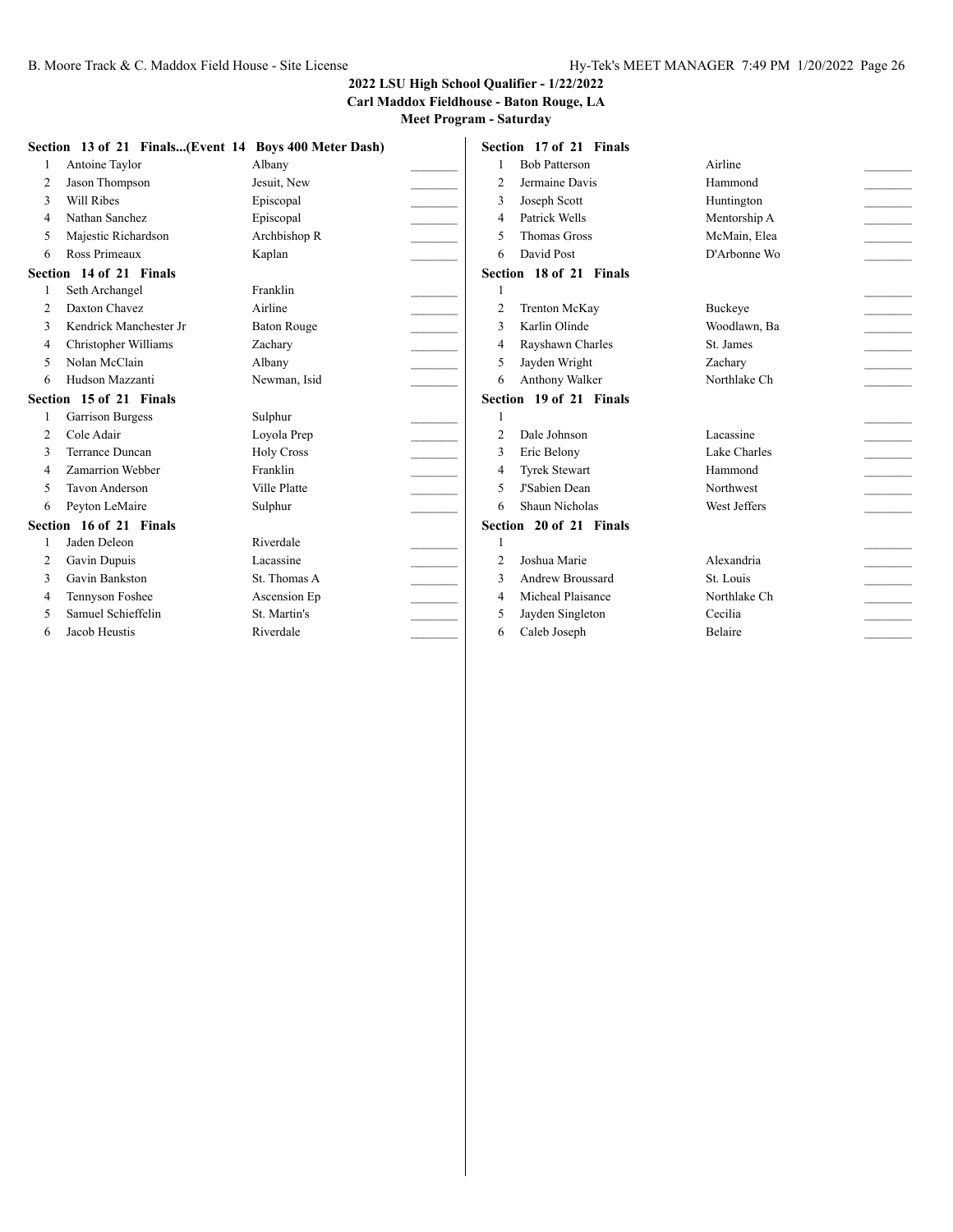## 2022 LSU High School Qualifier - 1/22/2022
## Carl Maddox Fieldhouse - Baton Rouge, LA
## Meet Program - Saturday

**Section 13 of 21 Finals...(Event 14 Boys 400 Meter Dash)**

| Lane | Name | School | |
|---|---|---|---|
| 1 | Antoine Taylor | Albany | _______ |
| 2 | Jason Thompson | Jesuit, New | _______ |
| 3 | Will Ribes | Episcopal | _______ |
| 4 | Nathan Sanchez | Episcopal | _______ |
| 5 | Majestic Richardson | Archbishop R | _______ |
| 6 | Ross Primeaux | Kaplan | _______ |

**Section 14 of 21 Finals**

| Lane | Name | School | |
|---|---|---|---|
| 1 | Seth Archangel | Franklin | _______ |
| 2 | Daxton Chavez | Airline | _______ |
| 3 | Kendrick Manchester Jr | Baton Rouge | _______ |
| 4 | Christopher Williams | Zachary | _______ |
| 5 | Nolan McClain | Albany | _______ |
| 6 | Hudson Mazzanti | Newman, Isid | _______ |

**Section 15 of 21 Finals**

| Lane | Name | School | |
|---|---|---|---|
| 1 | Garrison Burgess | Sulphur | _______ |
| 2 | Cole Adair | Loyola Prep | _______ |
| 3 | Terrance Duncan | Holy Cross | _______ |
| 4 | Zamarrion Webber | Franklin | _______ |
| 5 | Tavon Anderson | Ville Platte | _______ |
| 6 | Peyton LeMaire | Sulphur | _______ |

**Section 16 of 21 Finals**

| Lane | Name | School | |
|---|---|---|---|
| 1 | Jaden Deleon | Riverdale | _______ |
| 2 | Gavin Dupuis | Lacassine | _______ |
| 3 | Gavin Bankston | St. Thomas A | _______ |
| 4 | Tennyson Foshee | Ascension Ep | _______ |
| 5 | Samuel Schieffelin | St. Martin's | _______ |
| 6 | Jacob Heustis | Riverdale | _______ |

**Section 17 of 21 Finals**

| Lane | Name | School | |
|---|---|---|---|
| 1 | Bob Patterson | Airline | _______ |
| 2 | Jermaine Davis | Hammond | _______ |
| 3 | Joseph Scott | Huntington | _______ |
| 4 | Patrick Wells | Mentorship A | _______ |
| 5 | Thomas Gross | McMain, Elea | _______ |
| 6 | David Post | D'Arbonne Wo | _______ |

**Section 18 of 21 Finals**

| Lane | Name | School | |
|---|---|---|---|
| 1 | | | _______ |
| 2 | Trenton McKay | Buckeye | _______ |
| 3 | Karlin Olinde | Woodlawn, Ba | _______ |
| 4 | Rayshawn Charles | St. James | _______ |
| 5 | Jayden Wright | Zachary | _______ |
| 6 | Anthony Walker | Northlake Ch | _______ |

**Section 19 of 21 Finals**

| Lane | Name | School | |
|---|---|---|---|
| 1 | | | _______ |
| 2 | Dale Johnson | Lacassine | _______ |
| 3 | Eric Belony | Lake Charles | _______ |
| 4 | Tyrek Stewart | Hammond | _______ |
| 5 | J'Sabien Dean | Northwest | _______ |
| 6 | Shaun Nicholas | West Jeffers | _______ |

**Section 20 of 21 Finals**

| Lane | Name | School | |
|---|---|---|---|
| 1 | | | _______ |
| 2 | Joshua Marie | Alexandria | _______ |
| 3 | Andrew Broussard | St. Louis | _______ |
| 4 | Micheal Plaisance | Northlake Ch | _______ |
| 5 | Jayden Singleton | Cecilia | _______ |
| 6 | Caleb Joseph | Belaire | _______ |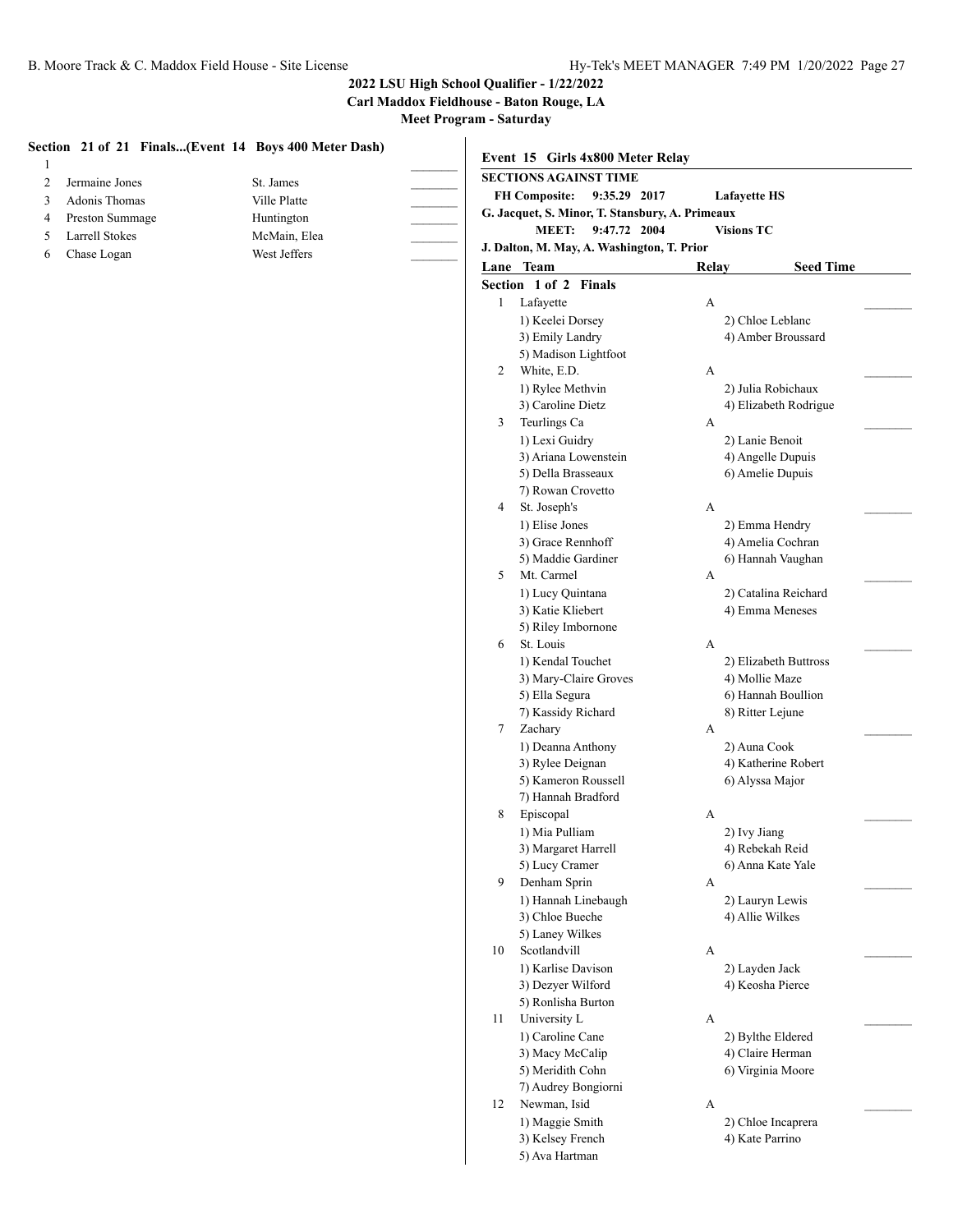## 2022 LSU High School Qualifier - 1/22/2022

**Carl Maddox Fieldhouse - Baton Rouge, LA**

**Meet Program - Saturday**

### Section 21 of 21 Finals...(Event 14 Boys 400 Meter Dash)

| Lane | Name | School | |
|---|---|---|---|
| 1 | | | _______ |
| 2 | Jermaine Jones | St. James | _______ |
| 3 | Adonis Thomas | Ville Platte | _______ |
| 4 | Preston Summage | Huntington | _______ |
| 5 | Larrell Stokes | McMain, Elea | _______ |
| 6 | Chase Logan | West Jeffers | _______ |

### Event 15 Girls 4x800 Meter Relay

**SECTIONS AGAINST TIME**

**FH Composite: 9:35.29 2017 Lafayette HS**
**G. Jacquet, S. Minor, T. Stansbury, A. Primeaux**
**MEET: 9:47.72 2004 Visions TC**
**J. Dalton, M. May, A. Washington, T. Prior**

| Lane | Team | Relay | Seed Time |
|---|---|---|---|

**Section 1 of 2 Finals**

1 Lafayette — A — _______
1) Keelei Dorsey 2) Chloe Leblanc
3) Emily Landry 4) Amber Broussard
5) Madison Lightfoot

2 White, E.D. — A — _______
1) Rylee Methvin 2) Julia Robichaux
3) Caroline Dietz 4) Elizabeth Rodrigue

3 Teurlings Ca — A — _______
1) Lexi Guidry 2) Lanie Benoit
3) Ariana Lowenstein 4) Angelle Dupuis
5) Della Brasseaux 6) Amelie Dupuis
7) Rowan Crovetto

4 St. Joseph's — A — _______
1) Elise Jones 2) Emma Hendry
3) Grace Rennhoff 4) Amelia Cochran
5) Maddie Gardiner 6) Hannah Vaughan

5 Mt. Carmel — A — _______
1) Lucy Quintana 2) Catalina Reichard
3) Katie Kliebert 4) Emma Meneses
5) Riley Imbornone

6 St. Louis — A — _______
1) Kendal Touchet 2) Elizabeth Buttross
3) Mary-Claire Groves 4) Mollie Maze
5) Ella Segura 6) Hannah Boullion
7) Kassidy Richard 8) Ritter Lejune

7 Zachary — A — _______
1) Deanna Anthony 2) Auna Cook
3) Rylee Deignan 4) Katherine Robert
5) Kameron Roussell 6) Alyssa Major
7) Hannah Bradford

8 Episcopal — A — _______
1) Mia Pulliam 2) Ivy Jiang
3) Margaret Harrell 4) Rebekah Reid
5) Lucy Cramer 6) Anna Kate Yale

9 Denham Sprin — A — _______
1) Hannah Linebaugh 2) Lauryn Lewis
3) Chloe Bueche 4) Allie Wilkes
5) Laney Wilkes

10 Scotlandvill — A — _______
1) Karlise Davison 2) Layden Jack
3) Dezyer Wilford 4) Keosha Pierce
5) Ronlisha Burton

11 University L — A — _______
1) Caroline Cane 2) Bylthe Eldered
3) Macy McCalip 4) Claire Herman
5) Meridith Cohn 6) Virginia Moore
7) Audrey Bongiorni

12 Newman, Isid — A — _______
1) Maggie Smith 2) Chloe Incaprera
3) Kelsey French 4) Kate Parrino
5) Ava Hartman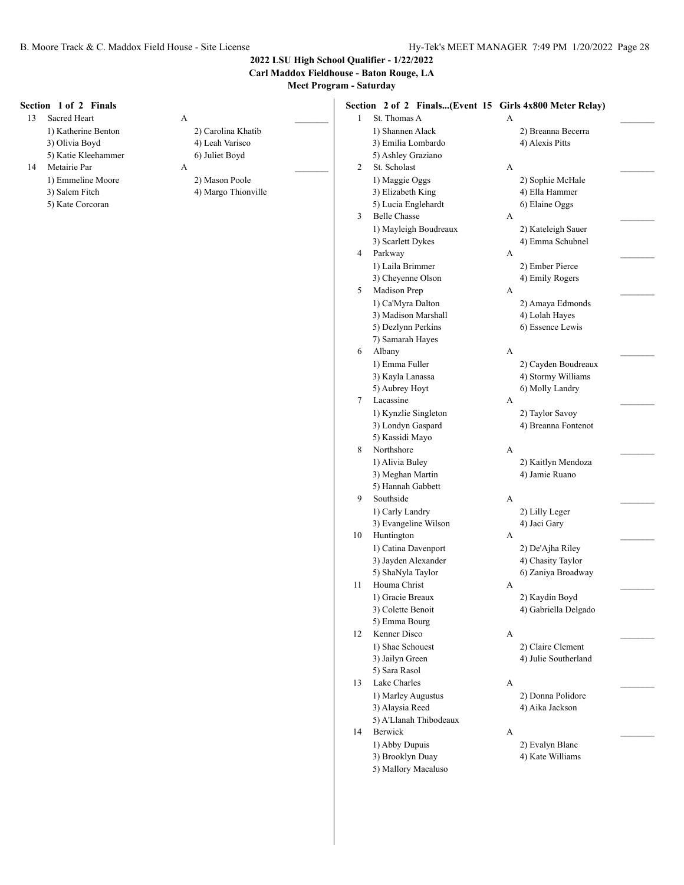## 2022 LSU High School Qualifier - 1/22/2022
## Carl Maddox Fieldhouse - Baton Rouge, LA
## Meet Program - Saturday

### Section 1 of 2 Finals

13 Sacred Heart A _______
- 1) Katherine Benton
- 2) Carolina Khatib
- 3) Olivia Boyd
- 4) Leah Varisco
- 5) Katie Kleehammer
- 6) Juliet Boyd

14 Metairie Par A _______
- 1) Emmeline Moore
- 2) Mason Poole
- 3) Salem Fitch
- 4) Margo Thionville
- 5) Kate Corcoran

### Section 2 of 2 Finals...(Event 15 Girls 4x800 Meter Relay)

1 St. Thomas A A _______
- 1) Shannen Alack
- 2) Breanna Becerra
- 3) Emilia Lombardo
- 4) Alexis Pitts
- 5) Ashley Graziano

2 St. Scholast A _______
- 1) Maggie Oggs
- 2) Sophie McHale
- 3) Elizabeth King
- 4) Ella Hammer
- 5) Lucia Englehardt
- 6) Elaine Oggs

3 Belle Chasse A _______
- 1) Mayleigh Boudreaux
- 2) Kateleigh Sauer
- 3) Scarlett Dykes
- 4) Emma Schubnel

4 Parkway A _______
- 1) Laila Brimmer
- 2) Ember Pierce
- 3) Cheyenne Olson
- 4) Emily Rogers

5 Madison Prep A _______
- 1) Ca'Myra Dalton
- 2) Amaya Edmonds
- 3) Madison Marshall
- 4) Lolah Hayes
- 5) Dezlynn Perkins
- 6) Essence Lewis
- 7) Samarah Hayes

6 Albany A _______
- 1) Emma Fuller
- 2) Cayden Boudreaux
- 3) Kayla Lanassa
- 4) Stormy Williams
- 5) Aubrey Hoyt
- 6) Molly Landry

7 Lacassine A _______
- 1) Kynzlie Singleton
- 2) Taylor Savoy
- 3) Londyn Gaspard
- 4) Breanna Fontenot
- 5) Kassidi Mayo

8 Northshore A _______
- 1) Alivia Buley
- 2) Kaitlyn Mendoza
- 3) Meghan Martin
- 4) Jamie Ruano
- 5) Hannah Gabbett

9 Southside A _______
- 1) Carly Landry
- 2) Lilly Leger
- 3) Evangeline Wilson
- 4) Jaci Gary

10 Huntington A _______
- 1) Catina Davenport
- 2) De'Ajha Riley
- 3) Jayden Alexander
- 4) Chasity Taylor
- 5) ShaNyla Taylor
- 6) Zaniya Broadway

11 Houma Christ A _______
- 1) Gracie Breaux
- 2) Kaydin Boyd
- 3) Colette Benoit
- 4) Gabriella Delgado
- 5) Emma Bourg

12 Kenner Disco A _______
- 1) Shae Schouest
- 2) Claire Clement
- 3) Jailyn Green
- 4) Julie Southerland
- 5) Sara Rasol

13 Lake Charles A _______
- 1) Marley Augustus
- 2) Donna Polidore
- 3) Alaysia Reed
- 4) Aika Jackson
- 5) A'Llanah Thibodeaux

14 Berwick A _______
- 1) Abby Dupuis
- 2) Evalyn Blanc
- 3) Brooklyn Duay
- 4) Kate Williams
- 5) Mallory Macaluso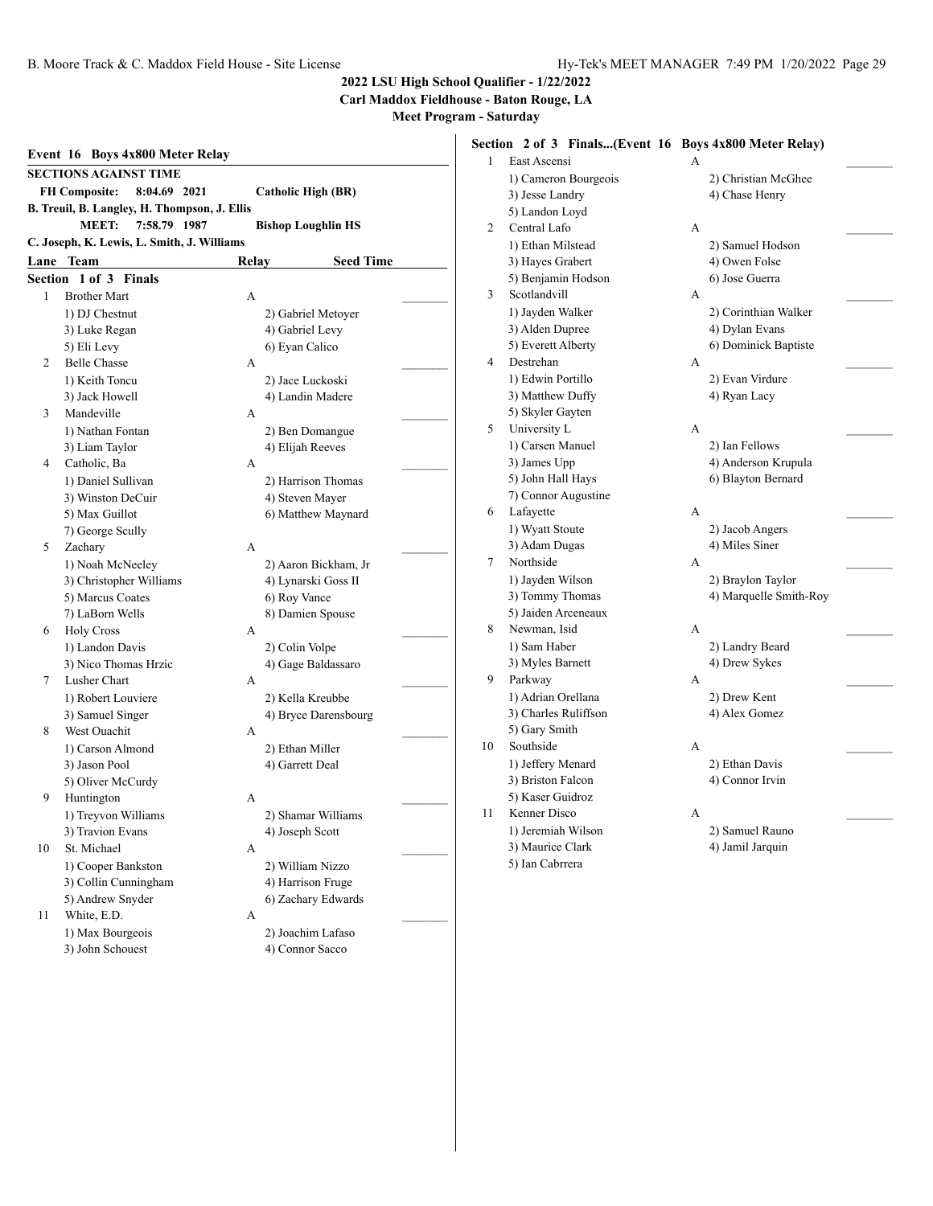## 2022 LSU High School Qualifier - 1/22/2022

**Carl Maddox Fieldhouse - Baton Rouge, LA**

**Meet Program - Saturday**

### Event 16 Boys 4x800 Meter Relay

**SECTIONS AGAINST TIME**

**FH Composite: 8:04.69 2021 Catholic High (BR)**
**B. Treuil, B. Langley, H. Thompson, J. Ellis**

**MEET: 7:58.79 1987 Bishop Loughlin HS**
**C. Joseph, K. Lewis, L. Smith, J. Williams**

| Lane | Team | Relay | Seed Time |
|---|---|---|---|

**Section 1 of 3 Finals**

| Lane | Team | Relay | Seed Time |
|---|---|---|---|
| 1 | Brother Mart | A | ________ |
| | 1) DJ Chestnut | 2) Gabriel Metoyer | |
| | 3) Luke Regan | 4) Gabriel Levy | |
| | 5) Eli Levy | 6) Eyan Calico | |
| 2 | Belle Chasse | A | ________ |
| | 1) Keith Toncu | 2) Jace Luckoski | |
| | 3) Jack Howell | 4) Landin Madere | |
| 3 | Mandeville | A | ________ |
| | 1) Nathan Fontan | 2) Ben Domangue | |
| | 3) Liam Taylor | 4) Elijah Reeves | |
| 4 | Catholic, Ba | A | ________ |
| | 1) Daniel Sullivan | 2) Harrison Thomas | |
| | 3) Winston DeCuir | 4) Steven Mayer | |
| | 5) Max Guillot | 6) Matthew Maynard | |
| | 7) George Scully | | |
| 5 | Zachary | A | ________ |
| | 1) Noah McNeeley | 2) Aaron Bickham, Jr | |
| | 3) Christopher Williams | 4) Lynarski Goss II | |
| | 5) Marcus Coates | 6) Roy Vance | |
| | 7) LaBorn Wells | 8) Damien Spouse | |
| 6 | Holy Cross | A | ________ |
| | 1) Landon Davis | 2) Colin Volpe | |
| | 3) Nico Thomas Hrzic | 4) Gage Baldassaro | |
| 7 | Lusher Chart | A | ________ |
| | 1) Robert Louviere | 2) Kella Kreubbe | |
| | 3) Samuel Singer | 4) Bryce Darensbourg | |
| 8 | West Ouachit | A | ________ |
| | 1) Carson Almond | 2) Ethan Miller | |
| | 3) Jason Pool | 4) Garrett Deal | |
| | 5) Oliver McCurdy | | |
| 9 | Huntington | A | ________ |
| | 1) Treyvon Williams | 2) Shamar Williams | |
| | 3) Travion Evans | 4) Joseph Scott | |
| 10 | St. Michael | A | ________ |
| | 1) Cooper Bankston | 2) William Nizzo | |
| | 3) Collin Cunningham | 4) Harrison Fruge | |
| | 5) Andrew Snyder | 6) Zachary Edwards | |
| 11 | White, E.D. | A | ________ |
| | 1) Max Bourgeois | 2) Joachim Lafaso | |
| | 3) John Schouest | 4) Connor Sacco | |

**Section 2 of 3 Finals...(Event 16 Boys 4x800 Meter Relay)**

| Lane | Team | Relay | Seed Time |
|---|---|---|---|
| 1 | East Ascensi | A | ________ |
| | 1) Cameron Bourgeois | 2) Christian McGhee | |
| | 3) Jesse Landry | 4) Chase Henry | |
| | 5) Landon Loyd | | |
| 2 | Central Lafo | A | ________ |
| | 1) Ethan Milstead | 2) Samuel Hodson | |
| | 3) Hayes Grabert | 4) Owen Folse | |
| | 5) Benjamin Hodson | 6) Jose Guerra | |
| 3 | Scotlandvill | A | ________ |
| | 1) Jayden Walker | 2) Corinthian Walker | |
| | 3) Alden Dupree | 4) Dylan Evans | |
| | 5) Everett Alberty | 6) Dominick Baptiste | |
| 4 | Destrehan | A | ________ |
| | 1) Edwin Portillo | 2) Evan Virdure | |
| | 3) Matthew Duffy | 4) Ryan Lacy | |
| | 5) Skyler Gayten | | |
| 5 | University L | A | ________ |
| | 1) Carsen Manuel | 2) Ian Fellows | |
| | 3) James Upp | 4) Anderson Krupula | |
| | 5) John Hall Hays | 6) Blayton Bernard | |
| | 7) Connor Augustine | | |
| 6 | Lafayette | A | ________ |
| | 1) Wyatt Stoute | 2) Jacob Angers | |
| | 3) Adam Dugas | 4) Miles Siner | |
| 7 | Northside | A | ________ |
| | 1) Jayden Wilson | 2) Braylon Taylor | |
| | 3) Tommy Thomas | 4) Marquelle Smith-Roy | |
| | 5) Jaiden Arceneaux | | |
| 8 | Newman, Isid | A | ________ |
| | 1) Sam Haber | 2) Landry Beard | |
| | 3) Myles Barnett | 4) Drew Sykes | |
| 9 | Parkway | A | ________ |
| | 1) Adrian Orellana | 2) Drew Kent | |
| | 3) Charles Ruliffson | 4) Alex Gomez | |
| | 5) Gary Smith | | |
| 10 | Southside | A | ________ |
| | 1) Jeffery Menard | 2) Ethan Davis | |
| | 3) Briston Falcon | 4) Connor Irvin | |
| | 5) Kaser Guidroz | | |
| 11 | Kenner Disco | A | ________ |
| | 1) Jeremiah Wilson | 2) Samuel Rauno | |
| | 3) Maurice Clark | 4) Jamil Jarquin | |
| | 5) Ian Cabrrera | | |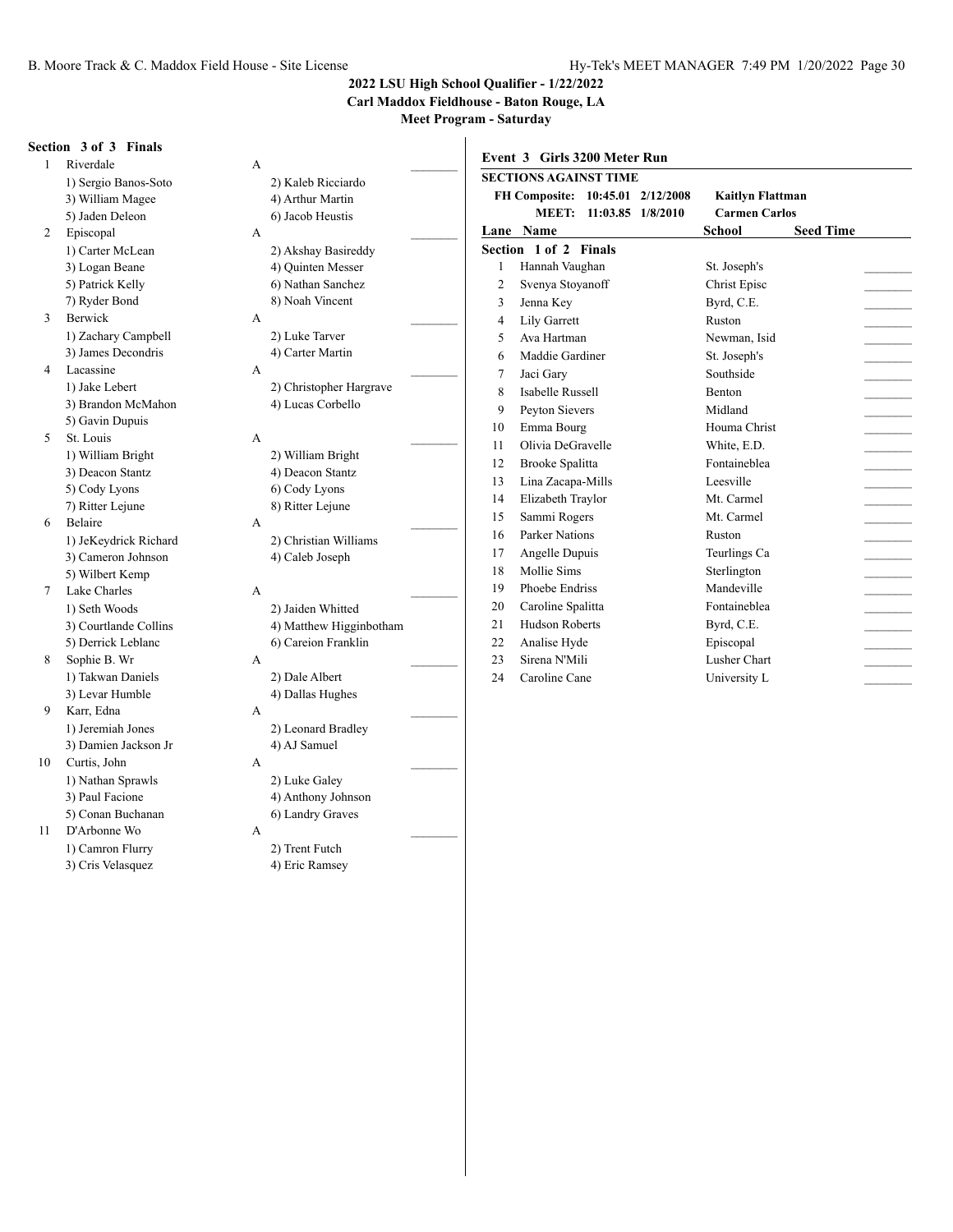# 2022 LSU High School Qualifier - 1/22/2022

**Carl Maddox Fieldhouse - Baton Rouge, LA**

**Meet Program - Saturday**

**Section 3 of 3 Finals**

| Lane | Team | Relay | Seed Time |
|---|---|---|---|
| 1 | Riverdale | A | ________ |
| | 1) Sergio Banos-Soto | 2) Kaleb Ricciardo | |
| | 3) William Magee | 4) Arthur Martin | |
| | 5) Jaden Deleon | 6) Jacob Heustis | |
| 2 | Episcopal | A | ________ |
| | 1) Carter McLean | 2) Akshay Basireddy | |
| | 3) Logan Beane | 4) Quinten Messer | |
| | 5) Patrick Kelly | 6) Nathan Sanchez | |
| | 7) Ryder Bond | 8) Noah Vincent | |
| 3 | Berwick | A | ________ |
| | 1) Zachary Campbell | 2) Luke Tarver | |
| | 3) James Decondris | 4) Carter Martin | |
| 4 | Lacassine | A | ________ |
| | 1) Jake Lebert | 2) Christopher Hargrave | |
| | 3) Brandon McMahon | 4) Lucas Corbello | |
| | 5) Gavin Dupuis | | |
| 5 | St. Louis | A | ________ |
| | 1) William Bright | 2) William Bright | |
| | 3) Deacon Stantz | 4) Deacon Stantz | |
| | 5) Cody Lyons | 6) Cody Lyons | |
| | 7) Ritter Lejune | 8) Ritter Lejune | |
| 6 | Belaire | A | ________ |
| | 1) JeKeydrick Richard | 2) Christian Williams | |
| | 3) Cameron Johnson | 4) Caleb Joseph | |
| | 5) Wilbert Kemp | | |
| 7 | Lake Charles | A | ________ |
| | 1) Seth Woods | 2) Jaiden Whitted | |
| | 3) Courtlande Collins | 4) Matthew Higginbotham | |
| | 5) Derrick Leblanc | 6) Careion Franklin | |
| 8 | Sophie B. Wr | A | ________ |
| | 1) Takwan Daniels | 2) Dale Albert | |
| | 3) Levar Humble | 4) Dallas Hughes | |
| 9 | Karr, Edna | A | ________ |
| | 1) Jeremiah Jones | 2) Leonard Bradley | |
| | 3) Damien Jackson Jr | 4) AJ Samuel | |
| 10 | Curtis, John | A | ________ |
| | 1) Nathan Sprawls | 2) Luke Galey | |
| | 3) Paul Facione | 4) Anthony Johnson | |
| | 5) Conan Buchanan | 6) Landry Graves | |
| 11 | D'Arbonne Wo | A | ________ |
| | 1) Camron Flurry | 2) Trent Futch | |
| | 3) Cris Velasquez | 4) Eric Ramsey | |

## Event 3 Girls 3200 Meter Run

**SECTIONS AGAINST TIME**

**FH Composite: 10:45.01 2/12/2008 Kaitlyn Flattman**

**MEET: 11:03.85 1/8/2010 Carmen Carlos**

**Section 1 of 2 Finals**

| Lane | Name | School | Seed Time |
|---|---|---|---|
| 1 | Hannah Vaughan | St. Joseph's | ________ |
| 2 | Svenya Stoyanoff | Christ Episc | ________ |
| 3 | Jenna Key | Byrd, C.E. | ________ |
| 4 | Lily Garrett | Ruston | ________ |
| 5 | Ava Hartman | Newman, Isid | ________ |
| 6 | Maddie Gardiner | St. Joseph's | ________ |
| 7 | Jaci Gary | Southside | ________ |
| 8 | Isabelle Russell | Benton | ________ |
| 9 | Peyton Sievers | Midland | ________ |
| 10 | Emma Bourg | Houma Christ | ________ |
| 11 | Olivia DeGravelle | White, E.D. | ________ |
| 12 | Brooke Spalitta | Fontaineblea | ________ |
| 13 | Lina Zacapa-Mills | Leesville | ________ |
| 14 | Elizabeth Traylor | Mt. Carmel | ________ |
| 15 | Sammi Rogers | Mt. Carmel | ________ |
| 16 | Parker Nations | Ruston | ________ |
| 17 | Angelle Dupuis | Teurlings Ca | ________ |
| 18 | Mollie Sims | Sterlington | ________ |
| 19 | Phoebe Endriss | Mandeville | ________ |
| 20 | Caroline Spalitta | Fontaineblea | ________ |
| 21 | Hudson Roberts | Byrd, C.E. | ________ |
| 22 | Analise Hyde | Episcopal | ________ |
| 23 | Sirena N'Mili | Lusher Chart | ________ |
| 24 | Caroline Cane | University L | ________ |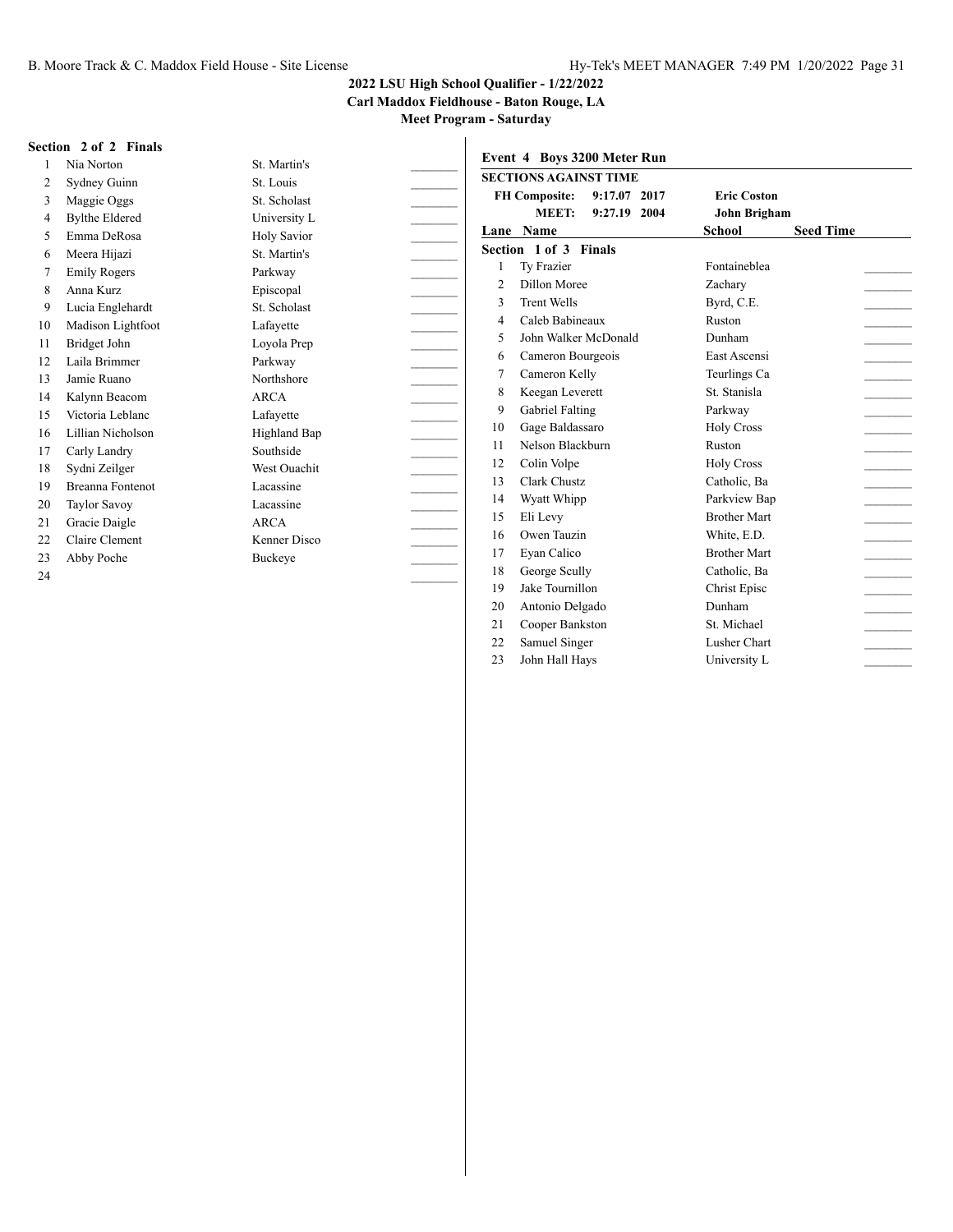### Section 2 of 2 Finals

| Lane | Name | School | |
|---|---|---|---|
| 1 | Nia Norton | St. Martin's | _______ |
| 2 | Sydney Guinn | St. Louis | _______ |
| 3 | Maggie Oggs | St. Scholast | _______ |
| 4 | Bylthe Eldered | University L | _______ |
| 5 | Emma DeRosa | Holy Savior | _______ |
| 6 | Meera Hijazi | St. Martin's | _______ |
| 7 | Emily Rogers | Parkway | _______ |
| 8 | Anna Kurz | Episcopal | _______ |
| 9 | Lucia Englehardt | St. Scholast | _______ |
| 10 | Madison Lightfoot | Lafayette | _______ |
| 11 | Bridget John | Loyola Prep | _______ |
| 12 | Laila Brimmer | Parkway | _______ |
| 13 | Jamie Ruano | Northshore | _______ |
| 14 | Kalynn Beacom | ARCA | _______ |
| 15 | Victoria Leblanc | Lafayette | _______ |
| 16 | Lillian Nicholson | Highland Bap | _______ |
| 17 | Carly Landry | Southside | _______ |
| 18 | Sydni Zeilger | West Ouachit | _______ |
| 19 | Breanna Fontenot | Lacassine | _______ |
| 20 | Taylor Savoy | Lacassine | _______ |
| 21 | Gracie Daigle | ARCA | _______ |
| 22 | Claire Clement | Kenner Disco | _______ |
| 23 | Abby Poche | Buckeye | _______ |
| 24 | | | _______ |

## Event 4 Boys 3200 Meter Run

**SECTIONS AGAINST TIME**

**FH Composite: 9:17.07 2017 Eric Coston**

**MEET: 9:27.19 2004 John Brigham**

### Section 1 of 3 Finals

| Lane | Name | School | Seed Time | |
|---|---|---|---|---|
| 1 | Ty Frazier | Fontaineblea | | _______ |
| 2 | Dillon Moree | Zachary | | _______ |
| 3 | Trent Wells | Byrd, C.E. | | _______ |
| 4 | Caleb Babineaux | Ruston | | _______ |
| 5 | John Walker McDonald | Dunham | | _______ |
| 6 | Cameron Bourgeois | East Ascensi | | _______ |
| 7 | Cameron Kelly | Teurlings Ca | | _______ |
| 8 | Keegan Leverett | St. Stanisla | | _______ |
| 9 | Gabriel Falting | Parkway | | _______ |
| 10 | Gage Baldassaro | Holy Cross | | _______ |
| 11 | Nelson Blackburn | Ruston | | _______ |
| 12 | Colin Volpe | Holy Cross | | _______ |
| 13 | Clark Chustz | Catholic, Ba | | _______ |
| 14 | Wyatt Whipp | Parkview Bap | | _______ |
| 15 | Eli Levy | Brother Mart | | _______ |
| 16 | Owen Tauzin | White, E.D. | | _______ |
| 17 | Eyan Calico | Brother Mart | | _______ |
| 18 | George Scully | Catholic, Ba | | _______ |
| 19 | Jake Tournillon | Christ Episc | | _______ |
| 20 | Antonio Delgado | Dunham | | _______ |
| 21 | Cooper Bankston | St. Michael | | _______ |
| 22 | Samuel Singer | Lusher Chart | | _______ |
| 23 | John Hall Hays | University L | | _______ |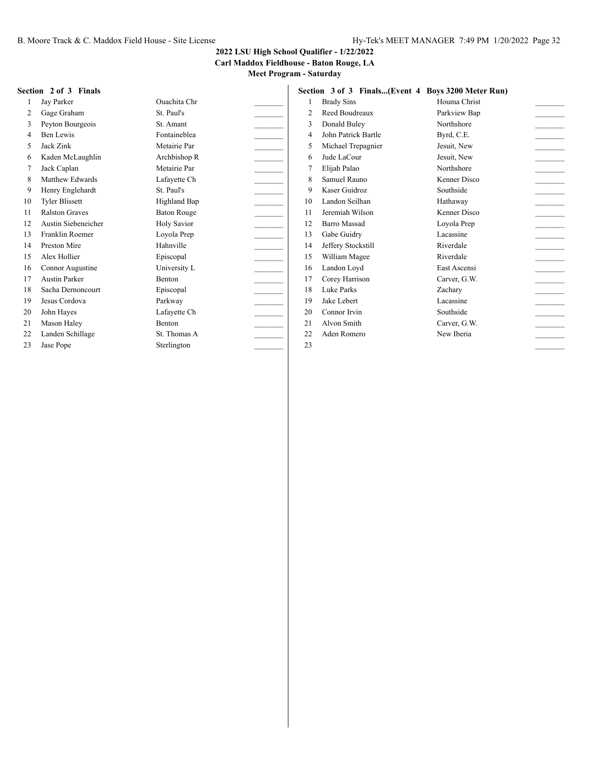**2022 LSU High School Qualifier - 1/22/2022**
**Carl Maddox Fieldhouse - Baton Rouge, LA**
**Meet Program - Saturday**

**Section 2 of 3 Finals**

| # | Name | School | |
|---|---|---|---|
| 1 | Jay Parker | Ouachita Chr | _______ |
| 2 | Gage Graham | St. Paul's | _______ |
| 3 | Peyton Bourgeois | St. Amant | _______ |
| 4 | Ben Lewis | Fontaineblea | _______ |
| 5 | Jack Zink | Metairie Par | _______ |
| 6 | Kaden McLaughlin | Archbishop R | _______ |
| 7 | Jack Caplan | Metairie Par | _______ |
| 8 | Matthew Edwards | Lafayette Ch | _______ |
| 9 | Henry Englehardt | St. Paul's | _______ |
| 10 | Tyler Blissett | Highland Bap | _______ |
| 11 | Ralston Graves | Baton Rouge | _______ |
| 12 | Austin Siebeneicher | Holy Savior | _______ |
| 13 | Franklin Roemer | Loyola Prep | _______ |
| 14 | Preston Mire | Hahnville | _______ |
| 15 | Alex Hollier | Episcopal | _______ |
| 16 | Connor Augustine | University L | _______ |
| 17 | Austin Parker | Benton | _______ |
| 18 | Sacha Dernoncourt | Episcopal | _______ |
| 19 | Jesus Cordova | Parkway | _______ |
| 20 | John Hayes | Lafayette Ch | _______ |
| 21 | Mason Haley | Benton | _______ |
| 22 | Landen Schillage | St. Thomas A | _______ |
| 23 | Jase Pope | Sterlington | _______ |

**Section 3 of 3 Finals...(Event 4 Boys 3200 Meter Run)**

| # | Name | School | |
|---|---|---|---|
| 1 | Brady Sins | Houma Christ | _______ |
| 2 | Reed Boudreaux | Parkview Bap | _______ |
| 3 | Donald Buley | Northshore | _______ |
| 4 | John Patrick Bartle | Byrd, C.E. | _______ |
| 5 | Michael Trepagnier | Jesuit, New | _______ |
| 6 | Jude LaCour | Jesuit, New | _______ |
| 7 | Elijah Palao | Northshore | _______ |
| 8 | Samuel Rauno | Kenner Disco | _______ |
| 9 | Kaser Guidroz | Southside | _______ |
| 10 | Landon Seilhan | Hathaway | _______ |
| 11 | Jeremiah Wilson | Kenner Disco | _______ |
| 12 | Barro Massad | Loyola Prep | _______ |
| 13 | Gabe Guidry | Lacassine | _______ |
| 14 | Jeffery Stockstill | Riverdale | _______ |
| 15 | William Magee | Riverdale | _______ |
| 16 | Landon Loyd | East Ascensi | _______ |
| 17 | Corey Harrison | Carver, G.W. | _______ |
| 18 | Luke Parks | Zachary | _______ |
| 19 | Jake Lebert | Lacassine | _______ |
| 20 | Connor Irvin | Southside | _______ |
| 21 | Alvon Smith | Carver, G.W. | _______ |
| 22 | Aden Romero | New Iberia | _______ |
| 23 | | | _______ |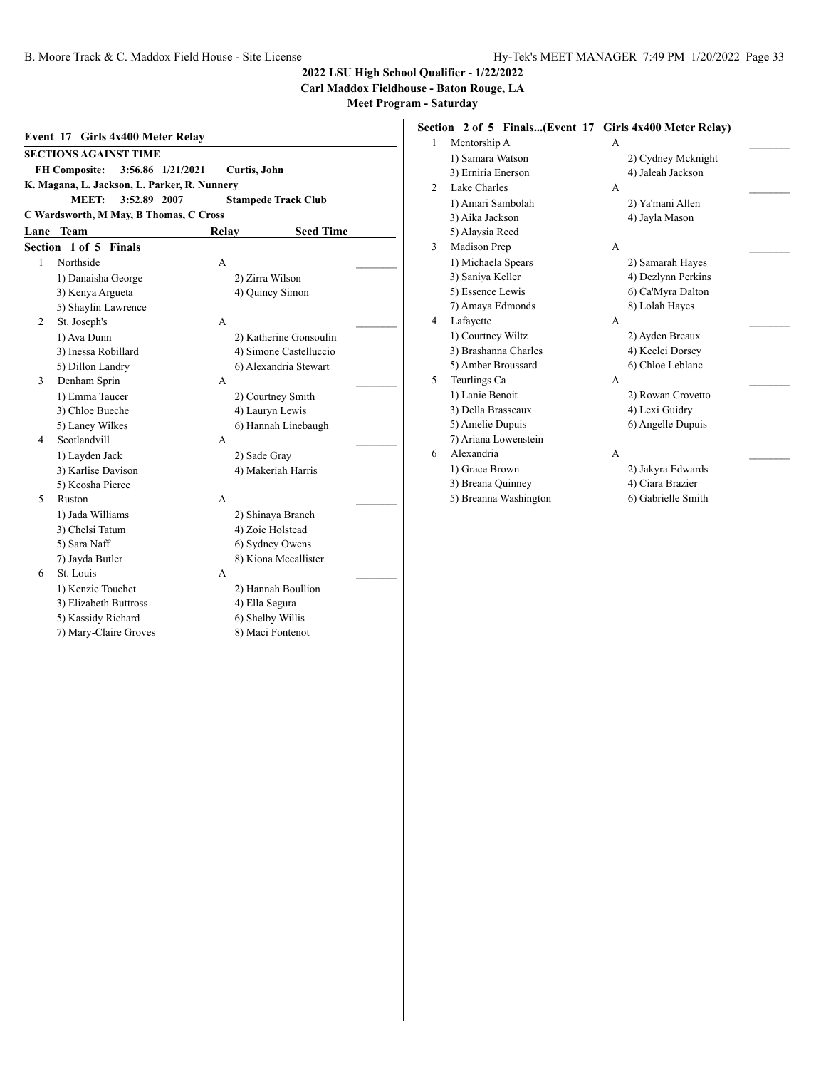# 2022 LSU High School Qualifier - 1/22/2022

**Carl Maddox Fieldhouse - Baton Rouge, LA**

**Meet Program - Saturday**

## Event 17 Girls 4x400 Meter Relay

**SECTIONS AGAINST TIME**

**FH Composite:** 3:56.86 1/21/2021 Curtis, John
**K. Magana, L. Jackson, L. Parker, R. Nunnery**

**MEET:** 3:52.89 2007 Stampede Track Club
**C Wardsworth, M May, B Thomas, C Cross**

| Lane | Team | Relay | Seed Time |
|---|---|---|---|

### Section 1 of 5 Finals

| Lane | Team | Relay | Seed Time |
|---|---|---|---|
| 1 | Northside | A | _______ |
| | 1) Danaisha George | 2) Zirra Wilson | |
| | 3) Kenya Argueta | 4) Quincy Simon | |
| | 5) Shaylin Lawrence | | |
| 2 | St. Joseph's | A | _______ |
| | 1) Ava Dunn | 2) Katherine Gonsoulin | |
| | 3) Inessa Robillard | 4) Simone Castelluccio | |
| | 5) Dillon Landry | 6) Alexandria Stewart | |
| 3 | Denham Sprin | A | _______ |
| | 1) Emma Taucer | 2) Courtney Smith | |
| | 3) Chloe Bueche | 4) Lauryn Lewis | |
| | 5) Laney Wilkes | 6) Hannah Linebaugh | |
| 4 | Scotlandvill | A | _______ |
| | 1) Layden Jack | 2) Sade Gray | |
| | 3) Karlise Davison | 4) Makeriah Harris | |
| | 5) Keosha Pierce | | |
| 5 | Ruston | A | _______ |
| | 1) Jada Williams | 2) Shinaya Branch | |
| | 3) Chelsi Tatum | 4) Zoie Holstead | |
| | 5) Sara Naff | 6) Sydney Owens | |
| | 7) Jayda Butler | 8) Kiona Mccallister | |
| 6 | St. Louis | A | _______ |
| | 1) Kenzie Touchet | 2) Hannah Boullion | |
| | 3) Elizabeth Buttross | 4) Ella Segura | |
| | 5) Kassidy Richard | 6) Shelby Willis | |
| | 7) Mary-Claire Groves | 8) Maci Fontenot | |

### Section 2 of 5 Finals...(Event 17 Girls 4x400 Meter Relay)

| Lane | Team | Relay | Seed Time |
|---|---|---|---|
| 1 | Mentorship A | A | _______ |
| | 1) Samara Watson | 2) Cydney Mcknight | |
| | 3) Erniria Enerson | 4) Jaleah Jackson | |
| 2 | Lake Charles | A | _______ |
| | 1) Amari Sambolah | 2) Ya'mani Allen | |
| | 3) Aika Jackson | 4) Jayla Mason | |
| | 5) Alaysia Reed | | |
| 3 | Madison Prep | A | _______ |
| | 1) Michaela Spears | 2) Samarah Hayes | |
| | 3) Saniya Keller | 4) Dezlynn Perkins | |
| | 5) Essence Lewis | 6) Ca'Myra Dalton | |
| | 7) Amaya Edmonds | 8) Lolah Hayes | |
| 4 | Lafayette | A | _______ |
| | 1) Courtney Wiltz | 2) Ayden Breaux | |
| | 3) Brashanna Charles | 4) Keelei Dorsey | |
| | 5) Amber Broussard | 6) Chloe Leblanc | |
| 5 | Teurlings Ca | A | _______ |
| | 1) Lanie Benoit | 2) Rowan Crovetto | |
| | 3) Della Brasseaux | 4) Lexi Guidry | |
| | 5) Amelie Dupuis | 6) Angelle Dupuis | |
| | 7) Ariana Lowenstein | | |
| 6 | Alexandria | A | _______ |
| | 1) Grace Brown | 2) Jakyra Edwards | |
| | 3) Breana Quinney | 4) Ciara Brazier | |
| | 5) Breanna Washington | 6) Gabrielle Smith | |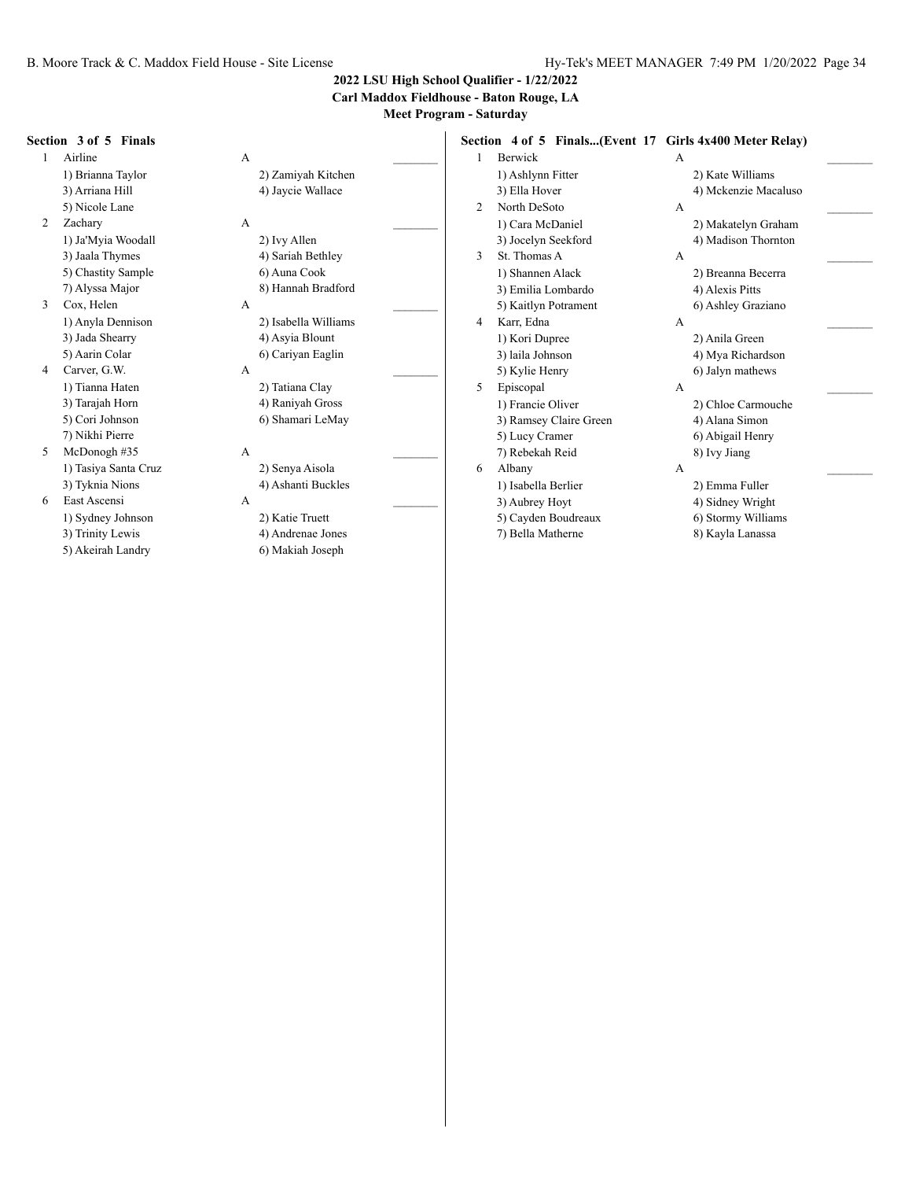**2022 LSU High School Qualifier - 1/22/2022**
**Carl Maddox Fieldhouse - Baton Rouge, LA**
**Meet Program - Saturday**

**Section 3 of 5 Finals**

| | Team | Relay | |
|---|---|---|---|
| 1 | Airline | A | _______ |
| | 1) Brianna Taylor | 2) Zamiyah Kitchen | |
| | 3) Arriana Hill | 4) Jaycie Wallace | |
| | 5) Nicole Lane | | |
| 2 | Zachary | A | _______ |
| | 1) Ja'Myia Woodall | 2) Ivy Allen | |
| | 3) Jaala Thymes | 4) Sariah Bethley | |
| | 5) Chastity Sample | 6) Auna Cook | |
| | 7) Alyssa Major | 8) Hannah Bradford | |
| 3 | Cox, Helen | A | _______ |
| | 1) Anyla Dennison | 2) Isabella Williams | |
| | 3) Jada Shearry | 4) Asyia Blount | |
| | 5) Aarin Colar | 6) Cariyan Eaglin | |
| 4 | Carver, G.W. | A | _______ |
| | 1) Tianna Haten | 2) Tatiana Clay | |
| | 3) Tarajah Horn | 4) Raniyah Gross | |
| | 5) Cori Johnson | 6) Shamari LeMay | |
| | 7) Nikhi Pierre | | |
| 5 | McDonogh #35 | A | _______ |
| | 1) Tasiya Santa Cruz | 2) Senya Aisola | |
| | 3) Tyknia Nions | 4) Ashanti Buckles | |
| 6 | East Ascensi | A | _______ |
| | 1) Sydney Johnson | 2) Katie Truett | |
| | 3) Trinity Lewis | 4) Andrenae Jones | |
| | 5) Akeirah Landry | 6) Makiah Joseph | |

**Section 4 of 5 Finals...(Event 17 Girls 4x400 Meter Relay)**

| | Team | Relay | |
|---|---|---|---|
| 1 | Berwick | A | _______ |
| | 1) Ashlynn Fitter | 2) Kate Williams | |
| | 3) Ella Hover | 4) Mckenzie Macaluso | |
| 2 | North DeSoto | A | _______ |
| | 1) Cara McDaniel | 2) Makatelyn Graham | |
| | 3) Jocelyn Seekford | 4) Madison Thornton | |
| 3 | St. Thomas A | A | _______ |
| | 1) Shannen Alack | 2) Breanna Becerra | |
| | 3) Emilia Lombardo | 4) Alexis Pitts | |
| | 5) Kaitlyn Potrament | 6) Ashley Graziano | |
| 4 | Karr, Edna | A | _______ |
| | 1) Kori Dupree | 2) Anila Green | |
| | 3) laila Johnson | 4) Mya Richardson | |
| | 5) Kylie Henry | 6) Jalyn mathews | |
| 5 | Episcopal | A | _______ |
| | 1) Francie Oliver | 2) Chloe Carmouche | |
| | 3) Ramsey Claire Green | 4) Alana Simon | |
| | 5) Lucy Cramer | 6) Abigail Henry | |
| | 7) Rebekah Reid | 8) Ivy Jiang | |
| 6 | Albany | A | _______ |
| | 1) Isabella Berlier | 2) Emma Fuller | |
| | 3) Aubrey Hoyt | 4) Sidney Wright | |
| | 5) Cayden Boudreaux | 6) Stormy Williams | |
| | 7) Bella Matherne | 8) Kayla Lanassa | |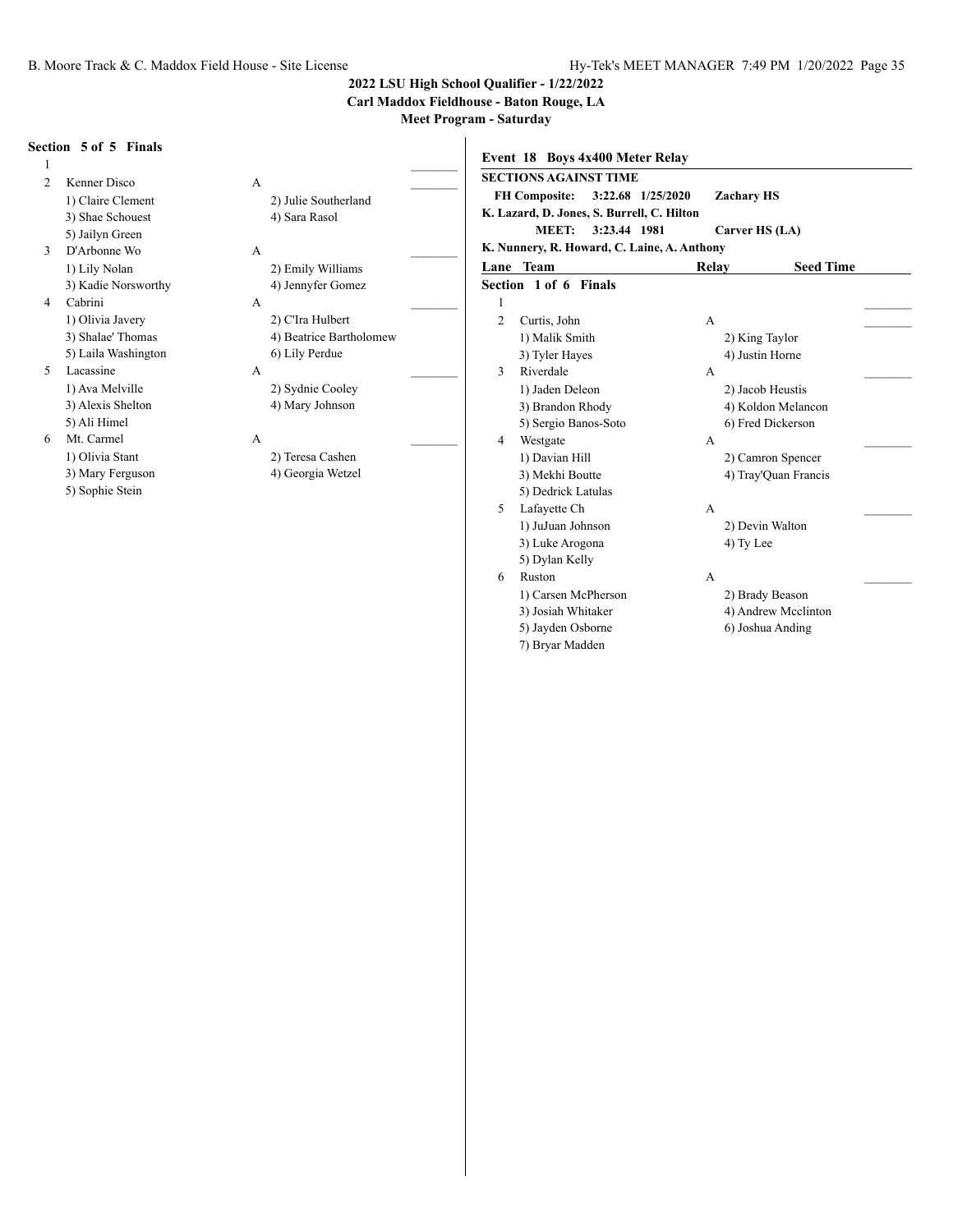**2022 LSU High School Qualifier - 1/22/2022**
**Carl Maddox Fieldhouse - Baton Rouge, LA**
**Meet Program - Saturday**

**Section 5 of 5 Finals**

| Lane | Team | Relay | Seed Time |
|---|---|---|---|
| 1 | | | _______ |
| 2 | Kenner Disco | A | _______ |
| | 1) Claire Clement | 2) Julie Southerland | |
| | 3) Shae Schouest | 4) Sara Rasol | |
| | 5) Jailyn Green | | |
| 3 | D'Arbonne Wo | A | _______ |
| | 1) Lily Nolan | 2) Emily Williams | |
| | 3) Kadie Norsworthy | 4) Jennyfer Gomez | |
| 4 | Cabrini | A | _______ |
| | 1) Olivia Javery | 2) C'Ira Hulbert | |
| | 3) Shalae' Thomas | 4) Beatrice Bartholomew | |
| | 5) Laila Washington | 6) Lily Perdue | |
| 5 | Lacassine | A | _______ |
| | 1) Ava Melville | 2) Sydnie Cooley | |
| | 3) Alexis Shelton | 4) Mary Johnson | |
| | 5) Ali Himel | | |
| 6 | Mt. Carmel | A | _______ |
| | 1) Olivia Stant | 2) Teresa Cashen | |
| | 3) Mary Ferguson | 4) Georgia Wetzel | |
| | 5) Sophie Stein | | |

## Event 18 Boys 4x400 Meter Relay

**SECTIONS AGAINST TIME**

**FH Composite: 3:22.68 1/25/2020 Zachary HS**
**K. Lazard, D. Jones, S. Burrell, C. Hilton**
**MEET: 3:23.44 1981 Carver HS (LA)**
**K. Nunnery, R. Howard, C. Laine, A. Anthony**

**Section 1 of 6 Finals**

| Lane | Team | Relay | Seed Time |
|---|---|---|---|
| 1 | | | _______ |
| 2 | Curtis, John | A | _______ |
| | 1) Malik Smith | 2) King Taylor | |
| | 3) Tyler Hayes | 4) Justin Horne | |
| 3 | Riverdale | A | _______ |
| | 1) Jaden Deleon | 2) Jacob Heustis | |
| | 3) Brandon Rhody | 4) Koldon Melancon | |
| | 5) Sergio Banos-Soto | 6) Fred Dickerson | |
| 4 | Westgate | A | _______ |
| | 1) Davian Hill | 2) Camron Spencer | |
| | 3) Mekhi Boutte | 4) Tray'Quan Francis | |
| | 5) Dedrick Latulas | | |
| 5 | Lafayette Ch | A | _______ |
| | 1) JuJuan Johnson | 2) Devin Walton | |
| | 3) Luke Arogona | 4) Ty Lee | |
| | 5) Dylan Kelly | | |
| 6 | Ruston | A | _______ |
| | 1) Carsen McPherson | 2) Brady Beason | |
| | 3) Josiah Whitaker | 4) Andrew Mcclinton | |
| | 5) Jayden Osborne | 6) Joshua Anding | |
| | 7) Bryar Madden | | |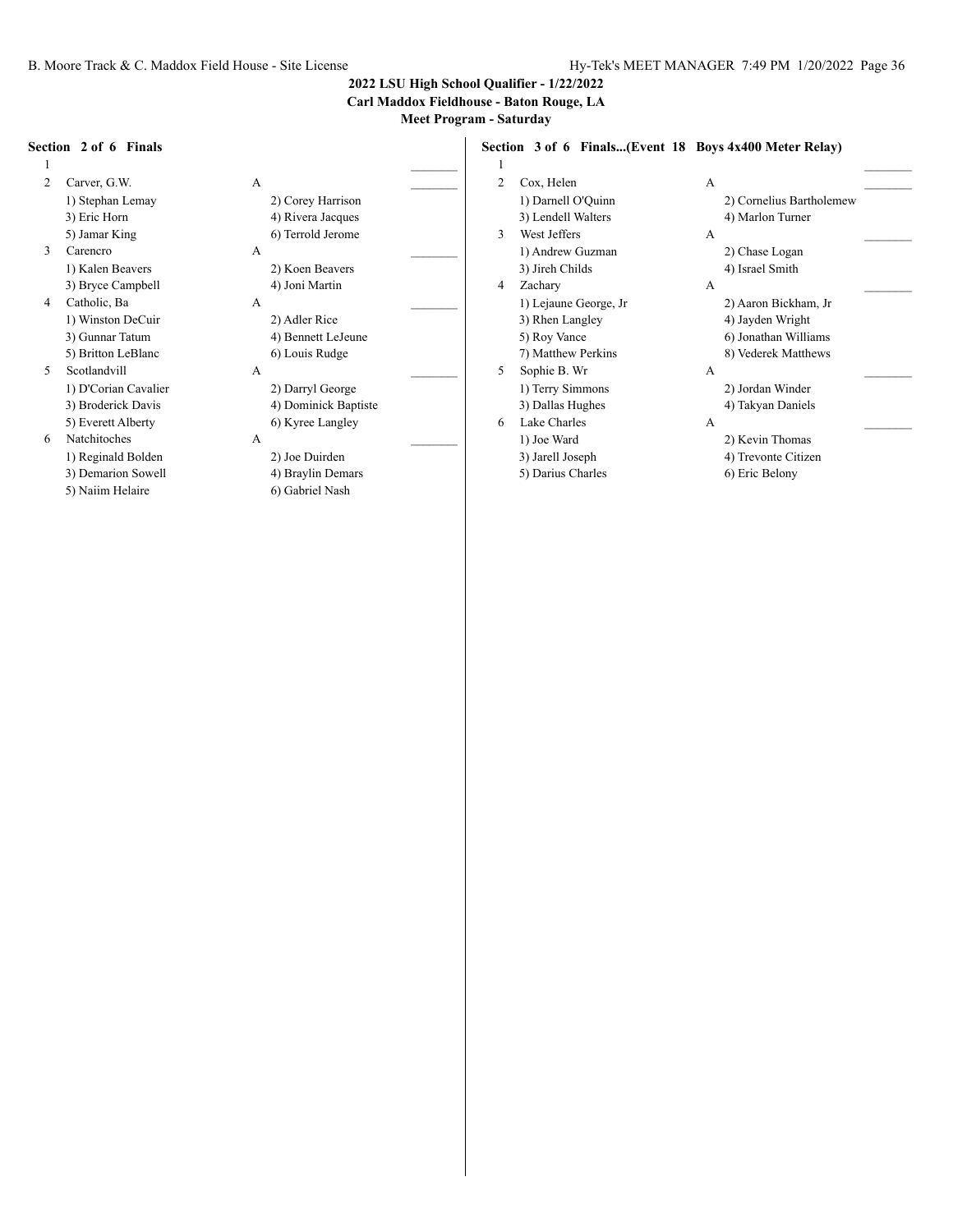## 2022 LSU High School Qualifier - 1/22/2022

**Carl Maddox Fieldhouse - Baton Rouge, LA**

**Meet Program - Saturday**

**Section 2 of 6 Finals**

1 _______

2 Carver, G.W. A _______
- 1) Stephan Lemay 2) Corey Harrison
- 3) Eric Horn 4) Rivera Jacques
- 5) Jamar King 6) Terrold Jerome

3 Carencro A _______
- 1) Kalen Beavers 2) Koen Beavers
- 3) Bryce Campbell 4) Joni Martin

4 Catholic, Ba A _______
- 1) Winston DeCuir 2) Adler Rice
- 3) Gunnar Tatum 4) Bennett LeJeune
- 5) Britton LeBlanc 6) Louis Rudge

5 Scotlandvill A _______
- 1) D'Corian Cavalier 2) Darryl George
- 3) Broderick Davis 4) Dominick Baptiste
- 5) Everett Alberty 6) Kyree Langley

6 Natchitoches A _______
- 1) Reginald Bolden 2) Joe Duirden
- 3) Demarion Sowell 4) Braylin Demars
- 5) Naiim Helaire 6) Gabriel Nash

**Section 3 of 6 Finals...(Event 18 Boys 4x400 Meter Relay)**

1 _______

2 Cox, Helen A _______
- 1) Darnell O'Quinn 2) Cornelius Bartholemew
- 3) Lendell Walters 4) Marlon Turner

3 West Jeffers A _______
- 1) Andrew Guzman 2) Chase Logan
- 3) Jireh Childs 4) Israel Smith

4 Zachary A _______
- 1) Lejaune George, Jr 2) Aaron Bickham, Jr
- 3) Rhen Langley 4) Jayden Wright
- 5) Roy Vance 6) Jonathan Williams
- 7) Matthew Perkins 8) Vederek Matthews

5 Sophie B. Wr A _______
- 1) Terry Simmons 2) Jordan Winder
- 3) Dallas Hughes 4) Takyan Daniels

6 Lake Charles A _______
- 1) Joe Ward 2) Kevin Thomas
- 3) Jarell Joseph 4) Trevonte Citizen
- 5) Darius Charles 6) Eric Belony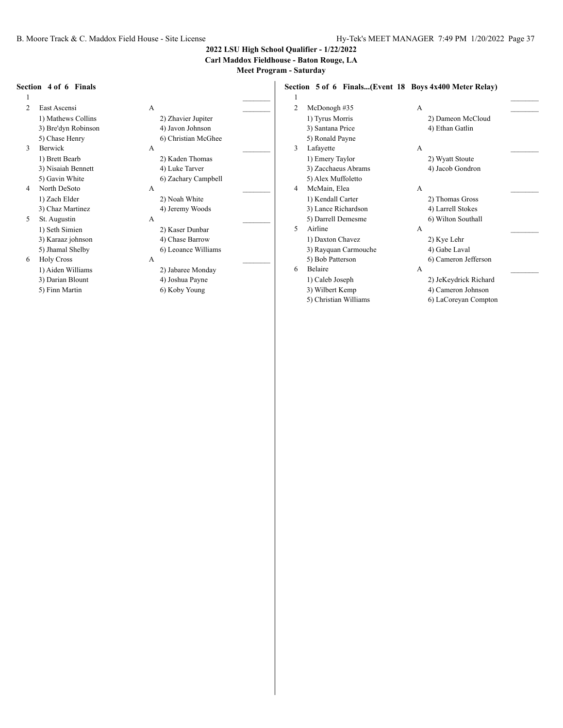**2022 LSU High School Qualifier - 1/22/2022**
**Carl Maddox Fieldhouse - Baton Rouge, LA**
**Meet Program - Saturday**

**Section 4 of 6 Finals**

| Lane | Team | Relay | |
|---|---|---|---|
| 1 | | | _______ |
| 2 | East Ascensi | A | _______ |
| | 1) Mathews Collins | 2) Zhavier Jupiter | |
| | 3) Bre'dyn Robinson | 4) Javon Johnson | |
| | 5) Chase Henry | 6) Christian McGhee | |
| 3 | Berwick | A | _______ |
| | 1) Brett Bearb | 2) Kaden Thomas | |
| | 3) Nisaiah Bennett | 4) Luke Tarver | |
| | 5) Gavin White | 6) Zachary Campbell | |
| 4 | North DeSoto | A | _______ |
| | 1) Zach Elder | 2) Noah White | |
| | 3) Chaz Martinez | 4) Jeremy Woods | |
| 5 | St. Augustin | A | _______ |
| | 1) Seth Simien | 2) Kaser Dunbar | |
| | 3) Karaaz johnson | 4) Chase Barrow | |
| | 5) Jhamal Shelby | 6) Leoance Williams | |
| 6 | Holy Cross | A | _______ |
| | 1) Aiden Williams | 2) Jabaree Monday | |
| | 3) Darian Blount | 4) Joshua Payne | |
| | 5) Finn Martin | 6) Koby Young | |

**Section 5 of 6 Finals...(Event 18 Boys 4x400 Meter Relay)**

| Lane | Team | Relay | |
|---|---|---|---|
| 1 | | | _______ |
| 2 | McDonogh #35 | A | _______ |
| | 1) Tyrus Morris | 2) Dameon McCloud | |
| | 3) Santana Price | 4) Ethan Gatlin | |
| | 5) Ronald Payne | | |
| 3 | Lafayette | A | _______ |
| | 1) Emery Taylor | 2) Wyatt Stoute | |
| | 3) Zacchaeus Abrams | 4) Jacob Gondron | |
| | 5) Alex Muffoletto | | |
| 4 | McMain, Elea | A | _______ |
| | 1) Kendall Carter | 2) Thomas Gross | |
| | 3) Lance Richardson | 4) Larrell Stokes | |
| | 5) Darrell Demesme | 6) Wilton Southall | |
| 5 | Airline | A | _______ |
| | 1) Daxton Chavez | 2) Kye Lehr | |
| | 3) Rayquan Carmouche | 4) Gabe Laval | |
| | 5) Bob Patterson | 6) Cameron Jefferson | |
| 6 | Belaire | A | _______ |
| | 1) Caleb Joseph | 2) JeKeydrick Richard | |
| | 3) Wilbert Kemp | 4) Cameron Johnson | |
| | 5) Christian Williams | 6) LaCoreyan Compton | |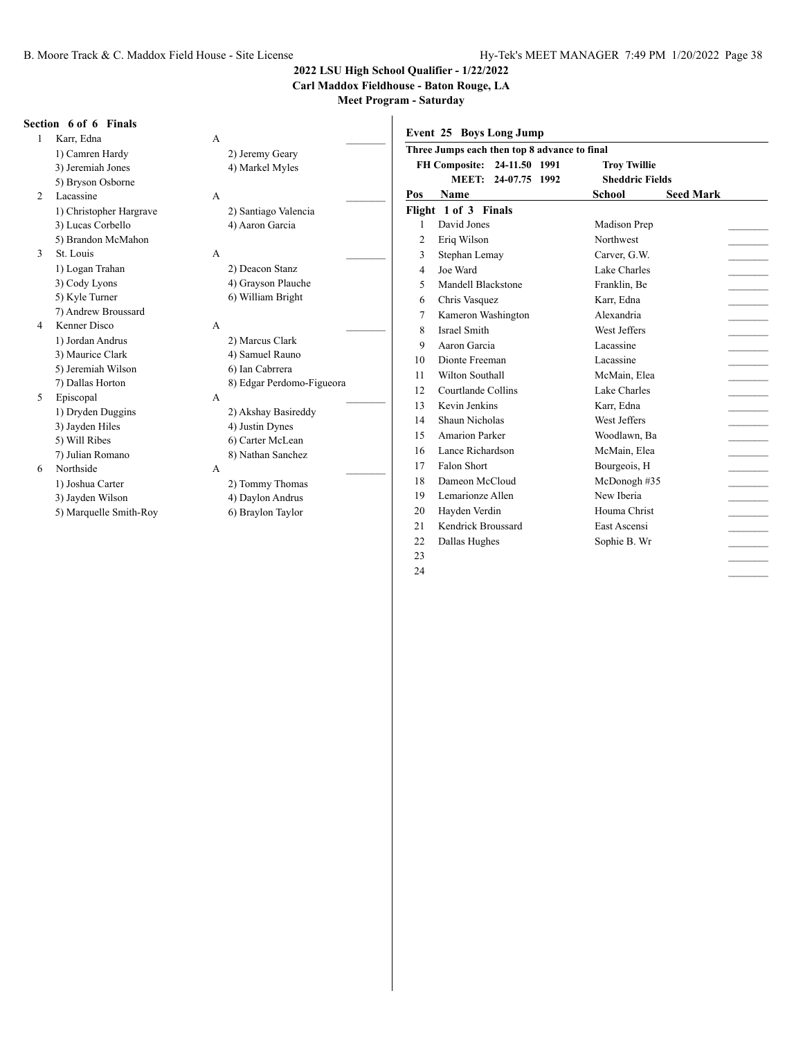## 2022 LSU High School Qualifier - 1/22/2022

**Carl Maddox Fieldhouse - Baton Rouge, LA**

**Meet Program - Saturday**

### Section 6 of 6 Finals

1. Karr, Edna — A
   - 1) Camren Hardy
   - 2) Jeremy Geary
   - 3) Jeremiah Jones
   - 4) Markel Myles
   - 5) Bryson Osborne
2. Lacassine — A
   - 1) Christopher Hargrave
   - 2) Santiago Valencia
   - 3) Lucas Corbello
   - 4) Aaron Garcia
   - 5) Brandon McMahon
3. St. Louis — A
   - 1) Logan Trahan
   - 2) Deacon Stanz
   - 3) Cody Lyons
   - 4) Grayson Plauche
   - 5) Kyle Turner
   - 6) William Bright
   - 7) Andrew Broussard
4. Kenner Disco — A
   - 1) Jordan Andrus
   - 2) Marcus Clark
   - 3) Maurice Clark
   - 4) Samuel Rauno
   - 5) Jeremiah Wilson
   - 6) Ian Cabrrera
   - 7) Dallas Horton
   - 8) Edgar Perdomo-Figueora
5. Episcopal — A
   - 1) Dryden Duggins
   - 2) Akshay Basireddy
   - 3) Jayden Hiles
   - 4) Justin Dynes
   - 5) Will Ribes
   - 6) Carter McLean
   - 7) Julian Romano
   - 8) Nathan Sanchez
6. Northside — A
   - 1) Joshua Carter
   - 2) Tommy Thomas
   - 3) Jayden Wilson
   - 4) Daylon Andrus
   - 5) Marquelle Smith-Roy
   - 6) Braylon Taylor

### Event 25 Boys Long Jump

**Three Jumps each then top 8 advance to final**

**FH Composite: 24-11.50 1991 Troy Twillie**

**MEET: 24-07.75 1992 Sheddric Fields**

**Flight 1 of 3 Finals**

| Pos | Name | School | Seed Mark |
|---|---|---|---|
| 1 | David Jones | Madison Prep | |
| 2 | Eriq Wilson | Northwest | |
| 3 | Stephan Lemay | Carver, G.W. | |
| 4 | Joe Ward | Lake Charles | |
| 5 | Mandell Blackstone | Franklin, Be | |
| 6 | Chris Vasquez | Karr, Edna | |
| 7 | Kameron Washington | Alexandria | |
| 8 | Israel Smith | West Jeffers | |
| 9 | Aaron Garcia | Lacassine | |
| 10 | Dionte Freeman | Lacassine | |
| 11 | Wilton Southall | McMain, Elea | |
| 12 | Courtlande Collins | Lake Charles | |
| 13 | Kevin Jenkins | Karr, Edna | |
| 14 | Shaun Nicholas | West Jeffers | |
| 15 | Amarion Parker | Woodlawn, Ba | |
| 16 | Lance Richardson | McMain, Elea | |
| 17 | Falon Short | Bourgeois, H | |
| 18 | Dameon McCloud | McDonogh #35 | |
| 19 | Lemarionze Allen | New Iberia | |
| 20 | Hayden Verdin | Houma Christ | |
| 21 | Kendrick Broussard | East Ascensi | |
| 22 | Dallas Hughes | Sophie B. Wr | |
| 23 | | | |
| 24 | | | |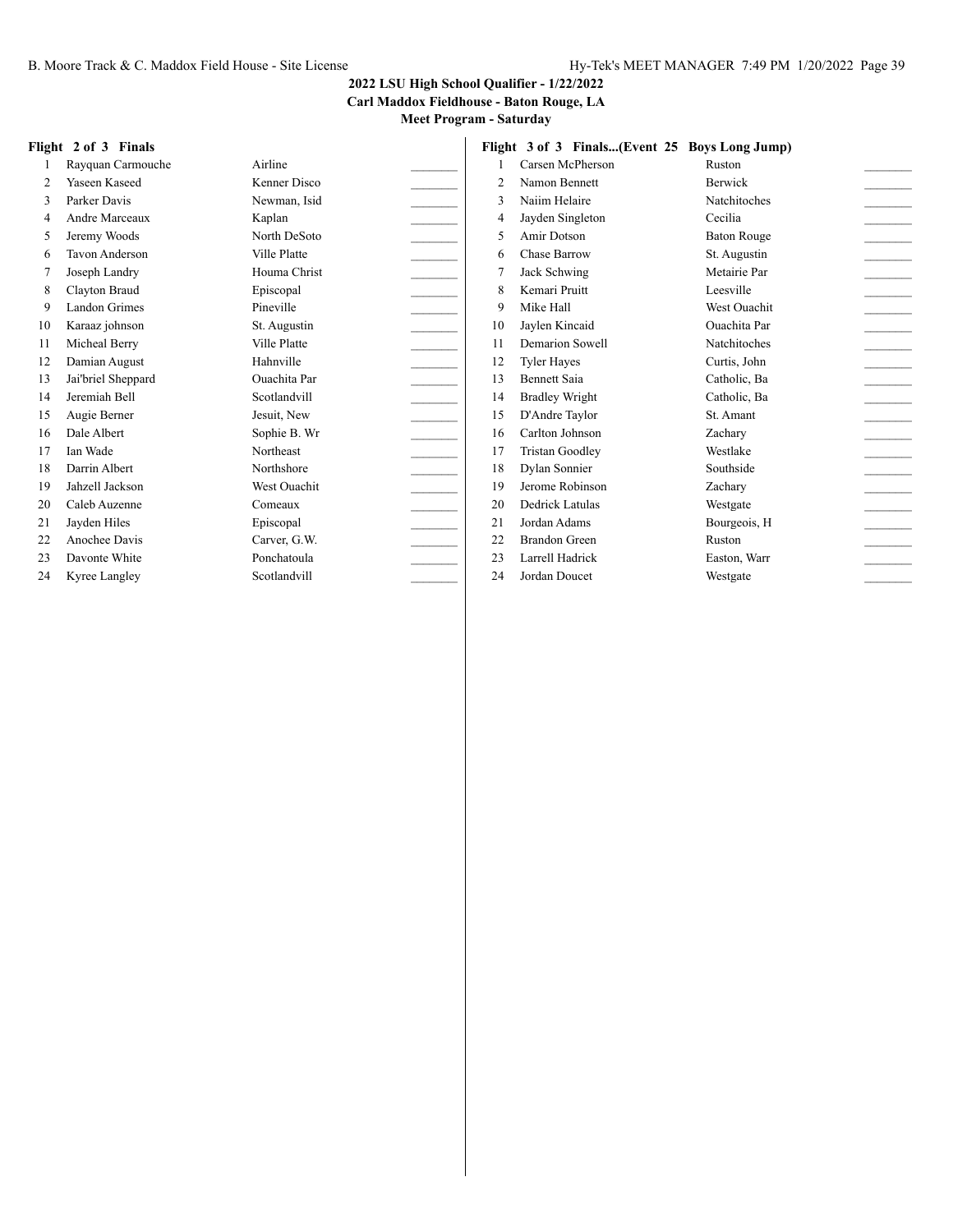## 2022 LSU High School Qualifier - 1/22/2022

**Carl Maddox Fieldhouse - Baton Rouge, LA**

**Meet Program - Saturday**

### Flight 2 of 3 Finals

| | Name | School | Mark |
|---|---|---|---|
| 1 | Rayquan Carmouche | Airline | _______ |
| 2 | Yaseen Kaseed | Kenner Disco | _______ |
| 3 | Parker Davis | Newman, Isid | _______ |
| 4 | Andre Marceaux | Kaplan | _______ |
| 5 | Jeremy Woods | North DeSoto | _______ |
| 6 | Tavon Anderson | Ville Platte | _______ |
| 7 | Joseph Landry | Houma Christ | _______ |
| 8 | Clayton Braud | Episcopal | _______ |
| 9 | Landon Grimes | Pineville | _______ |
| 10 | Karaaz johnson | St. Augustin | _______ |
| 11 | Micheal Berry | Ville Platte | _______ |
| 12 | Damian August | Hahnville | _______ |
| 13 | Jai'briel Sheppard | Ouachita Par | _______ |
| 14 | Jeremiah Bell | Scotlandvill | _______ |
| 15 | Augie Berner | Jesuit, New | _______ |
| 16 | Dale Albert | Sophie B. Wr | _______ |
| 17 | Ian Wade | Northeast | _______ |
| 18 | Darrin Albert | Northshore | _______ |
| 19 | Jahzell Jackson | West Ouachit | _______ |
| 20 | Caleb Auzenne | Comeaux | _______ |
| 21 | Jayden Hiles | Episcopal | _______ |
| 22 | Anochee Davis | Carver, G.W. | _______ |
| 23 | Davonte White | Ponchatoula | _______ |
| 24 | Kyree Langley | Scotlandvill | _______ |

### Flight 3 of 3 Finals...(Event 25 Boys Long Jump)

| | Name | School | Mark |
|---|---|---|---|
| 1 | Carsen McPherson | Ruston | _______ |
| 2 | Namon Bennett | Berwick | _______ |
| 3 | Naiim Helaire | Natchitoches | _______ |
| 4 | Jayden Singleton | Cecilia | _______ |
| 5 | Amir Dotson | Baton Rouge | _______ |
| 6 | Chase Barrow | St. Augustin | _______ |
| 7 | Jack Schwing | Metairie Par | _______ |
| 8 | Kemari Pruitt | Leesville | _______ |
| 9 | Mike Hall | West Ouachit | _______ |
| 10 | Jaylen Kincaid | Ouachita Par | _______ |
| 11 | Demarion Sowell | Natchitoches | _______ |
| 12 | Tyler Hayes | Curtis, John | _______ |
| 13 | Bennett Saia | Catholic, Ba | _______ |
| 14 | Bradley Wright | Catholic, Ba | _______ |
| 15 | D'Andre Taylor | St. Amant | _______ |
| 16 | Carlton Johnson | Zachary | _______ |
| 17 | Tristan Goodley | Westlake | _______ |
| 18 | Dylan Sonnier | Southside | _______ |
| 19 | Jerome Robinson | Zachary | _______ |
| 20 | Dedrick Latulas | Westgate | _______ |
| 21 | Jordan Adams | Bourgeois, H | _______ |
| 22 | Brandon Green | Ruston | _______ |
| 23 | Larrell Hadrick | Easton, Warr | _______ |
| 24 | Jordan Doucet | Westgate | _______ |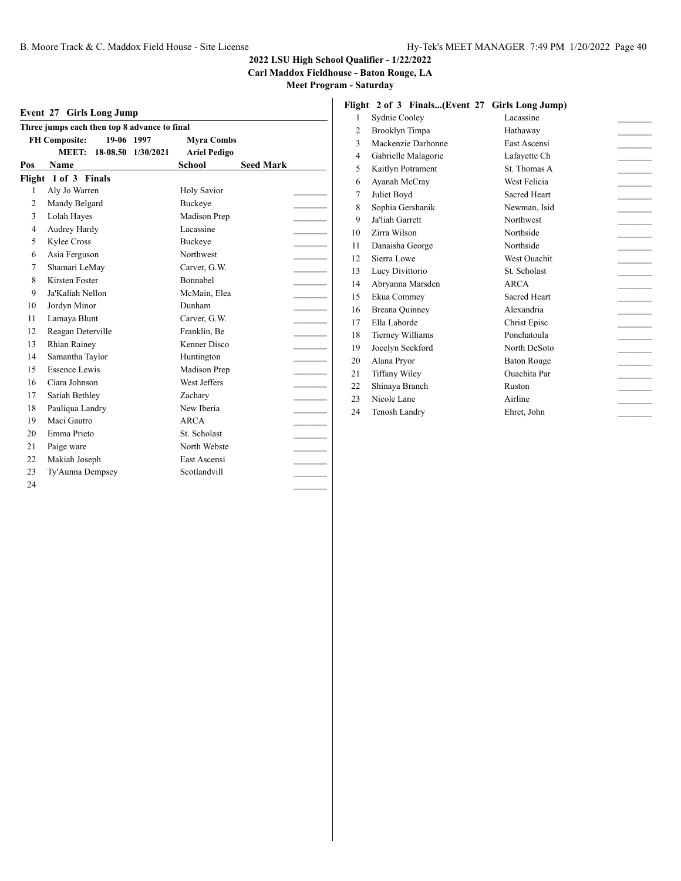## Event 27 Girls Long Jump

**Three jumps each then top 8 advance to final**

| | | | |
|---|---|---|---|
| **FH Composite:** | **19-06** | **1997** | **Myra Combs** |
| **MEET:** | **18-08.50** | **1/30/2021** | **Ariel Pedigo** |

### Flight 1 of 3 Finals

| Pos | Name | School | Seed Mark |
|---|---|---|---|
| 1 | Aly Jo Warren | Holy Savior | ________ |
| 2 | Mandy Belgard | Buckeye | ________ |
| 3 | Lolah Hayes | Madison Prep | ________ |
| 4 | Audrey Hardy | Lacassine | ________ |
| 5 | Kylee Cross | Buckeye | ________ |
| 6 | Asia Ferguson | Northwest | ________ |
| 7 | Shamari LeMay | Carver, G.W. | ________ |
| 8 | Kirsten Foster | Bonnabel | ________ |
| 9 | Ja'Kaliah Nellon | McMain, Elea | ________ |
| 10 | Jordyn Minor | Dunham | ________ |
| 11 | Lamaya Blunt | Carver, G.W. | ________ |
| 12 | Reagan Deterville | Franklin, Be | ________ |
| 13 | Rhian Rainey | Kenner Disco | ________ |
| 14 | Samantha Taylor | Huntington | ________ |
| 15 | Essence Lewis | Madison Prep | ________ |
| 16 | Ciara Johnson | West Jeffers | ________ |
| 17 | Sariah Bethley | Zachary | ________ |
| 18 | Pauliqua Landry | New Iberia | ________ |
| 19 | Maci Gautro | ARCA | ________ |
| 20 | Emma Prieto | St. Scholast | ________ |
| 21 | Paige ware | North Webste | ________ |
| 22 | Makiah Joseph | East Ascensi | ________ |
| 23 | Ty'Aunna Dempsey | Scotlandvill | ________ |
| 24 | | | ________ |

### Flight 2 of 3 Finals...(Event 27 Girls Long Jump)

| Pos | Name | School | Seed Mark |
|---|---|---|---|
| 1 | Sydnie Cooley | Lacassine | ________ |
| 2 | Brooklyn Timpa | Hathaway | ________ |
| 3 | Mackenzie Darbonne | East Ascensi | ________ |
| 4 | Gabrielle Malagorie | Lafayette Ch | ________ |
| 5 | Kaitlyn Potrament | St. Thomas A | ________ |
| 6 | Ayanah McCray | West Felicia | ________ |
| 7 | Juliet Boyd | Sacred Heart | ________ |
| 8 | Sophia Gershanik | Newman, Isid | ________ |
| 9 | Ja'liah Garrett | Northwest | ________ |
| 10 | Zirra Wilson | Northside | ________ |
| 11 | Danaisha George | Northside | ________ |
| 12 | Sierra Lowe | West Ouachit | ________ |
| 13 | Lucy Divittorio | St. Scholast | ________ |
| 14 | Abryanna Marsden | ARCA | ________ |
| 15 | Ekua Commey | Sacred Heart | ________ |
| 16 | Breana Quinney | Alexandria | ________ |
| 17 | Ella Laborde | Christ Episc | ________ |
| 18 | Tierney Williams | Ponchatoula | ________ |
| 19 | Jocelyn Seekford | North DeSoto | ________ |
| 20 | Alana Pryor | Baton Rouge | ________ |
| 21 | Tiffany Wiley | Ouachita Par | ________ |
| 22 | Shinaya Branch | Ruston | ________ |
| 23 | Nicole Lane | Airline | ________ |
| 24 | Tenosh Landry | Ehret, John | ________ |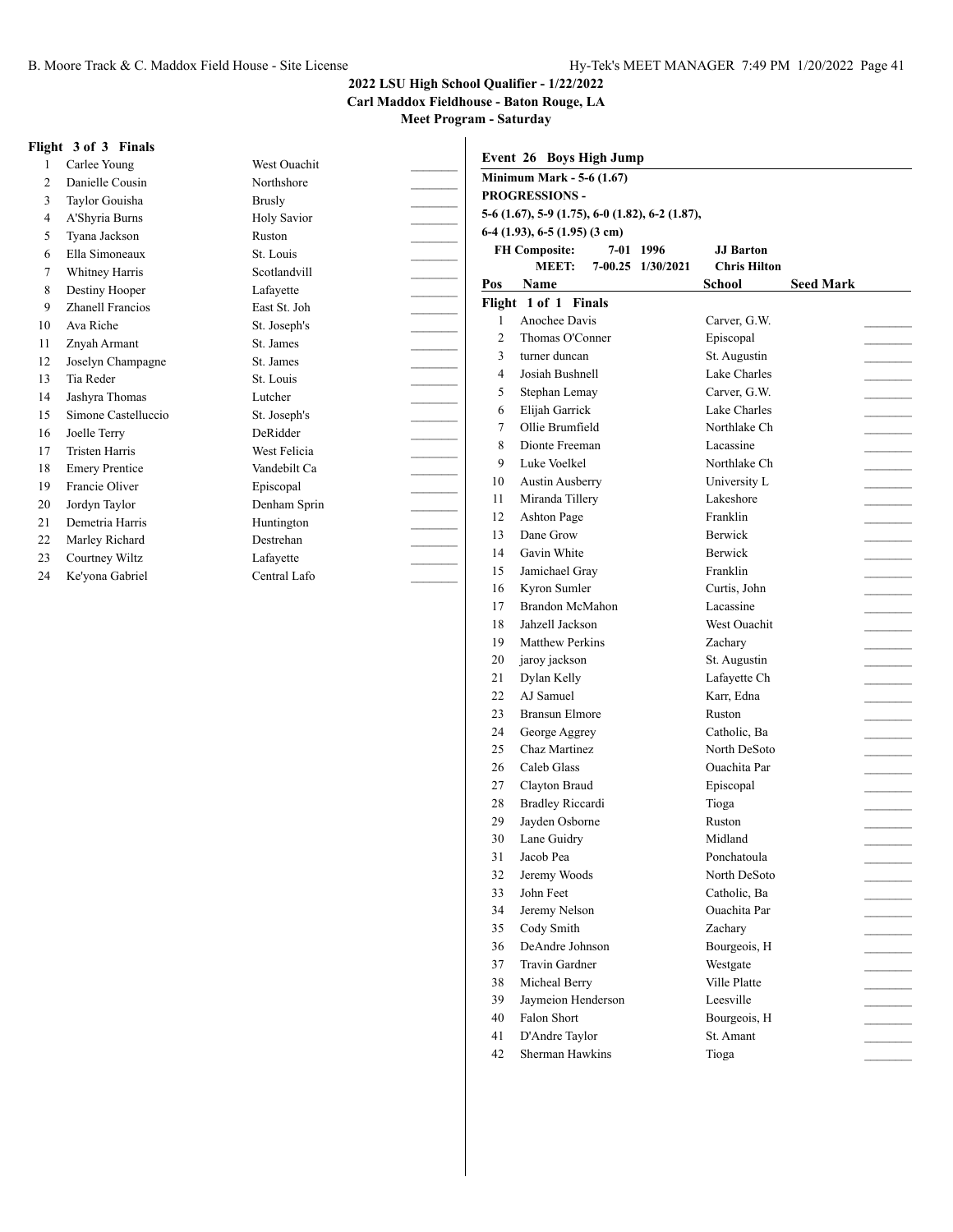## 2022 LSU High School Qualifier - 1/22/2022
### Carl Maddox Fieldhouse - Baton Rouge, LA
### Meet Program - Saturday

**Flight 3 of 3 Finals**

| Pos | Name | School | Seed Mark |
|---|---|---|---|
| 1 | Carlee Young | West Ouachit | |
| 2 | Danielle Cousin | Northshore | |
| 3 | Taylor Gouisha | Brusly | |
| 4 | A'Shyria Burns | Holy Savior | |
| 5 | Tyana Jackson | Ruston | |
| 6 | Ella Simoneaux | St. Louis | |
| 7 | Whitney Harris | Scotlandvill | |
| 8 | Destiny Hooper | Lafayette | |
| 9 | Zhanell Francios | East St. Joh | |
| 10 | Ava Riche | St. Joseph's | |
| 11 | Znyah Armant | St. James | |
| 12 | Joselyn Champagne | St. James | |
| 13 | Tia Reder | St. Louis | |
| 14 | Jashyra Thomas | Lutcher | |
| 15 | Simone Castelluccio | St. Joseph's | |
| 16 | Joelle Terry | DeRidder | |
| 17 | Tristen Harris | West Felicia | |
| 18 | Emery Prentice | Vandebilt Ca | |
| 19 | Francie Oliver | Episcopal | |
| 20 | Jordyn Taylor | Denham Sprin | |
| 21 | Demetria Harris | Huntington | |
| 22 | Marley Richard | Destrehan | |
| 23 | Courtney Wiltz | Lafayette | |
| 24 | Ke'yona Gabriel | Central Lafo | |

### Event 26 Boys High Jump

**Minimum Mark - 5-6 (1.67)**

**PROGRESSIONS -**
**5-6 (1.67), 5-9 (1.75), 6-0 (1.82), 6-2 (1.87), 6-4 (1.93), 6-5 (1.95) (3 cm)**

**FH Composite:** 7-01 1996 **JJ Barton**
**MEET:** 7-00.25 1/30/2021 **Chris Hilton**

**Flight 1 of 1 Finals**

| Pos | Name | School | Seed Mark |
|---|---|---|---|
| 1 | Anochee Davis | Carver, G.W. | |
| 2 | Thomas O'Conner | Episcopal | |
| 3 | turner duncan | St. Augustin | |
| 4 | Josiah Bushnell | Lake Charles | |
| 5 | Stephan Lemay | Carver, G.W. | |
| 6 | Elijah Garrick | Lake Charles | |
| 7 | Ollie Brumfield | Northlake Ch | |
| 8 | Dionte Freeman | Lacassine | |
| 9 | Luke Voelkel | Northlake Ch | |
| 10 | Austin Ausberry | University L | |
| 11 | Miranda Tillery | Lakeshore | |
| 12 | Ashton Page | Franklin | |
| 13 | Dane Grow | Berwick | |
| 14 | Gavin White | Berwick | |
| 15 | Jamichael Gray | Franklin | |
| 16 | Kyron Sumler | Curtis, John | |
| 17 | Brandon McMahon | Lacassine | |
| 18 | Jahzell Jackson | West Ouachit | |
| 19 | Matthew Perkins | Zachary | |
| 20 | jaroy jackson | St. Augustin | |
| 21 | Dylan Kelly | Lafayette Ch | |
| 22 | AJ Samuel | Karr, Edna | |
| 23 | Bransun Elmore | Ruston | |
| 24 | George Aggrey | Catholic, Ba | |
| 25 | Chaz Martinez | North DeSoto | |
| 26 | Caleb Glass | Ouachita Par | |
| 27 | Clayton Braud | Episcopal | |
| 28 | Bradley Riccardi | Tioga | |
| 29 | Jayden Osborne | Ruston | |
| 30 | Lane Guidry | Midland | |
| 31 | Jacob Pea | Ponchatoula | |
| 32 | Jeremy Woods | North DeSoto | |
| 33 | John Feet | Catholic, Ba | |
| 34 | Jeremy Nelson | Ouachita Par | |
| 35 | Cody Smith | Zachary | |
| 36 | DeAndre Johnson | Bourgeois, H | |
| 37 | Travin Gardner | Westgate | |
| 38 | Micheal Berry | Ville Platte | |
| 39 | Jaymeion Henderson | Leesville | |
| 40 | Falon Short | Bourgeois, H | |
| 41 | D'Andre Taylor | St. Amant | |
| 42 | Sherman Hawkins | Tioga | |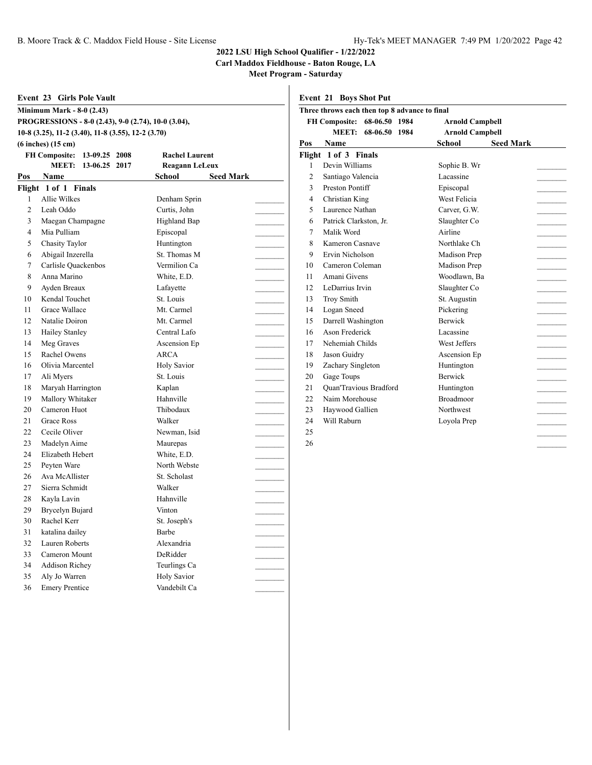**2022 LSU High School Qualifier - 1/22/2022**

**Carl Maddox Fieldhouse - Baton Rouge, LA**

**Meet Program - Saturday**

### Event 23 Girls Pole Vault

**Minimum Mark - 8-0 (2.43)**

**PROGRESSIONS - 8-0 (2.43), 9-0 (2.74), 10-0 (3.04), 10-8 (3.25), 11-2 (3.40), 11-8 (3.55), 12-2 (3.70)**

**(6 inches) (15 cm)**

**FH Composite: 13-09.25 2008 Rachel Laurent**

**MEET: 13-06.25 2017 Reagann LeLeux**

**Flight 1 of 1 Finals**

| Pos | Name | School | Seed Mark |
|---|---|---|---|
| 1 | Allie Wilkes | Denham Sprin | |
| 2 | Leah Oddo | Curtis, John | |
| 3 | Maegan Champagne | Highland Bap | |
| 4 | Mia Pulliam | Episcopal | |
| 5 | Chasity Taylor | Huntington | |
| 6 | Abigail Inzerella | St. Thomas M | |
| 7 | Carlisle Quackenbos | Vermilion Ca | |
| 8 | Anna Marino | White, E.D. | |
| 9 | Ayden Breaux | Lafayette | |
| 10 | Kendal Touchet | St. Louis | |
| 11 | Grace Wallace | Mt. Carmel | |
| 12 | Natalie Doiron | Mt. Carmel | |
| 13 | Hailey Stanley | Central Lafo | |
| 14 | Meg Graves | Ascension Ep | |
| 15 | Rachel Owens | ARCA | |
| 16 | Olivia Marcentel | Holy Savior | |
| 17 | Ali Myers | St. Louis | |
| 18 | Maryah Harrington | Kaplan | |
| 19 | Mallory Whitaker | Hahnville | |
| 20 | Cameron Huot | Thibodaux | |
| 21 | Grace Ross | Walker | |
| 22 | Cecile Oliver | Newman, Isid | |
| 23 | Madelyn Aime | Maurepas | |
| 24 | Elizabeth Hebert | White, E.D. | |
| 25 | Peyten Ware | North Webste | |
| 26 | Ava McAllister | St. Scholast | |
| 27 | Sierra Schmidt | Walker | |
| 28 | Kayla Lavin | Hahnville | |
| 29 | Brycelyn Bujard | Vinton | |
| 30 | Rachel Kerr | St. Joseph's | |
| 31 | katalina dailey | Barbe | |
| 32 | Lauren Roberts | Alexandria | |
| 33 | Cameron Mount | DeRidder | |
| 34 | Addison Richey | Teurlings Ca | |
| 35 | Aly Jo Warren | Holy Savior | |
| 36 | Emery Prentice | Vandebilt Ca | |

### Event 21 Boys Shot Put

**Three throws each then top 8 advance to final**

**FH Composite: 68-06.50 1984 Arnold Campbell**

**MEET: 68-06.50 1984 Arnold Campbell**

**Flight 1 of 3 Finals**

| Pos | Name | School | Seed Mark |
|---|---|---|---|
| 1 | Devin Williams | Sophie B. Wr | |
| 2 | Santiago Valencia | Lacassine | |
| 3 | Preston Pontiff | Episcopal | |
| 4 | Christian King | West Felicia | |
| 5 | Laurence Nathan | Carver, G.W. | |
| 6 | Patrick Clarkston, Jr. | Slaughter Co | |
| 7 | Malik Word | Airline | |
| 8 | Kameron Casnave | Northlake Ch | |
| 9 | Ervin Nicholson | Madison Prep | |
| 10 | Cameron Coleman | Madison Prep | |
| 11 | Amani Givens | Woodlawn, Ba | |
| 12 | LeDarrius Irvin | Slaughter Co | |
| 13 | Troy Smith | St. Augustin | |
| 14 | Logan Sneed | Pickering | |
| 15 | Darrell Washington | Berwick | |
| 16 | Ason Frederick | Lacassine | |
| 17 | Nehemiah Childs | West Jeffers | |
| 18 | Jason Guidry | Ascension Ep | |
| 19 | Zachary Singleton | Huntington | |
| 20 | Gage Toups | Berwick | |
| 21 | Quan'Travious Bradford | Huntington | |
| 22 | Naim Morehouse | Broadmoor | |
| 23 | Haywood Gallien | Northwest | |
| 24 | Will Raburn | Loyola Prep | |
| 25 | | | |
| 26 | | | |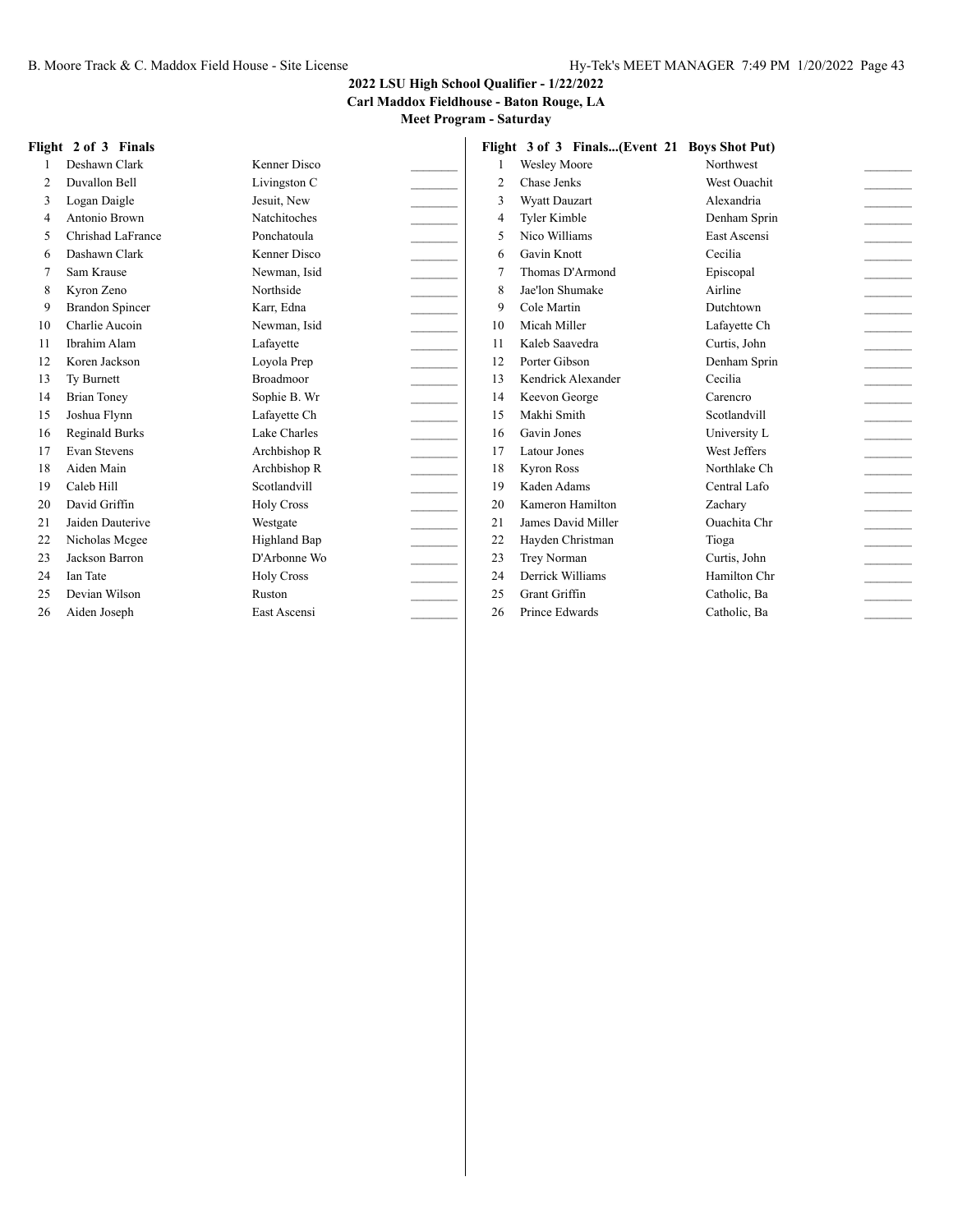**2022 LSU High School Qualifier - 1/22/2022**
**Carl Maddox Fieldhouse - Baton Rouge, LA**
**Meet Program - Saturday**

**Flight 2 of 3 Finals**

| # | Name | School | Mark |
|---|---|---|---|
| 1 | Deshawn Clark | Kenner Disco | _______ |
| 2 | Duvallon Bell | Livingston C | _______ |
| 3 | Logan Daigle | Jesuit, New | _______ |
| 4 | Antonio Brown | Natchitoches | _______ |
| 5 | Chrishad LaFrance | Ponchatoula | _______ |
| 6 | Dashawn Clark | Kenner Disco | _______ |
| 7 | Sam Krause | Newman, Isid | _______ |
| 8 | Kyron Zeno | Northside | _______ |
| 9 | Brandon Spincer | Karr, Edna | _______ |
| 10 | Charlie Aucoin | Newman, Isid | _______ |
| 11 | Ibrahim Alam | Lafayette | _______ |
| 12 | Koren Jackson | Loyola Prep | _______ |
| 13 | Ty Burnett | Broadmoor | _______ |
| 14 | Brian Toney | Sophie B. Wr | _______ |
| 15 | Joshua Flynn | Lafayette Ch | _______ |
| 16 | Reginald Burks | Lake Charles | _______ |
| 17 | Evan Stevens | Archbishop R | _______ |
| 18 | Aiden Main | Archbishop R | _______ |
| 19 | Caleb Hill | Scotlandvill | _______ |
| 20 | David Griffin | Holy Cross | _______ |
| 21 | Jaiden Dauterive | Westgate | _______ |
| 22 | Nicholas Mcgee | Highland Bap | _______ |
| 23 | Jackson Barron | D'Arbonne Wo | _______ |
| 24 | Ian Tate | Holy Cross | _______ |
| 25 | Devian Wilson | Ruston | _______ |
| 26 | Aiden Joseph | East Ascensi | _______ |

**Flight 3 of 3 Finals...(Event 21 Boys Shot Put)**

| # | Name | School | Mark |
|---|---|---|---|
| 1 | Wesley Moore | Northwest | _______ |
| 2 | Chase Jenks | West Ouachit | _______ |
| 3 | Wyatt Dauzart | Alexandria | _______ |
| 4 | Tyler Kimble | Denham Sprin | _______ |
| 5 | Nico Williams | East Ascensi | _______ |
| 6 | Gavin Knott | Cecilia | _______ |
| 7 | Thomas D'Armond | Episcopal | _______ |
| 8 | Jae'lon Shumake | Airline | _______ |
| 9 | Cole Martin | Dutchtown | _______ |
| 10 | Micah Miller | Lafayette Ch | _______ |
| 11 | Kaleb Saavedra | Curtis, John | _______ |
| 12 | Porter Gibson | Denham Sprin | _______ |
| 13 | Kendrick Alexander | Cecilia | _______ |
| 14 | Keevon George | Carencro | _______ |
| 15 | Makhi Smith | Scotlandvill | _______ |
| 16 | Gavin Jones | University L | _______ |
| 17 | Latour Jones | West Jeffers | _______ |
| 18 | Kyron Ross | Northlake Ch | _______ |
| 19 | Kaden Adams | Central Lafo | _______ |
| 20 | Kameron Hamilton | Zachary | _______ |
| 21 | James David Miller | Ouachita Chr | _______ |
| 22 | Hayden Christman | Tioga | _______ |
| 23 | Trey Norman | Curtis, John | _______ |
| 24 | Derrick Williams | Hamilton Chr | _______ |
| 25 | Grant Griffin | Catholic, Ba | _______ |
| 26 | Prince Edwards | Catholic, Ba | _______ |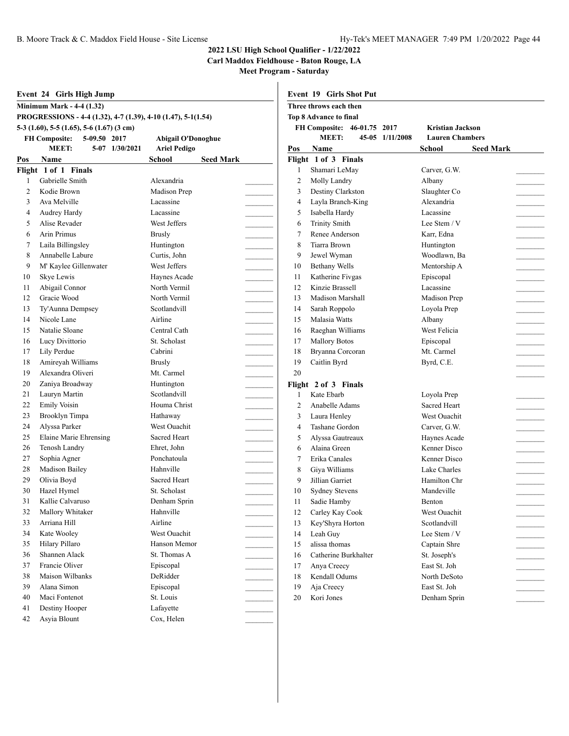# 2022 LSU High School Qualifier - 1/22/2022

**Carl Maddox Fieldhouse - Baton Rouge, LA**

**Meet Program - Saturday**

## Event 24 Girls High Jump

**Minimum Mark - 4-4 (1.32)**

**PROGRESSIONS - 4-4 (1.32), 4-7 (1.39), 4-10 (1.47), 5-1(1.54)**

**5-3 (1.60), 5-5 (1.65), 5-6 (1.67) (3 cm)**

**FH Composite: 5-09.50 2017 Abigail O'Donoghue**

**MEET: 5-07 1/30/2021 Ariel Pedigo**

**Flight 1 of 1 Finals**

| Pos | Name | School | Seed Mark |
|---|---|---|---|
| 1 | Gabrielle Smith | Alexandria | |
| 2 | Kodie Brown | Madison Prep | |
| 3 | Ava Melville | Lacassine | |
| 4 | Audrey Hardy | Lacassine | |
| 5 | Alise Revader | West Jeffers | |
| 6 | Arin Primus | Brusly | |
| 7 | Laila Billingsley | Huntington | |
| 8 | Annabelle Labure | Curtis, John | |
| 9 | M' Kaylee Gillenwater | West Jeffers | |
| 10 | Skye Lewis | Haynes Acade | |
| 11 | Abigail Connor | North Vermil | |
| 12 | Gracie Wood | North Vermil | |
| 13 | Ty'Aunna Dempsey | Scotlandvill | |
| 14 | Nicole Lane | Airline | |
| 15 | Natalie Sloane | Central Cath | |
| 16 | Lucy Divittorio | St. Scholast | |
| 17 | Lily Perdue | Cabrini | |
| 18 | Amireyah Williams | Brusly | |
| 19 | Alexandra Oliveri | Mt. Carmel | |
| 20 | Zaniya Broadway | Huntington | |
| 21 | Lauryn Martin | Scotlandvill | |
| 22 | Emily Voisin | Houma Christ | |
| 23 | Brooklyn Timpa | Hathaway | |
| 24 | Alyssa Parker | West Ouachit | |
| 25 | Elaine Marie Ehrensing | Sacred Heart | |
| 26 | Tenosh Landry | Ehret, John | |
| 27 | Sophia Agner | Ponchatoula | |
| 28 | Madison Bailey | Hahnville | |
| 29 | Olivia Boyd | Sacred Heart | |
| 30 | Hazel Hymel | St. Scholast | |
| 31 | Kallie Calvaruso | Denham Sprin | |
| 32 | Mallory Whitaker | Hahnville | |
| 33 | Arriana Hill | Airline | |
| 34 | Kate Wooley | West Ouachit | |
| 35 | Hilary Pillaro | Hanson Memor | |
| 36 | Shannen Alack | St. Thomas A | |
| 37 | Francie Oliver | Episcopal | |
| 38 | Maison Wilbanks | DeRidder | |
| 39 | Alana Simon | Episcopal | |
| 40 | Maci Fontenot | St. Louis | |
| 41 | Destiny Hooper | Lafayette | |
| 42 | Asyia Blount | Cox, Helen | |

## Event 19 Girls Shot Put

**Three throws each then**

**Top 8 Advance to final**

**FH Composite: 46-01.75 2017 Kristian Jackson**

**MEET: 45-05 1/11/2008 Lauren Chambers**

**Flight 1 of 3 Finals**

| Pos | Name | School | Seed Mark |
|---|---|---|---|
| 1 | Shamari LeMay | Carver, G.W. | |
| 2 | Molly Landry | Albany | |
| 3 | Destiny Clarkston | Slaughter Co | |
| 4 | Layla Branch-King | Alexandria | |
| 5 | Isabella Hardy | Lacassine | |
| 6 | Trinity Smith | Lee Stem / V | |
| 7 | Renee Anderson | Karr, Edna | |
| 8 | Tiarra Brown | Huntington | |
| 9 | Jewel Wyman | Woodlawn, Ba | |
| 10 | Bethany Wells | Mentorship A | |
| 11 | Katherine Fivgas | Episcopal | |
| 12 | Kinzie Brassell | Lacassine | |
| 13 | Madison Marshall | Madison Prep | |
| 14 | Sarah Roppolo | Loyola Prep | |
| 15 | Malasia Watts | Albany | |
| 16 | Raeghan Williams | West Felicia | |
| 17 | Mallory Botos | Episcopal | |
| 18 | Bryanna Corcoran | Mt. Carmel | |
| 19 | Caitlin Byrd | Byrd, C.E. | |
| 20 | | | |

**Flight 2 of 3 Finals**

| Pos | Name | School | Seed Mark |
|---|---|---|---|
| 1 | Kate Ebarb | Loyola Prep | |
| 2 | Anabelle Adams | Sacred Heart | |
| 3 | Laura Henley | West Ouachit | |
| 4 | Tashane Gordon | Carver, G.W. | |
| 5 | Alyssa Gautreaux | Haynes Acade | |
| 6 | Alaina Green | Kenner Disco | |
| 7 | Erika Canales | Kenner Disco | |
| 8 | Giya Williams | Lake Charles | |
| 9 | Jillian Garriet | Hamilton Chr | |
| 10 | Sydney Stevens | Mandeville | |
| 11 | Sadie Hamby | Benton | |
| 12 | Carley Kay Cook | West Ouachit | |
| 13 | Key'Shyra Horton | Scotlandvill | |
| 14 | Leah Guy | Lee Stem / V | |
| 15 | alissa thomas | Captain Shre | |
| 16 | Catherine Burkhalter | St. Joseph's | |
| 17 | Anya Creecy | East St. Joh | |
| 18 | Kendall Odums | North DeSoto | |
| 19 | Aja Creecy | East St. Joh | |
| 20 | Kori Jones | Denham Sprin | |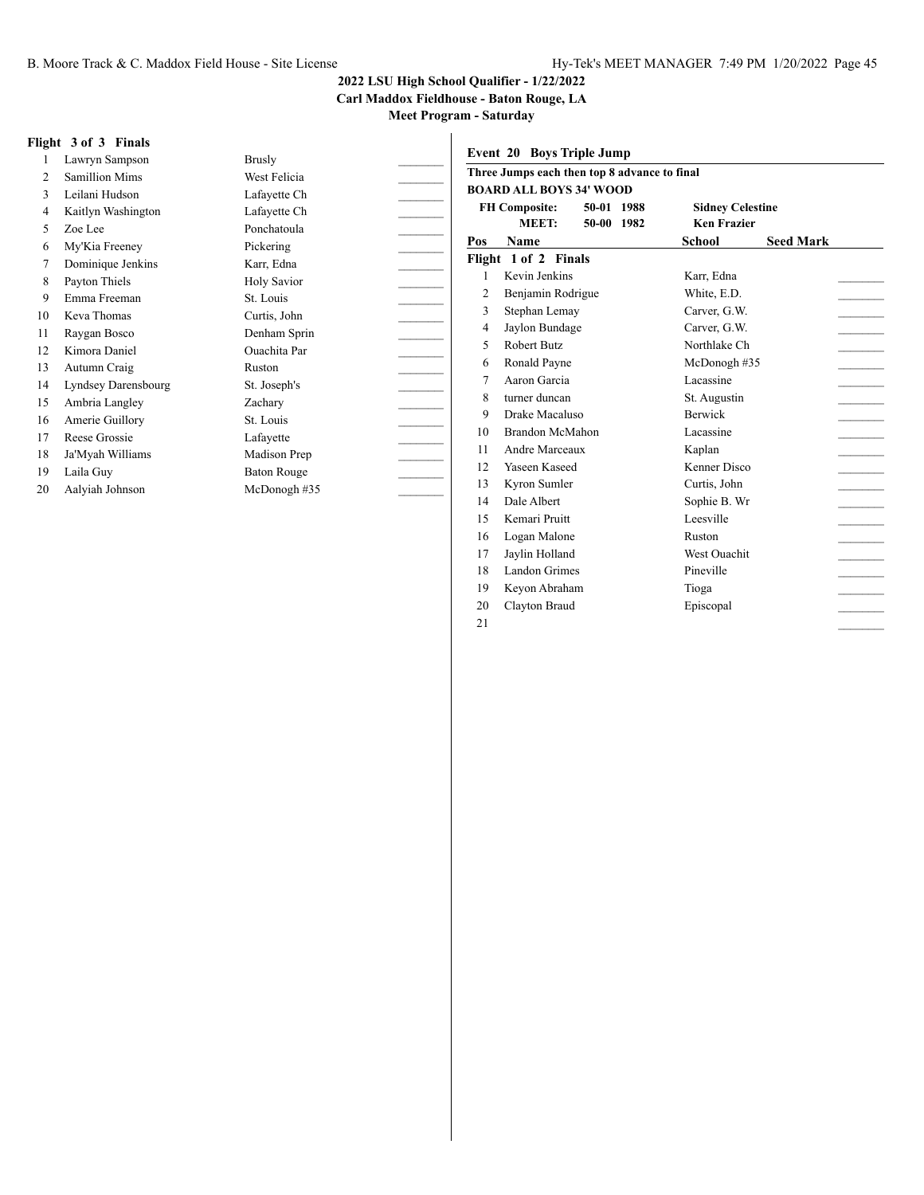## 2022 LSU High School Qualifier - 1/22/2022
## Carl Maddox Fieldhouse - Baton Rouge, LA
## Meet Program - Saturday

**Flight 3 of 3 Finals**

| Pos | Name | School | Seed Mark |
|---|---|---|---|
| 1 | Lawryn Sampson | Brusly | ________ |
| 2 | Samillion Mims | West Felicia | ________ |
| 3 | Leilani Hudson | Lafayette Ch | ________ |
| 4 | Kaitlyn Washington | Lafayette Ch | ________ |
| 5 | Zoe Lee | Ponchatoula | ________ |
| 6 | My'Kia Freeney | Pickering | ________ |
| 7 | Dominique Jenkins | Karr, Edna | ________ |
| 8 | Payton Thiels | Holy Savior | ________ |
| 9 | Emma Freeman | St. Louis | ________ |
| 10 | Keva Thomas | Curtis, John | ________ |
| 11 | Raygan Bosco | Denham Sprin | ________ |
| 12 | Kimora Daniel | Ouachita Par | ________ |
| 13 | Autumn Craig | Ruston | ________ |
| 14 | Lyndsey Darensbourg | St. Joseph's | ________ |
| 15 | Ambria Langley | Zachary | ________ |
| 16 | Amerie Guillory | St. Louis | ________ |
| 17 | Reese Grossie | Lafayette | ________ |
| 18 | Ja'Myah Williams | Madison Prep | ________ |
| 19 | Laila Guy | Baton Rouge | ________ |
| 20 | Aalyiah Johnson | McDonogh #35 | ________ |

### Event 20 Boys Triple Jump

**Three Jumps each then top 8 advance to final**

**BOARD ALL BOYS 34' WOOD**

| | | | |
|---|---|---|---|
| **FH Composite:** | **50-01** | **1988** | **Sidney Celestine** |
| **MEET:** | **50-00** | **1982** | **Ken Frazier** |

**Flight 1 of 2 Finals**

| Pos | Name | School | Seed Mark |
|---|---|---|---|
| 1 | Kevin Jenkins | Karr, Edna | ________ |
| 2 | Benjamin Rodrigue | White, E.D. | ________ |
| 3 | Stephan Lemay | Carver, G.W. | ________ |
| 4 | Jaylon Bundage | Carver, G.W. | ________ |
| 5 | Robert Butz | Northlake Ch | ________ |
| 6 | Ronald Payne | McDonogh #35 | ________ |
| 7 | Aaron Garcia | Lacassine | ________ |
| 8 | turner duncan | St. Augustin | ________ |
| 9 | Drake Macaluso | Berwick | ________ |
| 10 | Brandon McMahon | Lacassine | ________ |
| 11 | Andre Marceaux | Kaplan | ________ |
| 12 | Yaseen Kaseed | Kenner Disco | ________ |
| 13 | Kyron Sumler | Curtis, John | ________ |
| 14 | Dale Albert | Sophie B. Wr | ________ |
| 15 | Kemari Pruitt | Leesville | ________ |
| 16 | Logan Malone | Ruston | ________ |
| 17 | Jaylin Holland | West Ouachit | ________ |
| 18 | Landon Grimes | Pineville | ________ |
| 19 | Keyon Abraham | Tioga | ________ |
| 20 | Clayton Braud | Episcopal | ________ |
| 21 | | | ________ |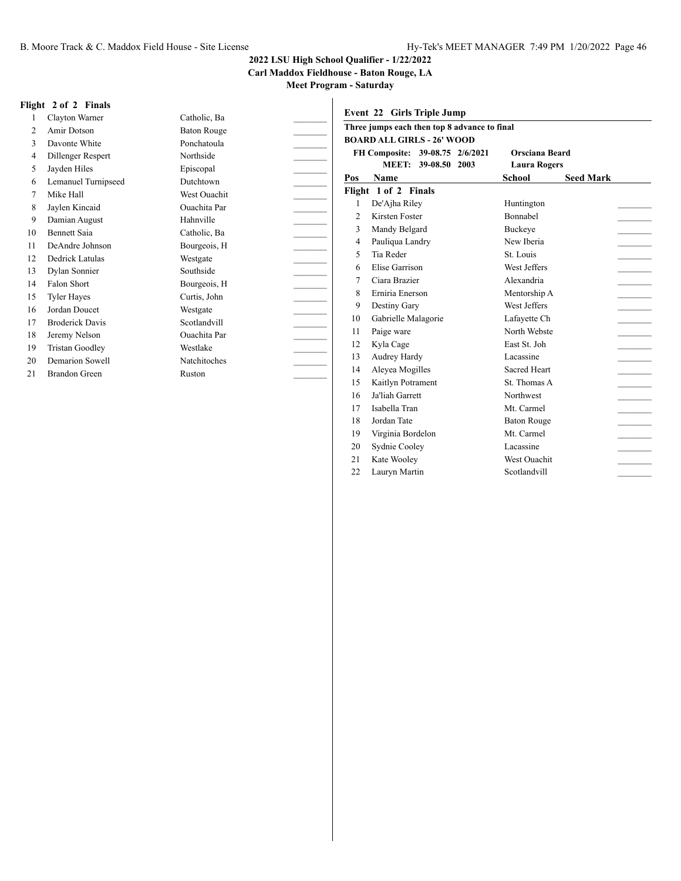**2022 LSU High School Qualifier - 1/22/2022**
**Carl Maddox Fieldhouse - Baton Rouge, LA**
**Meet Program - Saturday**

**Flight 2 of 2 Finals**

| Pos | Name | School | |
|---|---|---|---|
| 1 | Clayton Warner | Catholic, Ba | _______ |
| 2 | Amir Dotson | Baton Rouge | _______ |
| 3 | Davonte White | Ponchatoula | _______ |
| 4 | Dillenger Respert | Northside | _______ |
| 5 | Jayden Hiles | Episcopal | _______ |
| 6 | Lemanuel Turnipseed | Dutchtown | _______ |
| 7 | Mike Hall | West Ouachit | _______ |
| 8 | Jaylen Kincaid | Ouachita Par | _______ |
| 9 | Damian August | Hahnville | _______ |
| 10 | Bennett Saia | Catholic, Ba | _______ |
| 11 | DeAndre Johnson | Bourgeois, H | _______ |
| 12 | Dedrick Latulas | Westgate | _______ |
| 13 | Dylan Sonnier | Southside | _______ |
| 14 | Falon Short | Bourgeois, H | _______ |
| 15 | Tyler Hayes | Curtis, John | _______ |
| 16 | Jordan Doucet | Westgate | _______ |
| 17 | Broderick Davis | Scotlandvill | _______ |
| 18 | Jeremy Nelson | Ouachita Par | _______ |
| 19 | Tristan Goodley | Westlake | _______ |
| 20 | Demarion Sowell | Natchitoches | _______ |
| 21 | Brandon Green | Ruston | _______ |

### Event 22 Girls Triple Jump

**Three jumps each then top 8 advance to final**
**BOARD ALL GIRLS - 26' WOOD**

**FH Composite: 39-08.75 2/6/2021 Orsciana Beard**
**MEET: 39-08.50 2003 Laura Rogers**

**Flight 1 of 2 Finals**

| Pos | Name | School | Seed Mark | |
|---|---|---|---|---|
| 1 | De'Ajha Riley | Huntington | | _______ |
| 2 | Kirsten Foster | Bonnabel | | _______ |
| 3 | Mandy Belgard | Buckeye | | _______ |
| 4 | Pauliqua Landry | New Iberia | | _______ |
| 5 | Tia Reder | St. Louis | | _______ |
| 6 | Elise Garrison | West Jeffers | | _______ |
| 7 | Ciara Brazier | Alexandria | | _______ |
| 8 | Erniria Enerson | Mentorship A | | _______ |
| 9 | Destiny Gary | West Jeffers | | _______ |
| 10 | Gabrielle Malagorie | Lafayette Ch | | _______ |
| 11 | Paige ware | North Webste | | _______ |
| 12 | Kyla Cage | East St. Joh | | _______ |
| 13 | Audrey Hardy | Lacassine | | _______ |
| 14 | Aleyea Mogilles | Sacred Heart | | _______ |
| 15 | Kaitlyn Potrament | St. Thomas A | | _______ |
| 16 | Ja'liah Garrett | Northwest | | _______ |
| 17 | Isabella Tran | Mt. Carmel | | _______ |
| 18 | Jordan Tate | Baton Rouge | | _______ |
| 19 | Virginia Bordelon | Mt. Carmel | | _______ |
| 20 | Sydnie Cooley | Lacassine | | _______ |
| 21 | Kate Wooley | West Ouachit | | _______ |
| 22 | Lauryn Martin | Scotlandvill | | _______ |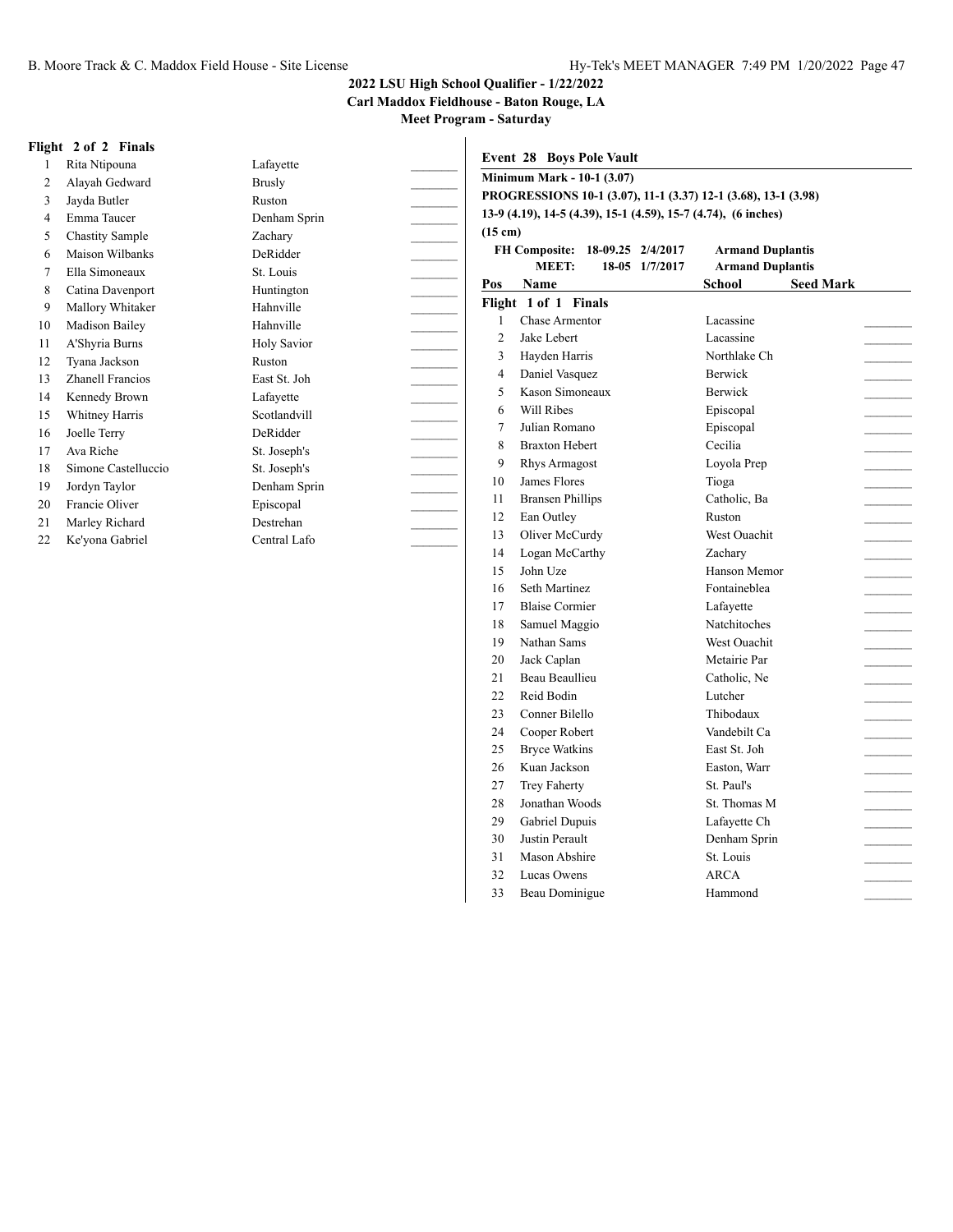### Flight 2 of 2 Finals

| | | | |
|---|---|---|---|
| 1 | Rita Ntipouna | Lafayette | _______ |
| 2 | Alayah Gedward | Brusly | _______ |
| 3 | Jayda Butler | Ruston | _______ |
| 4 | Emma Taucer | Denham Sprin | _______ |
| 5 | Chastity Sample | Zachary | _______ |
| 6 | Maison Wilbanks | DeRidder | _______ |
| 7 | Ella Simoneaux | St. Louis | _______ |
| 8 | Catina Davenport | Huntington | _______ |
| 9 | Mallory Whitaker | Hahnville | _______ |
| 10 | Madison Bailey | Hahnville | _______ |
| 11 | A'Shyria Burns | Holy Savior | _______ |
| 12 | Tyana Jackson | Ruston | _______ |
| 13 | Zhanell Francios | East St. Joh | _______ |
| 14 | Kennedy Brown | Lafayette | _______ |
| 15 | Whitney Harris | Scotlandvill | _______ |
| 16 | Joelle Terry | DeRidder | _______ |
| 17 | Ava Riche | St. Joseph's | _______ |
| 18 | Simone Castelluccio | St. Joseph's | _______ |
| 19 | Jordyn Taylor | Denham Sprin | _______ |
| 20 | Francie Oliver | Episcopal | _______ |
| 21 | Marley Richard | Destrehan | _______ |
| 22 | Ke'yona Gabriel | Central Lafo | _______ |

## Event 28 Boys Pole Vault

**Minimum Mark - 10-1 (3.07)**

**PROGRESSIONS 10-1 (3.07), 11-1 (3.37) 12-1 (3.68), 13-1 (3.98) 13-9 (4.19), 14-5 (4.39), 15-1 (4.59), 15-7 (4.74), (6 inches) (15 cm)**

**FH Composite: 18-09.25 2/4/2017 Armand Duplantis**
**MEET: 18-05 1/7/2017 Armand Duplantis**

### Flight 1 of 1 Finals

| Pos | Name | School | Seed Mark |
|---|---|---|---|
| 1 | Chase Armentor | Lacassine | _______ |
| 2 | Jake Lebert | Lacassine | _______ |
| 3 | Hayden Harris | Northlake Ch | _______ |
| 4 | Daniel Vasquez | Berwick | _______ |
| 5 | Kason Simoneaux | Berwick | _______ |
| 6 | Will Ribes | Episcopal | _______ |
| 7 | Julian Romano | Episcopal | _______ |
| 8 | Braxton Hebert | Cecilia | _______ |
| 9 | Rhys Armagost | Loyola Prep | _______ |
| 10 | James Flores | Tioga | _______ |
| 11 | Bransen Phillips | Catholic, Ba | _______ |
| 12 | Ean Outley | Ruston | _______ |
| 13 | Oliver McCurdy | West Ouachit | _______ |
| 14 | Logan McCarthy | Zachary | _______ |
| 15 | John Uze | Hanson Memor | _______ |
| 16 | Seth Martinez | Fontaineblea | _______ |
| 17 | Blaise Cormier | Lafayette | _______ |
| 18 | Samuel Maggio | Natchitoches | _______ |
| 19 | Nathan Sams | West Ouachit | _______ |
| 20 | Jack Caplan | Metairie Par | _______ |
| 21 | Beau Beaullieu | Catholic, Ne | _______ |
| 22 | Reid Bodin | Lutcher | _______ |
| 23 | Conner Bilello | Thibodaux | _______ |
| 24 | Cooper Robert | Vandebilt Ca | _______ |
| 25 | Bryce Watkins | East St. Joh | _______ |
| 26 | Kuan Jackson | Easton, Warr | _______ |
| 27 | Trey Faherty | St. Paul's | _______ |
| 28 | Jonathan Woods | St. Thomas M | _______ |
| 29 | Gabriel Dupuis | Lafayette Ch | _______ |
| 30 | Justin Perault | Denham Sprin | _______ |
| 31 | Mason Abshire | St. Louis | _______ |
| 32 | Lucas Owens | ARCA | _______ |
| 33 | Beau Dominigue | Hammond | _______ |